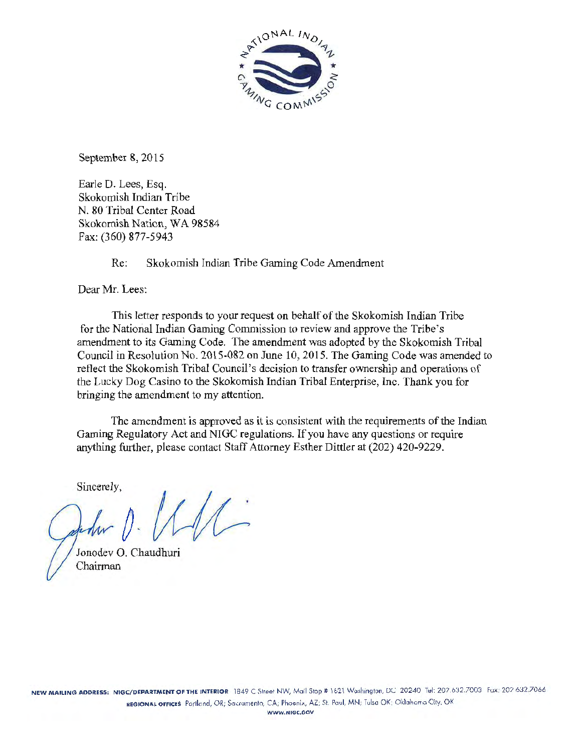September 8, 2015

Earle D. Lees, Esq.
Skokomish Indian Tribe
N. 80 Tribal Center Road
Skokomish Nation, WA 98584
Fax: (360) 877-5943

Re: Skokomish Indian Tribe Gaming Code Amendment

Dear Mr. Lees:

This letter responds to your request on behalf of the Skokomish Indian Tribe for the National Indian Gaming Commission to review and approve the Tribe's amendment to its Gaming Code. The amendment was adopted by the Skokomish Tribal Council in Resolution No. 2015-082 on June 10, 2015. The Gaming Code was amended to reflect the Skokomish Tribal Council's decision to transfer ownership and operations of the Lucky Dog Casino to the Skokomish Indian Tribal Enterprise, Inc. Thank you for bringing the amendment to my attention.

The amendment is approved as it is consistent with the requirements of the Indian Gaming Regulatory Act and NIGC regulations. If you have any questions or require anything further, please contact Staff Attorney Esther Dittler at (202) 420-9229.

Sincerely,

Jonodev O. Chaudhuri
Chairman

NEW MAILING ADDRESS: NIGC/DEPARTMENT OF THE INTERIOR 1849 C Street NW, Mail Stop # 1621 Washington, DC 20240 Tel: 202.632.7003 Fax: 202.632.7066
REGIONAL OFFICES Portland, OR; Sacramento, CA; Phoenix, AZ; St. Paul, MN; Tulsa OK; Oklahoma City, OK
WWW.NIGC.GOV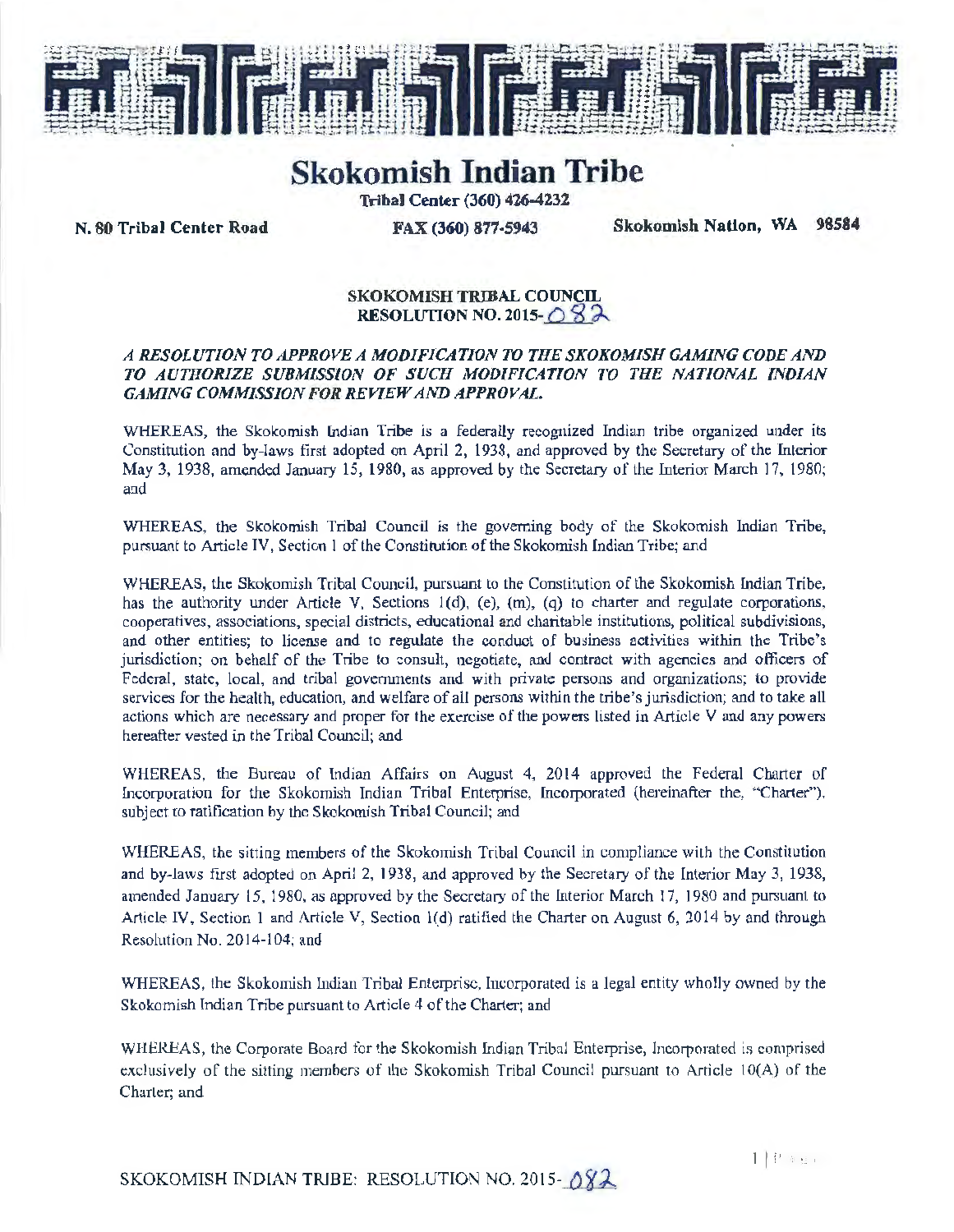# Skokomish Indian Tribe

Tribal Center (360) 426-4232

N. 80 Tribal Center Road FAX (360) 877-5943 Skokomish Nation, WA 98584

**SKOKOMISH TRIBAL COUNCIL**
**RESOLUTION NO. 2015-082**

***A RESOLUTION TO APPROVE A MODIFICATION TO THE SKOKOMISH GAMING CODE AND TO AUTHORIZE SUBMISSION OF SUCH MODIFICATION TO THE NATIONAL INDIAN GAMING COMMISSION FOR REVIEW AND APPROVAL.***

WHEREAS, the Skokomish Indian Tribe is a federally recognized Indian tribe organized under its Constitution and by-laws first adopted on April 2, 1938, and approved by the Secretary of the Interior May 3, 1938, amended January 15, 1980, as approved by the Secretary of the Interior March 17, 1980; and

WHEREAS, the Skokomish Tribal Council is the governing body of the Skokomish Indian Tribe, pursuant to Article IV, Section 1 of the Constitution of the Skokomish Indian Tribe; and

WHEREAS, the Skokomish Tribal Council, pursuant to the Constitution of the Skokomish Indian Tribe, has the authority under Article V, Sections 1(d), (e), (m), (q) to charter and regulate corporations, cooperatives, associations, special districts, educational and charitable institutions, political subdivisions, and other entities; to license and to regulate the conduct of business activities within the Tribe's jurisdiction; on behalf of the Tribe to consult, negotiate, and contract with agencies and officers of Federal, state, local, and tribal governments and with private persons and organizations; to provide services for the health, education, and welfare of all persons within the tribe's jurisdiction; and to take all actions which are necessary and proper for the exercise of the powers listed in Article V and any powers hereafter vested in the Tribal Council; and

WHEREAS, the Bureau of Indian Affairs on August 4, 2014 approved the Federal Charter of Incorporation for the Skokomish Indian Tribal Enterprise, Incorporated (hereinafter the, "Charter"), subject to ratification by the Skokomish Tribal Council; and

WHEREAS, the sitting members of the Skokomish Tribal Council in compliance with the Constitution and by-laws first adopted on April 2, 1938, and approved by the Secretary of the Interior May 3, 1938, amended January 15, 1980, as approved by the Secretary of the Interior March 17, 1980 and pursuant to Article IV, Section 1 and Article V, Section 1(d) ratified the Charter on August 6, 2014 by and through Resolution No. 2014-104; and

WHEREAS, the Skokomish Indian Tribal Enterprise, Incorporated is a legal entity wholly owned by the Skokomish Indian Tribe pursuant to Article 4 of the Charter; and

WHEREAS, the Corporate Board for the Skokomish Indian Tribal Enterprise, Incorporated is comprised exclusively of the sitting members of the Skokomish Tribal Council pursuant to Article 10(A) of the Charter; and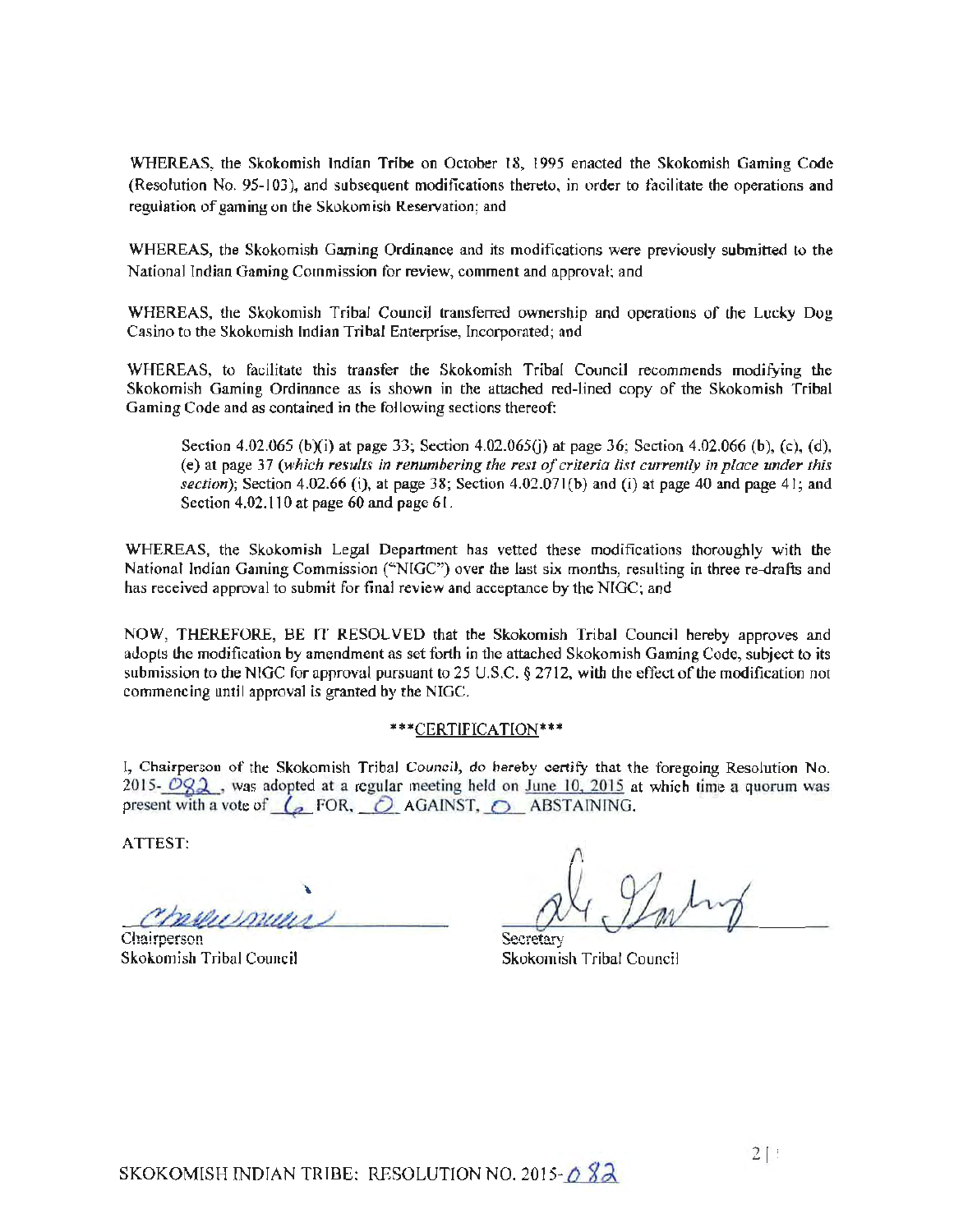WHEREAS, the Skokomish Indian Tribe on October 18, 1995 enacted the Skokomish Gaming Code (Resolution No. 95-103), and subsequent modifications thereto, in order to facilitate the operations and regulation of gaming on the Skokomish Reservation; and

WHEREAS, the Skokomish Gaming Ordinance and its modifications were previously submitted to the National Indian Gaming Commission for review, comment and approval; and

WHEREAS, the Skokomish Tribal Council transferred ownership and operations of the Lucky Dog Casino to the Skokomish Indian Tribal Enterprise, Incorporated; and

WHEREAS, to facilitate this transfer the Skokomish Tribal Council recommends modifying the Skokomish Gaming Ordinance as is shown in the attached red-lined copy of the Skokomish Tribal Gaming Code and as contained in the following sections thereof:

> Section 4.02.065 (b)(i) at page 33; Section 4.02.065(j) at page 36; Section 4.02.066 (b), (c), (d), (e) at page 37 (*which results in renumbering the rest of criteria list currently in place under this section*); Section 4.02.66 (i), at page 38; Section 4.02.071(b) and (i) at page 40 and page 41; and Section 4.02.110 at page 60 and page 61.

WHEREAS, the Skokomish Legal Department has vetted these modifications thoroughly with the National Indian Gaming Commission ("NIGC") over the last six months, resulting in three re-drafts and has received approval to submit for final review and acceptance by the NIGC; and

NOW, THEREFORE, BE IT RESOLVED that the Skokomish Tribal Council hereby approves and adopts the modification by amendment as set forth in the attached Skokomish Gaming Code, subject to its submission to the NIGC for approval pursuant to 25 U.S.C. § 2712, with the effect of the modification not commencing until approval is granted by the NIGC.

***CERTIFICATION***

I, Chairperson of the Skokomish Tribal Council, do hereby certify that the foregoing Resolution No. 2015-082, was adopted at a regular meeting held on June 10, 2015 at which time a quorum was present with a vote of 6 FOR, 0 AGAINST, 0 ABSTAINING.

ATTEST:

Chairperson
Skokomish Tribal Council

Secretary
Skokomish Tribal Council

SKOKOMISH INDIAN TRIBE: RESOLUTION NO. 2015-082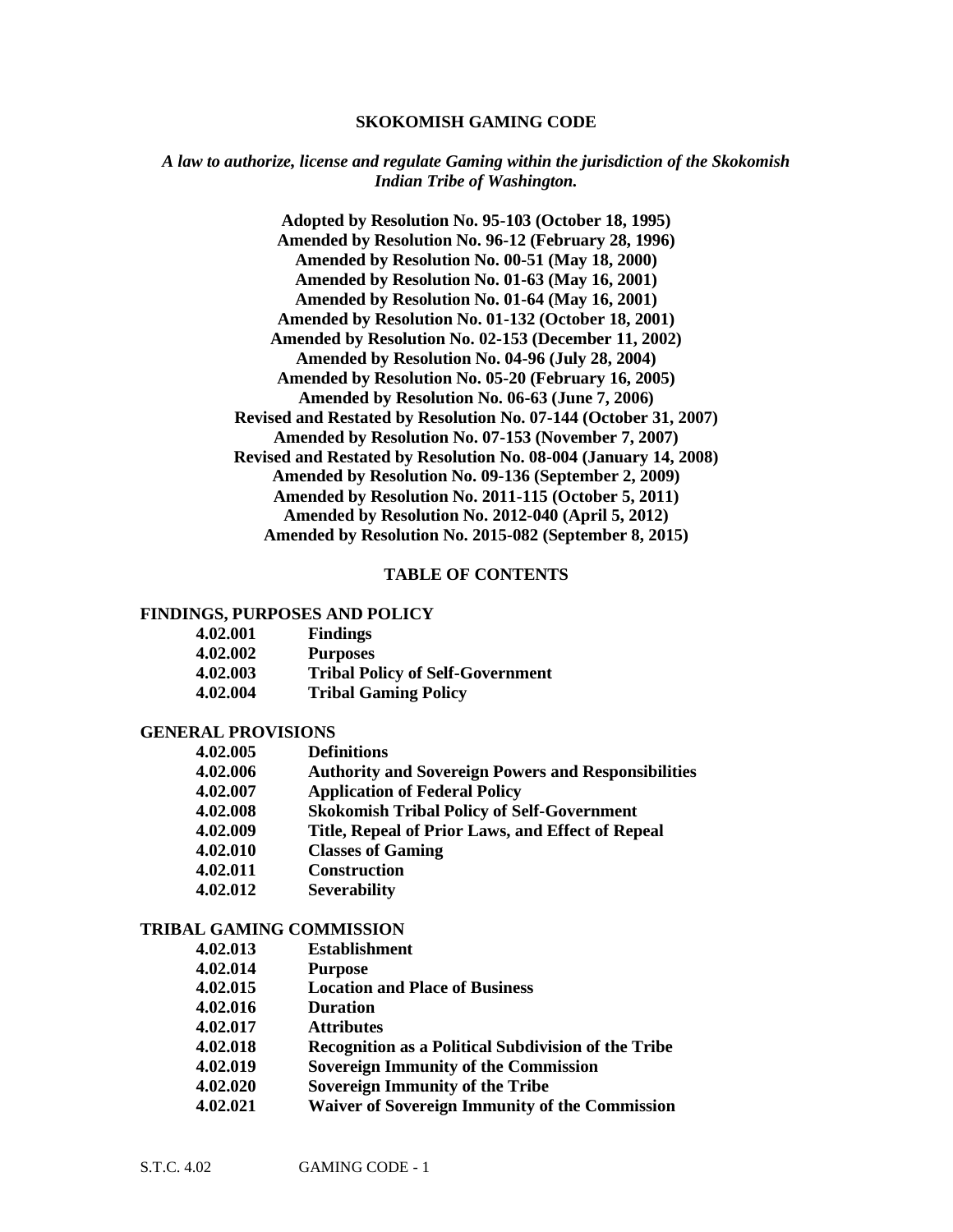# SKOKOMISH GAMING CODE

*A law to authorize, license and regulate Gaming within the jurisdiction of the Skokomish Indian Tribe of Washington.*

**Adopted by Resolution No. 95-103 (October 18, 1995)**
**Amended by Resolution No. 96-12 (February 28, 1996)**
**Amended by Resolution No. 00-51 (May 18, 2000)**
**Amended by Resolution No. 01-63 (May 16, 2001)**
**Amended by Resolution No. 01-64 (May 16, 2001)**
**Amended by Resolution No. 01-132 (October 18, 2001)**
**Amended by Resolution No. 02-153 (December 11, 2002)**
**Amended by Resolution No. 04-96 (July 28, 2004)**
**Amended by Resolution No. 05-20 (February 16, 2005)**
**Amended by Resolution No. 06-63 (June 7, 2006)**
**Revised and Restated by Resolution No. 07-144 (October 31, 2007)**
**Amended by Resolution No. 07-153 (November 7, 2007)**
**Revised and Restated by Resolution No. 08-004 (January 14, 2008)**
**Amended by Resolution No. 09-136 (September 2, 2009)**
**Amended by Resolution No. 2011-115 (October 5, 2011)**
**Amended by Resolution No. 2012-040 (April 5, 2012)**
**Amended by Resolution No. 2015-082 (September 8, 2015)**

## TABLE OF CONTENTS

### FINDINGS, PURPOSES AND POLICY

| | |
|---|---|
| **4.02.001** | **Findings** |
| **4.02.002** | **Purposes** |
| **4.02.003** | **Tribal Policy of Self-Government** |
| **4.02.004** | **Tribal Gaming Policy** |

### GENERAL PROVISIONS

| | |
|---|---|
| **4.02.005** | **Definitions** |
| **4.02.006** | **Authority and Sovereign Powers and Responsibilities** |
| **4.02.007** | **Application of Federal Policy** |
| **4.02.008** | **Skokomish Tribal Policy of Self-Government** |
| **4.02.009** | **Title, Repeal of Prior Laws, and Effect of Repeal** |
| **4.02.010** | **Classes of Gaming** |
| **4.02.011** | **Construction** |
| **4.02.012** | **Severability** |

### TRIBAL GAMING COMMISSION

| | |
|---|---|
| **4.02.013** | **Establishment** |
| **4.02.014** | **Purpose** |
| **4.02.015** | **Location and Place of Business** |
| **4.02.016** | **Duration** |
| **4.02.017** | **Attributes** |
| **4.02.018** | **Recognition as a Political Subdivision of the Tribe** |
| **4.02.019** | **Sovereign Immunity of the Commission** |
| **4.02.020** | **Sovereign Immunity of the Tribe** |
| **4.02.021** | **Waiver of Sovereign Immunity of the Commission** |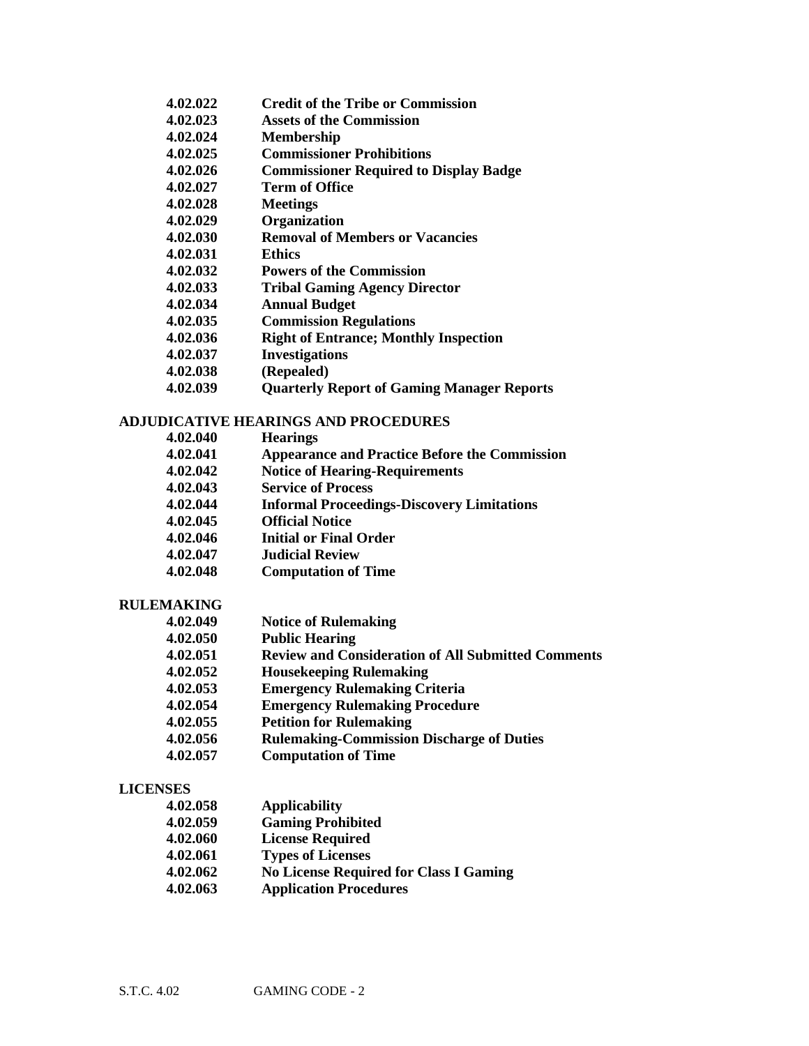| | |
|---|---|
| **4.02.022** | **Credit of the Tribe or Commission** |
| **4.02.023** | **Assets of the Commission** |
| **4.02.024** | **Membership** |
| **4.02.025** | **Commissioner Prohibitions** |
| **4.02.026** | **Commissioner Required to Display Badge** |
| **4.02.027** | **Term of Office** |
| **4.02.028** | **Meetings** |
| **4.02.029** | **Organization** |
| **4.02.030** | **Removal of Members or Vacancies** |
| **4.02.031** | **Ethics** |
| **4.02.032** | **Powers of the Commission** |
| **4.02.033** | **Tribal Gaming Agency Director** |
| **4.02.034** | **Annual Budget** |
| **4.02.035** | **Commission Regulations** |
| **4.02.036** | **Right of Entrance; Monthly Inspection** |
| **4.02.037** | **Investigations** |
| **4.02.038** | **(Repealed)** |
| **4.02.039** | **Quarterly Report of Gaming Manager Reports** |

**ADJUDICATIVE HEARINGS AND PROCEDURES**

| | |
|---|---|
| **4.02.040** | **Hearings** |
| **4.02.041** | **Appearance and Practice Before the Commission** |
| **4.02.042** | **Notice of Hearing-Requirements** |
| **4.02.043** | **Service of Process** |
| **4.02.044** | **Informal Proceedings-Discovery Limitations** |
| **4.02.045** | **Official Notice** |
| **4.02.046** | **Initial or Final Order** |
| **4.02.047** | **Judicial Review** |
| **4.02.048** | **Computation of Time** |

**RULEMAKING**

| | |
|---|---|
| **4.02.049** | **Notice of Rulemaking** |
| **4.02.050** | **Public Hearing** |
| **4.02.051** | **Review and Consideration of All Submitted Comments** |
| **4.02.052** | **Housekeeping Rulemaking** |
| **4.02.053** | **Emergency Rulemaking Criteria** |
| **4.02.054** | **Emergency Rulemaking Procedure** |
| **4.02.055** | **Petition for Rulemaking** |
| **4.02.056** | **Rulemaking-Commission Discharge of Duties** |
| **4.02.057** | **Computation of Time** |

**LICENSES**

| | |
|---|---|
| **4.02.058** | **Applicability** |
| **4.02.059** | **Gaming Prohibited** |
| **4.02.060** | **License Required** |
| **4.02.061** | **Types of Licenses** |
| **4.02.062** | **No License Required for Class I Gaming** |
| **4.02.063** | **Application Procedures** |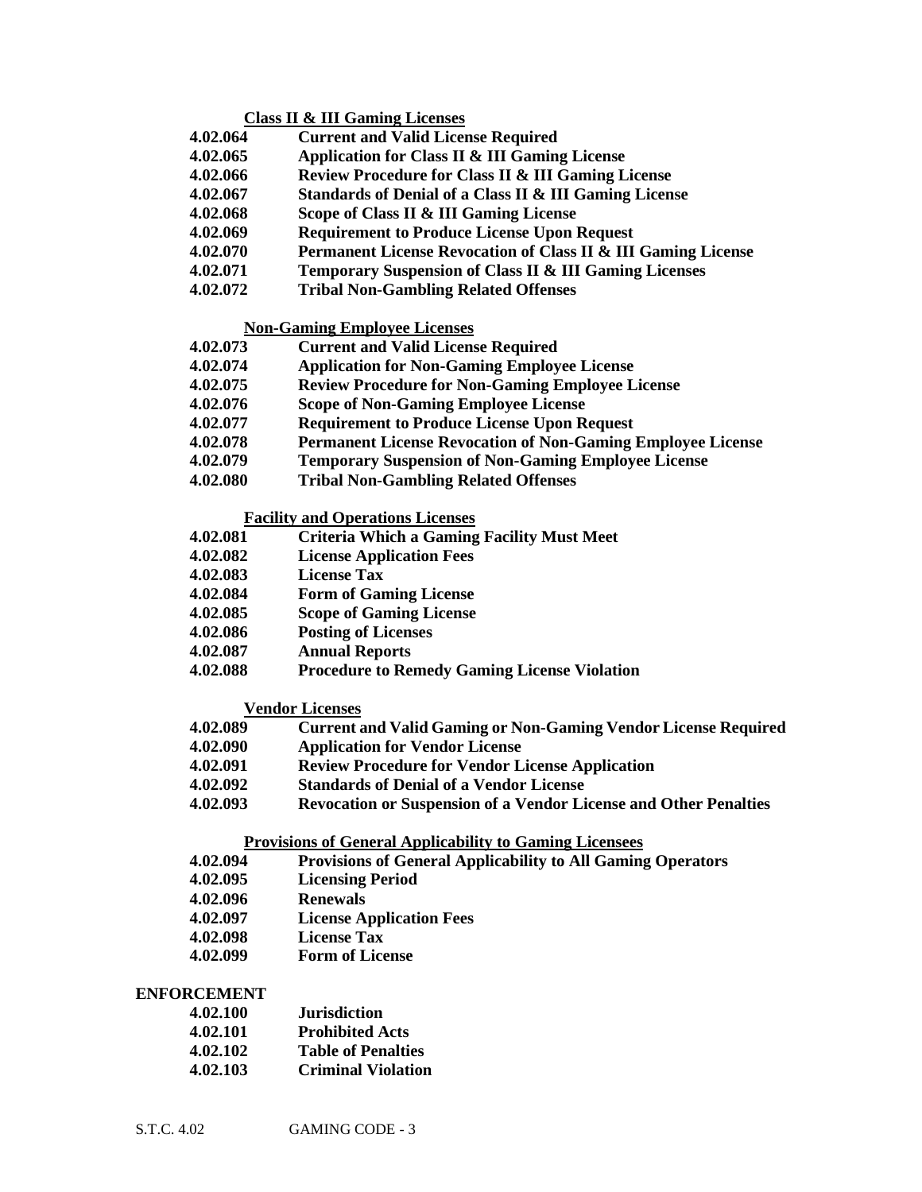**Class II & III Gaming Licenses**

**4.02.064 Current and Valid License Required**
**4.02.065 Application for Class II & III Gaming License**
**4.02.066 Review Procedure for Class II & III Gaming License**
**4.02.067 Standards of Denial of a Class II & III Gaming License**
**4.02.068 Scope of Class II & III Gaming License**
**4.02.069 Requirement to Produce License Upon Request**
**4.02.070 Permanent License Revocation of Class II & III Gaming License**
**4.02.071 Temporary Suspension of Class II & III Gaming Licenses**
**4.02.072 Tribal Non-Gambling Related Offenses**

**Non-Gaming Employee Licenses**

**4.02.073 Current and Valid License Required**
**4.02.074 Application for Non-Gaming Employee License**
**4.02.075 Review Procedure for Non-Gaming Employee License**
**4.02.076 Scope of Non-Gaming Employee License**
**4.02.077 Requirement to Produce License Upon Request**
**4.02.078 Permanent License Revocation of Non-Gaming Employee License**
**4.02.079 Temporary Suspension of Non-Gaming Employee License**
**4.02.080 Tribal Non-Gambling Related Offenses**

**Facility and Operations Licenses**

**4.02.081 Criteria Which a Gaming Facility Must Meet**
**4.02.082 License Application Fees**
**4.02.083 License Tax**
**4.02.084 Form of Gaming License**
**4.02.085 Scope of Gaming License**
**4.02.086 Posting of Licenses**
**4.02.087 Annual Reports**
**4.02.088 Procedure to Remedy Gaming License Violation**

**Vendor Licenses**

**4.02.089 Current and Valid Gaming or Non-Gaming Vendor License Required**
**4.02.090 Application for Vendor License**
**4.02.091 Review Procedure for Vendor License Application**
**4.02.092 Standards of Denial of a Vendor License**
**4.02.093 Revocation or Suspension of a Vendor License and Other Penalties**

**Provisions of General Applicability to Gaming Licensees**

**4.02.094 Provisions of General Applicability to All Gaming Operators**
**4.02.095 Licensing Period**
**4.02.096 Renewals**
**4.02.097 License Application Fees**
**4.02.098 License Tax**
**4.02.099 Form of License**

**ENFORCEMENT**

**4.02.100 Jurisdiction**
**4.02.101 Prohibited Acts**
**4.02.102 Table of Penalties**
**4.02.103 Criminal Violation**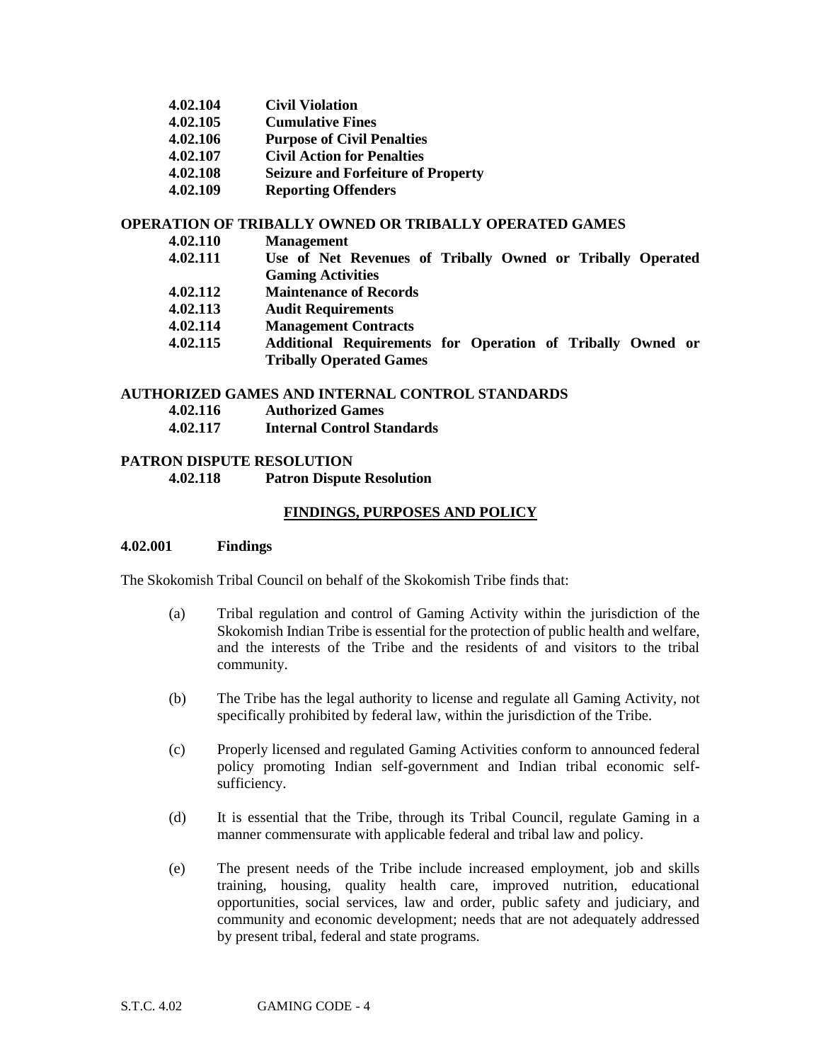**4.02.104 Civil Violation**
**4.02.105 Cumulative Fines**
**4.02.106 Purpose of Civil Penalties**
**4.02.107 Civil Action for Penalties**
**4.02.108 Seizure and Forfeiture of Property**
**4.02.109 Reporting Offenders**

**OPERATION OF TRIBALLY OWNED OR TRIBALLY OPERATED GAMES**

**4.02.110 Management**
**4.02.111 Use of Net Revenues of Tribally Owned or Tribally Operated Gaming Activities**
**4.02.112 Maintenance of Records**
**4.02.113 Audit Requirements**
**4.02.114 Management Contracts**
**4.02.115 Additional Requirements for Operation of Tribally Owned or Tribally Operated Games**

**AUTHORIZED GAMES AND INTERNAL CONTROL STANDARDS**

**4.02.116 Authorized Games**
**4.02.117 Internal Control Standards**

**PATRON DISPUTE RESOLUTION**

**4.02.118 Patron Dispute Resolution**

## FINDINGS, PURPOSES AND POLICY

### 4.02.001 Findings

The Skokomish Tribal Council on behalf of the Skokomish Tribe finds that:

(a) Tribal regulation and control of Gaming Activity within the jurisdiction of the Skokomish Indian Tribe is essential for the protection of public health and welfare, and the interests of the Tribe and the residents of and visitors to the tribal community.

(b) The Tribe has the legal authority to license and regulate all Gaming Activity, not specifically prohibited by federal law, within the jurisdiction of the Tribe.

(c) Properly licensed and regulated Gaming Activities conform to announced federal policy promoting Indian self-government and Indian tribal economic self-sufficiency.

(d) It is essential that the Tribe, through its Tribal Council, regulate Gaming in a manner commensurate with applicable federal and tribal law and policy.

(e) The present needs of the Tribe include increased employment, job and skills training, housing, quality health care, improved nutrition, educational opportunities, social services, law and order, public safety and judiciary, and community and economic development; needs that are not adequately addressed by present tribal, federal and state programs.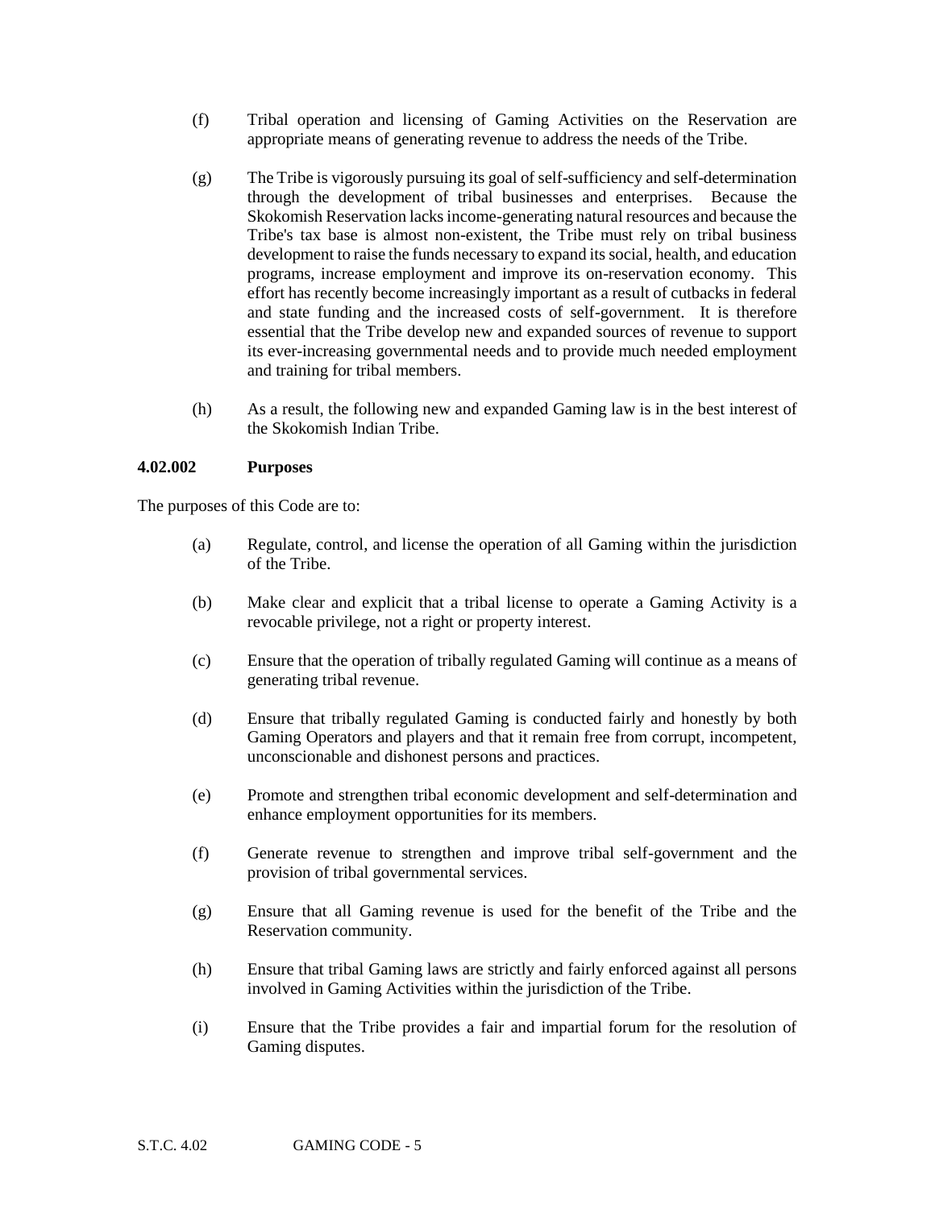(f) Tribal operation and licensing of Gaming Activities on the Reservation are appropriate means of generating revenue to address the needs of the Tribe.

(g) The Tribe is vigorously pursuing its goal of self-sufficiency and self-determination through the development of tribal businesses and enterprises. Because the Skokomish Reservation lacks income-generating natural resources and because the Tribe's tax base is almost non-existent, the Tribe must rely on tribal business development to raise the funds necessary to expand its social, health, and education programs, increase employment and improve its on-reservation economy. This effort has recently become increasingly important as a result of cutbacks in federal and state funding and the increased costs of self-government. It is therefore essential that the Tribe develop new and expanded sources of revenue to support its ever-increasing governmental needs and to provide much needed employment and training for tribal members.

(h) As a result, the following new and expanded Gaming law is in the best interest of the Skokomish Indian Tribe.

**4.02.002 Purposes**

The purposes of this Code are to:

(a) Regulate, control, and license the operation of all Gaming within the jurisdiction of the Tribe.

(b) Make clear and explicit that a tribal license to operate a Gaming Activity is a revocable privilege, not a right or property interest.

(c) Ensure that the operation of tribally regulated Gaming will continue as a means of generating tribal revenue.

(d) Ensure that tribally regulated Gaming is conducted fairly and honestly by both Gaming Operators and players and that it remain free from corrupt, incompetent, unconscionable and dishonest persons and practices.

(e) Promote and strengthen tribal economic development and self-determination and enhance employment opportunities for its members.

(f) Generate revenue to strengthen and improve tribal self-government and the provision of tribal governmental services.

(g) Ensure that all Gaming revenue is used for the benefit of the Tribe and the Reservation community.

(h) Ensure that tribal Gaming laws are strictly and fairly enforced against all persons involved in Gaming Activities within the jurisdiction of the Tribe.

(i) Ensure that the Tribe provides a fair and impartial forum for the resolution of Gaming disputes.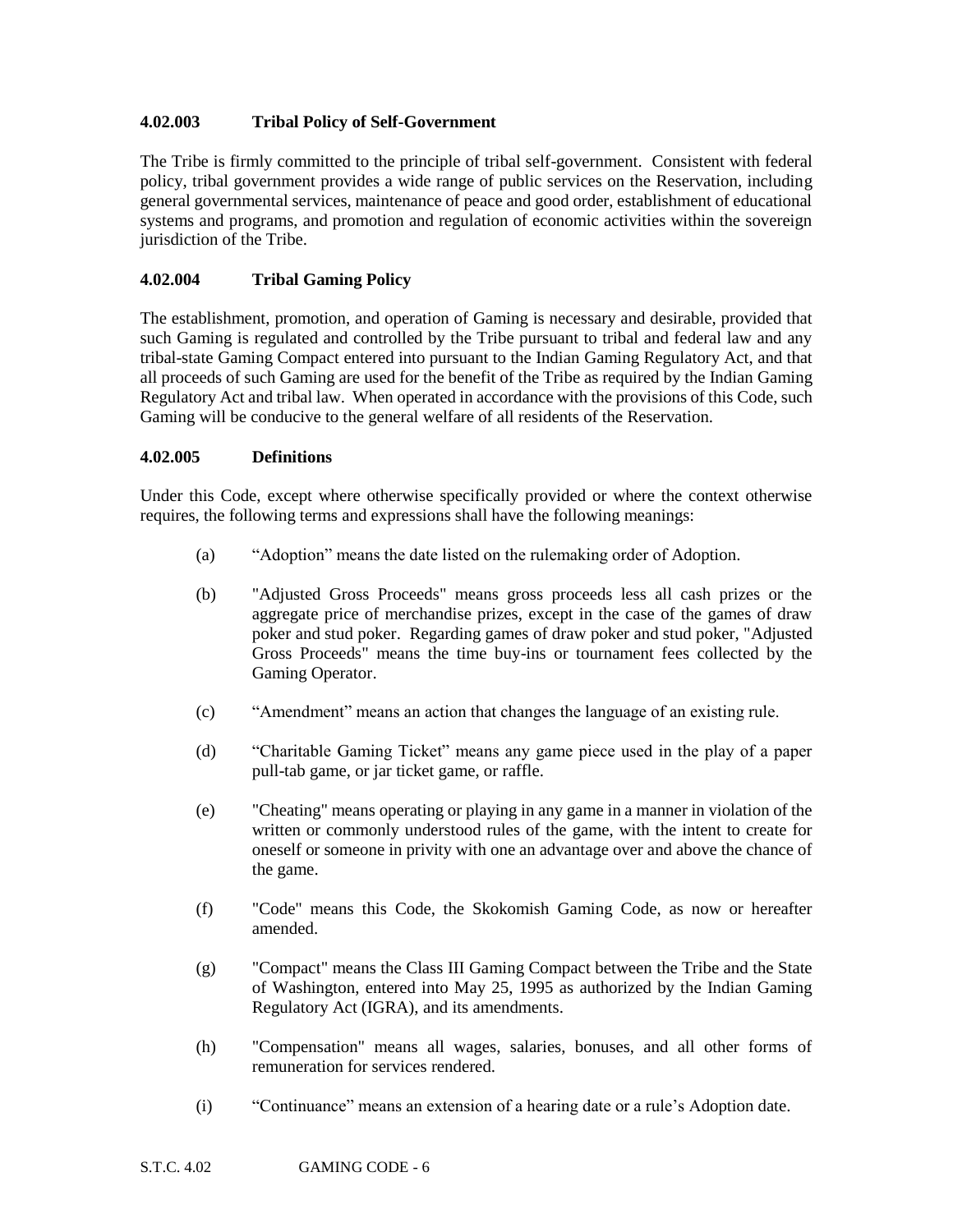### 4.02.003 Tribal Policy of Self-Government

The Tribe is firmly committed to the principle of tribal self-government. Consistent with federal policy, tribal government provides a wide range of public services on the Reservation, including general governmental services, maintenance of peace and good order, establishment of educational systems and programs, and promotion and regulation of economic activities within the sovereign jurisdiction of the Tribe.

### 4.02.004 Tribal Gaming Policy

The establishment, promotion, and operation of Gaming is necessary and desirable, provided that such Gaming is regulated and controlled by the Tribe pursuant to tribal and federal law and any tribal-state Gaming Compact entered into pursuant to the Indian Gaming Regulatory Act, and that all proceeds of such Gaming are used for the benefit of the Tribe as required by the Indian Gaming Regulatory Act and tribal law. When operated in accordance with the provisions of this Code, such Gaming will be conducive to the general welfare of all residents of the Reservation.

### 4.02.005 Definitions

Under this Code, except where otherwise specifically provided or where the context otherwise requires, the following terms and expressions shall have the following meanings:

(a) "Adoption" means the date listed on the rulemaking order of Adoption.

(b) "Adjusted Gross Proceeds" means gross proceeds less all cash prizes or the aggregate price of merchandise prizes, except in the case of the games of draw poker and stud poker. Regarding games of draw poker and stud poker, "Adjusted Gross Proceeds" means the time buy-ins or tournament fees collected by the Gaming Operator.

(c) "Amendment" means an action that changes the language of an existing rule.

(d) "Charitable Gaming Ticket" means any game piece used in the play of a paper pull-tab game, or jar ticket game, or raffle.

(e) "Cheating" means operating or playing in any game in a manner in violation of the written or commonly understood rules of the game, with the intent to create for oneself or someone in privity with one an advantage over and above the chance of the game.

(f) "Code" means this Code, the Skokomish Gaming Code, as now or hereafter amended.

(g) "Compact" means the Class III Gaming Compact between the Tribe and the State of Washington, entered into May 25, 1995 as authorized by the Indian Gaming Regulatory Act (IGRA), and its amendments.

(h) "Compensation" means all wages, salaries, bonuses, and all other forms of remuneration for services rendered.

(i) "Continuance" means an extension of a hearing date or a rule's Adoption date.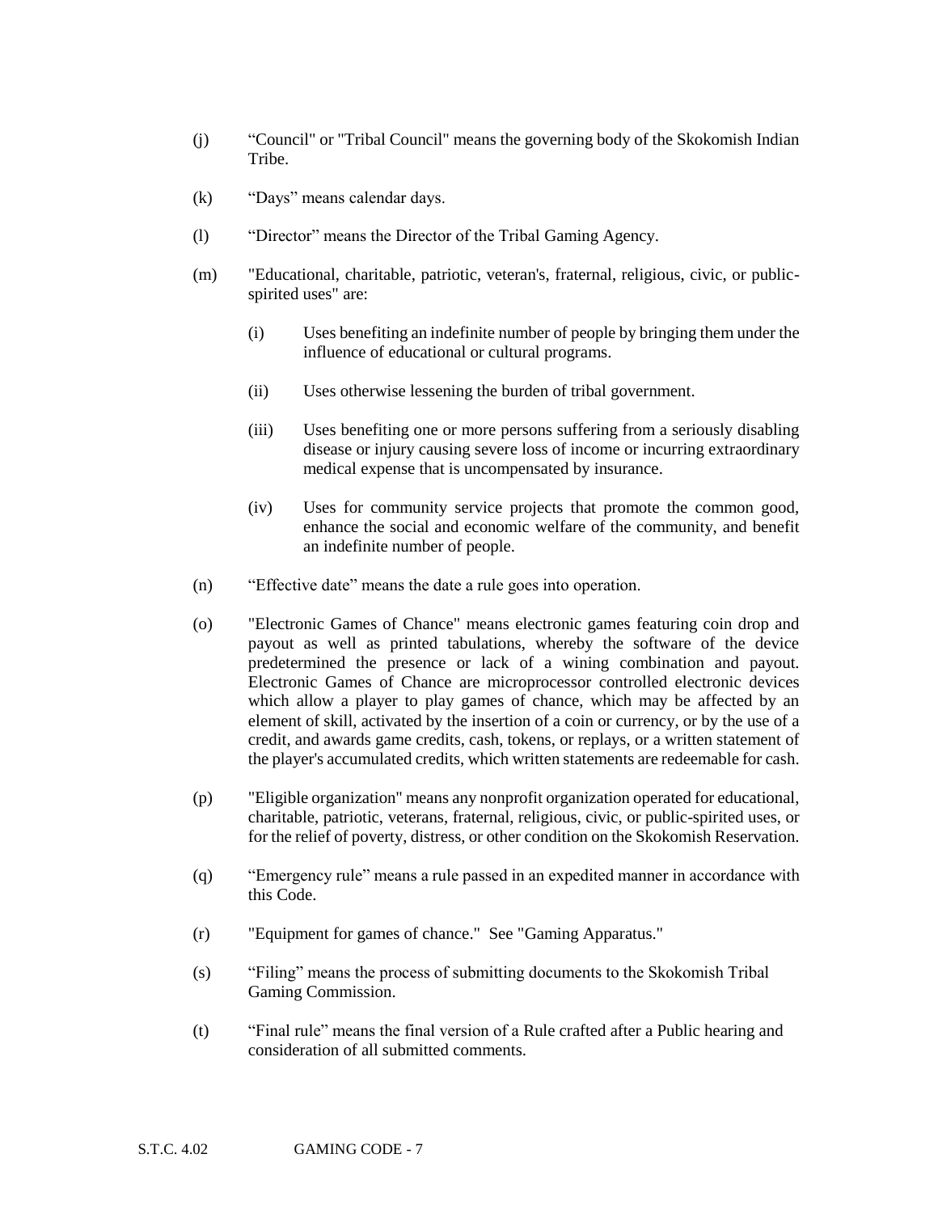(j) "Council" or "Tribal Council" means the governing body of the Skokomish Indian Tribe.

(k) "Days" means calendar days.

(l) "Director" means the Director of the Tribal Gaming Agency.

(m) "Educational, charitable, patriotic, veteran's, fraternal, religious, civic, or public-spirited uses" are:

  (i) Uses benefiting an indefinite number of people by bringing them under the influence of educational or cultural programs.

  (ii) Uses otherwise lessening the burden of tribal government.

  (iii) Uses benefiting one or more persons suffering from a seriously disabling disease or injury causing severe loss of income or incurring extraordinary medical expense that is uncompensated by insurance.

  (iv) Uses for community service projects that promote the common good, enhance the social and economic welfare of the community, and benefit an indefinite number of people.

(n) "Effective date" means the date a rule goes into operation.

(o) "Electronic Games of Chance" means electronic games featuring coin drop and payout as well as printed tabulations, whereby the software of the device predetermined the presence or lack of a wining combination and payout. Electronic Games of Chance are microprocessor controlled electronic devices which allow a player to play games of chance, which may be affected by an element of skill, activated by the insertion of a coin or currency, or by the use of a credit, and awards game credits, cash, tokens, or replays, or a written statement of the player's accumulated credits, which written statements are redeemable for cash.

(p) "Eligible organization" means any nonprofit organization operated for educational, charitable, patriotic, veterans, fraternal, religious, civic, or public-spirited uses, or for the relief of poverty, distress, or other condition on the Skokomish Reservation.

(q) "Emergency rule" means a rule passed in an expedited manner in accordance with this Code.

(r) "Equipment for games of chance." See "Gaming Apparatus."

(s) "Filing" means the process of submitting documents to the Skokomish Tribal Gaming Commission.

(t) "Final rule" means the final version of a Rule crafted after a Public hearing and consideration of all submitted comments.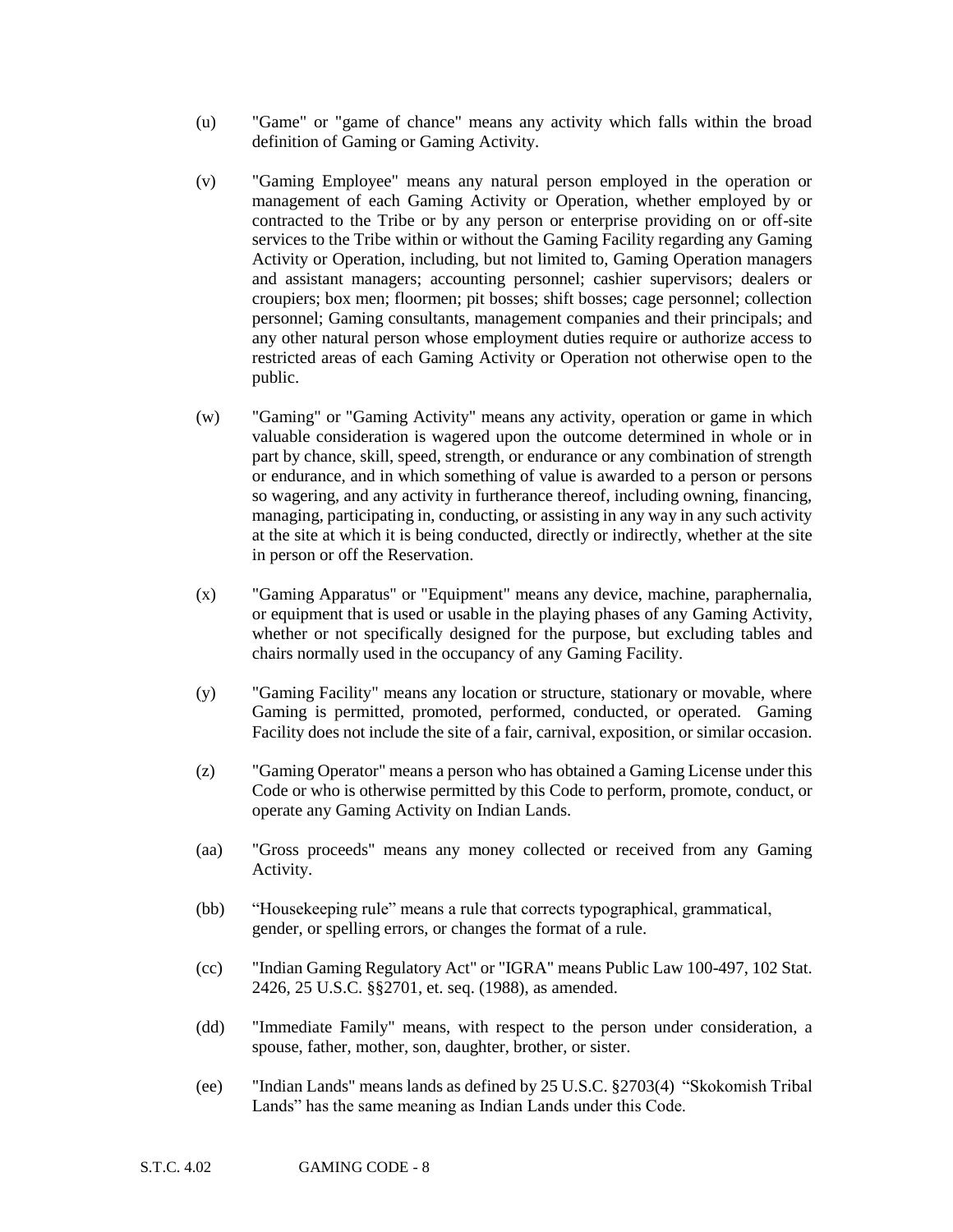(u) "Game" or "game of chance" means any activity which falls within the broad definition of Gaming or Gaming Activity.

(v) "Gaming Employee" means any natural person employed in the operation or management of each Gaming Activity or Operation, whether employed by or contracted to the Tribe or by any person or enterprise providing on or off-site services to the Tribe within or without the Gaming Facility regarding any Gaming Activity or Operation, including, but not limited to, Gaming Operation managers and assistant managers; accounting personnel; cashier supervisors; dealers or croupiers; box men; floormen; pit bosses; shift bosses; cage personnel; collection personnel; Gaming consultants, management companies and their principals; and any other natural person whose employment duties require or authorize access to restricted areas of each Gaming Activity or Operation not otherwise open to the public.

(w) "Gaming" or "Gaming Activity" means any activity, operation or game in which valuable consideration is wagered upon the outcome determined in whole or in part by chance, skill, speed, strength, or endurance or any combination of strength or endurance, and in which something of value is awarded to a person or persons so wagering, and any activity in furtherance thereof, including owning, financing, managing, participating in, conducting, or assisting in any way in any such activity at the site at which it is being conducted, directly or indirectly, whether at the site in person or off the Reservation.

(x) "Gaming Apparatus" or "Equipment" means any device, machine, paraphernalia, or equipment that is used or usable in the playing phases of any Gaming Activity, whether or not specifically designed for the purpose, but excluding tables and chairs normally used in the occupancy of any Gaming Facility.

(y) "Gaming Facility" means any location or structure, stationary or movable, where Gaming is permitted, promoted, performed, conducted, or operated. Gaming Facility does not include the site of a fair, carnival, exposition, or similar occasion.

(z) "Gaming Operator" means a person who has obtained a Gaming License under this Code or who is otherwise permitted by this Code to perform, promote, conduct, or operate any Gaming Activity on Indian Lands.

(aa) "Gross proceeds" means any money collected or received from any Gaming Activity.

(bb) "Housekeeping rule" means a rule that corrects typographical, grammatical, gender, or spelling errors, or changes the format of a rule.

(cc) "Indian Gaming Regulatory Act" or "IGRA" means Public Law 100-497, 102 Stat. 2426, 25 U.S.C. §§2701, et. seq. (1988), as amended.

(dd) "Immediate Family" means, with respect to the person under consideration, a spouse, father, mother, son, daughter, brother, or sister.

(ee) "Indian Lands" means lands as defined by 25 U.S.C. §2703(4) "Skokomish Tribal Lands" has the same meaning as Indian Lands under this Code.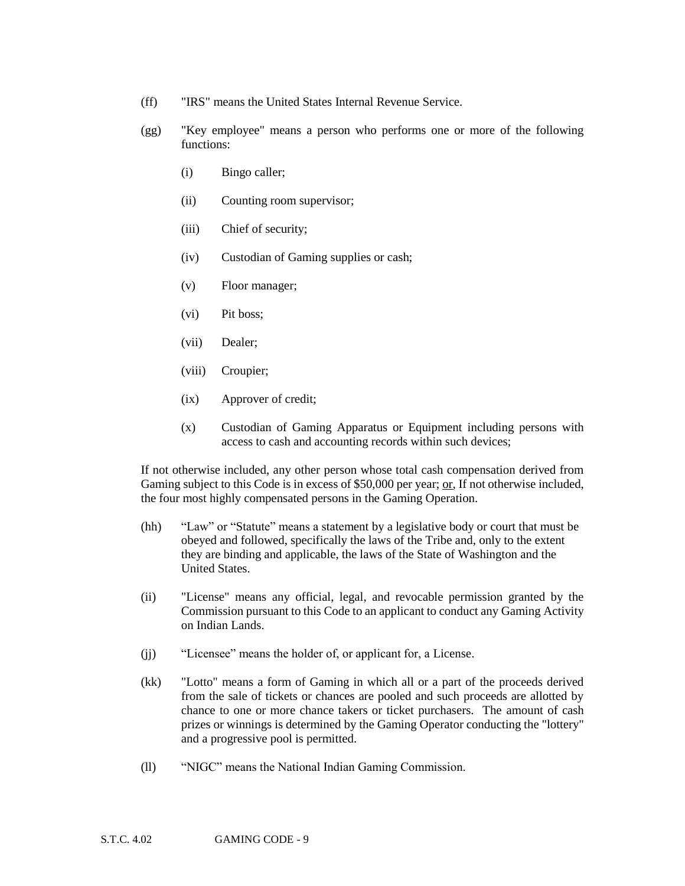(ff) "IRS" means the United States Internal Revenue Service.

(gg) "Key employee" means a person who performs one or more of the following functions:

  (i) Bingo caller;

  (ii) Counting room supervisor;

  (iii) Chief of security;

  (iv) Custodian of Gaming supplies or cash;

  (v) Floor manager;

  (vi) Pit boss;

  (vii) Dealer;

  (viii) Croupier;

  (ix) Approver of credit;

  (x) Custodian of Gaming Apparatus or Equipment including persons with access to cash and accounting records within such devices;

If not otherwise included, any other person whose total cash compensation derived from Gaming subject to this Code is in excess of $50,000 per year; <u>or</u>, If not otherwise included, the four most highly compensated persons in the Gaming Operation.

(hh) "Law" or "Statute" means a statement by a legislative body or court that must be obeyed and followed, specifically the laws of the Tribe and, only to the extent they are binding and applicable, the laws of the State of Washington and the United States.

(ii) "License" means any official, legal, and revocable permission granted by the Commission pursuant to this Code to an applicant to conduct any Gaming Activity on Indian Lands.

(jj) "Licensee" means the holder of, or applicant for, a License.

(kk) "Lotto" means a form of Gaming in which all or a part of the proceeds derived from the sale of tickets or chances are pooled and such proceeds are allotted by chance to one or more chance takers or ticket purchasers. The amount of cash prizes or winnings is determined by the Gaming Operator conducting the "lottery" and a progressive pool is permitted.

(ll) "NIGC" means the National Indian Gaming Commission.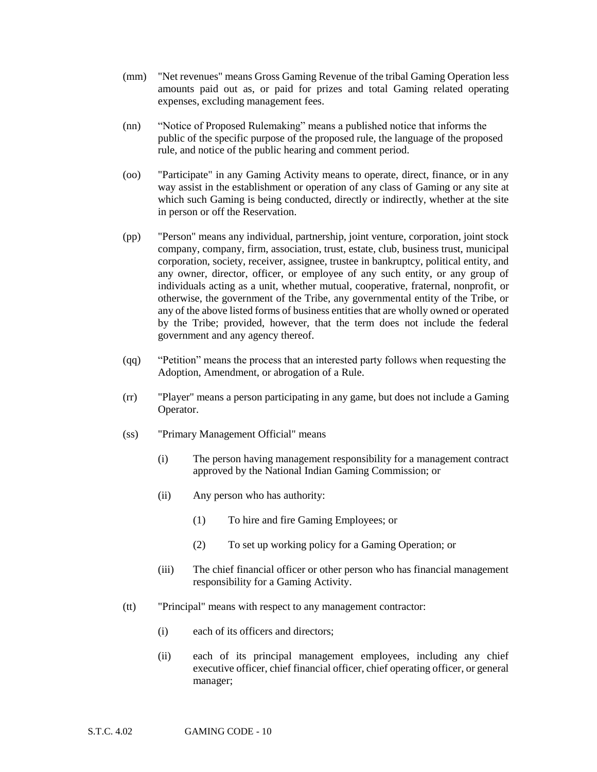(mm) "Net revenues" means Gross Gaming Revenue of the tribal Gaming Operation less amounts paid out as, or paid for prizes and total Gaming related operating expenses, excluding management fees.

(nn) "Notice of Proposed Rulemaking" means a published notice that informs the public of the specific purpose of the proposed rule, the language of the proposed rule, and notice of the public hearing and comment period.

(oo) "Participate" in any Gaming Activity means to operate, direct, finance, or in any way assist in the establishment or operation of any class of Gaming or any site at which such Gaming is being conducted, directly or indirectly, whether at the site in person or off the Reservation.

(pp) "Person" means any individual, partnership, joint venture, corporation, joint stock company, company, firm, association, trust, estate, club, business trust, municipal corporation, society, receiver, assignee, trustee in bankruptcy, political entity, and any owner, director, officer, or employee of any such entity, or any group of individuals acting as a unit, whether mutual, cooperative, fraternal, nonprofit, or otherwise, the government of the Tribe, any governmental entity of the Tribe, or any of the above listed forms of business entities that are wholly owned or operated by the Tribe; provided, however, that the term does not include the federal government and any agency thereof.

(qq) "Petition" means the process that an interested party follows when requesting the Adoption, Amendment, or abrogation of a Rule.

(rr) "Player" means a person participating in any game, but does not include a Gaming Operator.

(ss) "Primary Management Official" means

(i) The person having management responsibility for a management contract approved by the National Indian Gaming Commission; or

(ii) Any person who has authority:

(1) To hire and fire Gaming Employees; or

(2) To set up working policy for a Gaming Operation; or

(iii) The chief financial officer or other person who has financial management responsibility for a Gaming Activity.

(tt) "Principal" means with respect to any management contractor:

(i) each of its officers and directors;

(ii) each of its principal management employees, including any chief executive officer, chief financial officer, chief operating officer, or general manager;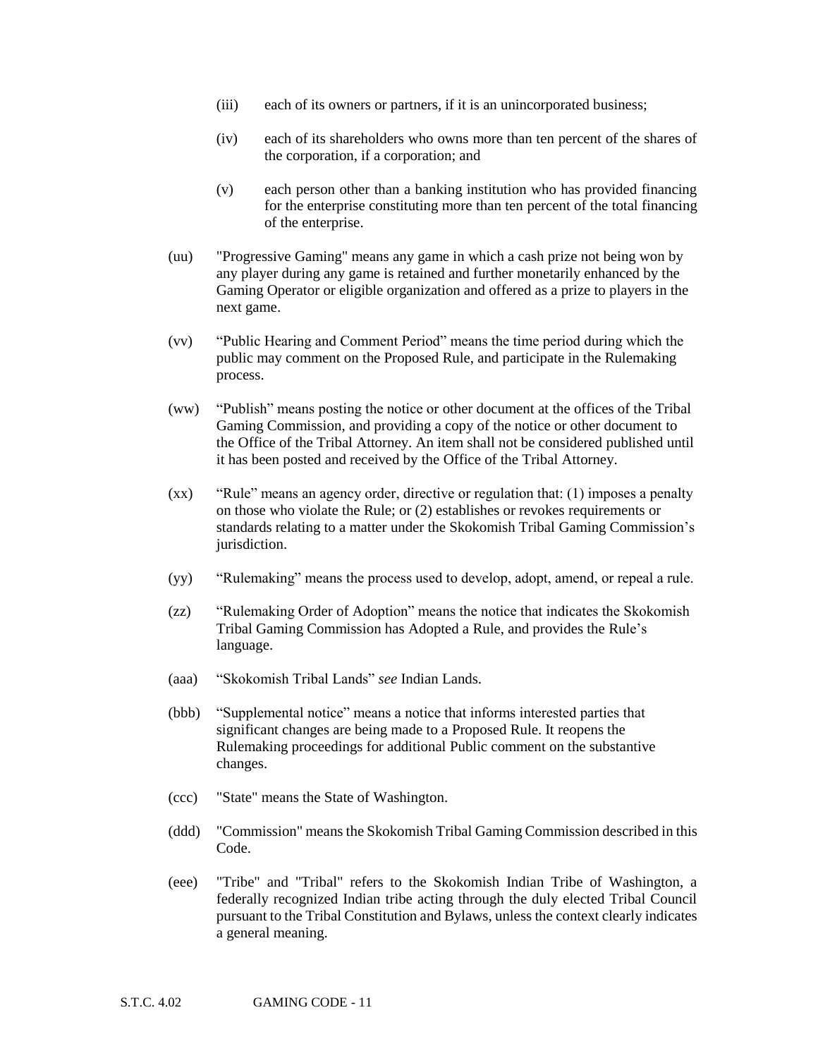(iii) each of its owners or partners, if it is an unincorporated business;

(iv) each of its shareholders who owns more than ten percent of the shares of the corporation, if a corporation; and

(v) each person other than a banking institution who has provided financing for the enterprise constituting more than ten percent of the total financing of the enterprise.

(uu) "Progressive Gaming" means any game in which a cash prize not being won by any player during any game is retained and further monetarily enhanced by the Gaming Operator or eligible organization and offered as a prize to players in the next game.

(vv) "Public Hearing and Comment Period" means the time period during which the public may comment on the Proposed Rule, and participate in the Rulemaking process.

(ww) "Publish" means posting the notice or other document at the offices of the Tribal Gaming Commission, and providing a copy of the notice or other document to the Office of the Tribal Attorney. An item shall not be considered published until it has been posted and received by the Office of the Tribal Attorney.

(xx) "Rule" means an agency order, directive or regulation that: (1) imposes a penalty on those who violate the Rule; or (2) establishes or revokes requirements or standards relating to a matter under the Skokomish Tribal Gaming Commission's jurisdiction.

(yy) "Rulemaking" means the process used to develop, adopt, amend, or repeal a rule.

(zz) "Rulemaking Order of Adoption" means the notice that indicates the Skokomish Tribal Gaming Commission has Adopted a Rule, and provides the Rule's language.

(aaa) "Skokomish Tribal Lands" *see* Indian Lands.

(bbb) "Supplemental notice" means a notice that informs interested parties that significant changes are being made to a Proposed Rule. It reopens the Rulemaking proceedings for additional Public comment on the substantive changes.

(ccc) "State" means the State of Washington.

(ddd) "Commission" means the Skokomish Tribal Gaming Commission described in this Code.

(eee) "Tribe" and "Tribal" refers to the Skokomish Indian Tribe of Washington, a federally recognized Indian tribe acting through the duly elected Tribal Council pursuant to the Tribal Constitution and Bylaws, unless the context clearly indicates a general meaning.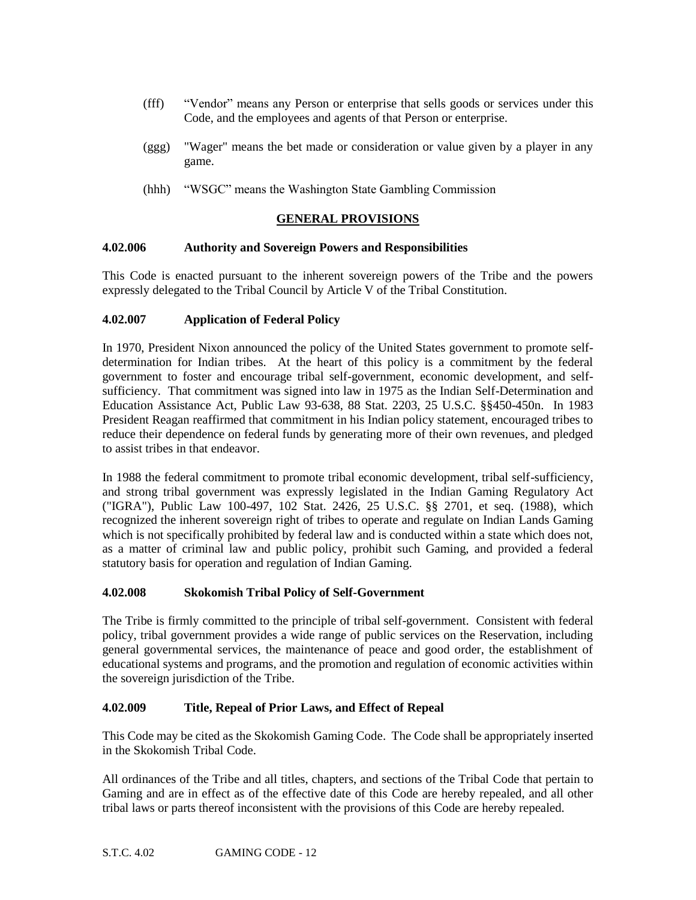(fff) "Vendor" means any Person or enterprise that sells goods or services under this Code, and the employees and agents of that Person or enterprise.

(ggg) "Wager" means the bet made or consideration or value given by a player in any game.

(hhh) "WSGC" means the Washington State Gambling Commission

## GENERAL PROVISIONS

### 4.02.006 Authority and Sovereign Powers and Responsibilities

This Code is enacted pursuant to the inherent sovereign powers of the Tribe and the powers expressly delegated to the Tribal Council by Article V of the Tribal Constitution.

### 4.02.007 Application of Federal Policy

In 1970, President Nixon announced the policy of the United States government to promote self-determination for Indian tribes. At the heart of this policy is a commitment by the federal government to foster and encourage tribal self-government, economic development, and self-sufficiency. That commitment was signed into law in 1975 as the Indian Self-Determination and Education Assistance Act, Public Law 93-638, 88 Stat. 2203, 25 U.S.C. §§450-450n. In 1983 President Reagan reaffirmed that commitment in his Indian policy statement, encouraged tribes to reduce their dependence on federal funds by generating more of their own revenues, and pledged to assist tribes in that endeavor.

In 1988 the federal commitment to promote tribal economic development, tribal self-sufficiency, and strong tribal government was expressly legislated in the Indian Gaming Regulatory Act ("IGRA"), Public Law 100-497, 102 Stat. 2426, 25 U.S.C. §§ 2701, et seq. (1988), which recognized the inherent sovereign right of tribes to operate and regulate on Indian Lands Gaming which is not specifically prohibited by federal law and is conducted within a state which does not, as a matter of criminal law and public policy, prohibit such Gaming, and provided a federal statutory basis for operation and regulation of Indian Gaming.

### 4.02.008 Skokomish Tribal Policy of Self-Government

The Tribe is firmly committed to the principle of tribal self-government. Consistent with federal policy, tribal government provides a wide range of public services on the Reservation, including general governmental services, the maintenance of peace and good order, the establishment of educational systems and programs, and the promotion and regulation of economic activities within the sovereign jurisdiction of the Tribe.

### 4.02.009 Title, Repeal of Prior Laws, and Effect of Repeal

This Code may be cited as the Skokomish Gaming Code. The Code shall be appropriately inserted in the Skokomish Tribal Code.

All ordinances of the Tribe and all titles, chapters, and sections of the Tribal Code that pertain to Gaming and are in effect as of the effective date of this Code are hereby repealed, and all other tribal laws or parts thereof inconsistent with the provisions of this Code are hereby repealed.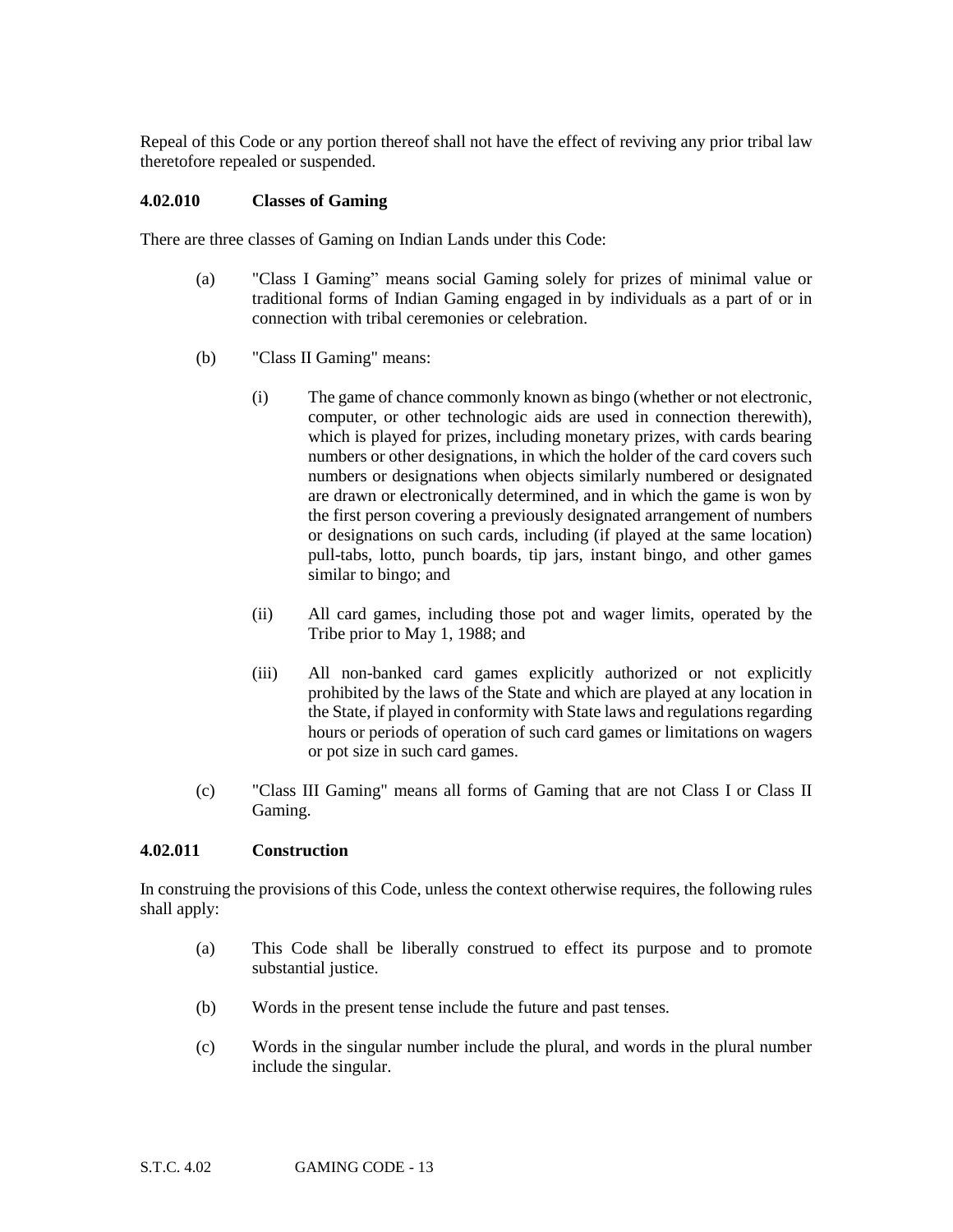Repeal of this Code or any portion thereof shall not have the effect of reviving any prior tribal law theretofore repealed or suspended.

### 4.02.010 Classes of Gaming

There are three classes of Gaming on Indian Lands under this Code:

(a) "Class I Gaming" means social Gaming solely for prizes of minimal value or traditional forms of Indian Gaming engaged in by individuals as a part of or in connection with tribal ceremonies or celebration.

(b) "Class II Gaming" means:

(i) The game of chance commonly known as bingo (whether or not electronic, computer, or other technologic aids are used in connection therewith), which is played for prizes, including monetary prizes, with cards bearing numbers or other designations, in which the holder of the card covers such numbers or designations when objects similarly numbered or designated are drawn or electronically determined, and in which the game is won by the first person covering a previously designated arrangement of numbers or designations on such cards, including (if played at the same location) pull-tabs, lotto, punch boards, tip jars, instant bingo, and other games similar to bingo; and

(ii) All card games, including those pot and wager limits, operated by the Tribe prior to May 1, 1988; and

(iii) All non-banked card games explicitly authorized or not explicitly prohibited by the laws of the State and which are played at any location in the State, if played in conformity with State laws and regulations regarding hours or periods of operation of such card games or limitations on wagers or pot size in such card games.

(c) "Class III Gaming" means all forms of Gaming that are not Class I or Class II Gaming.

### 4.02.011 Construction

In construing the provisions of this Code, unless the context otherwise requires, the following rules shall apply:

(a) This Code shall be liberally construed to effect its purpose and to promote substantial justice.

(b) Words in the present tense include the future and past tenses.

(c) Words in the singular number include the plural, and words in the plural number include the singular.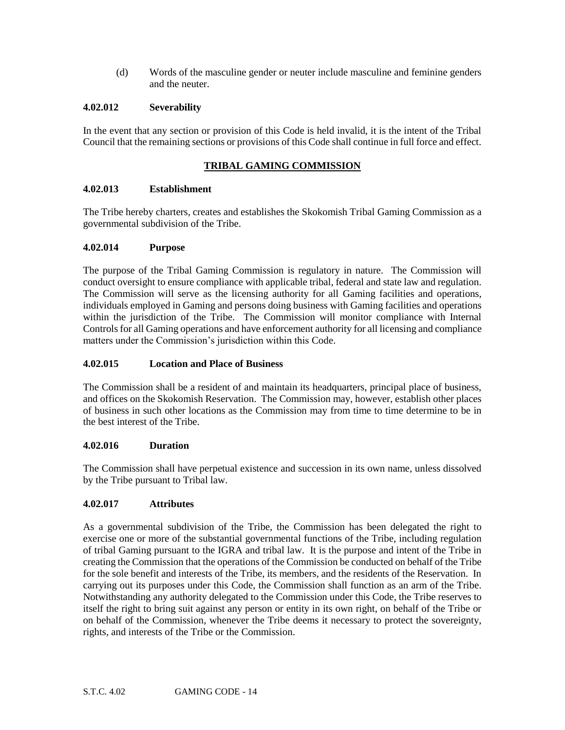(d) Words of the masculine gender or neuter include masculine and feminine genders and the neuter.

**4.02.012 Severability**

In the event that any section or provision of this Code is held invalid, it is the intent of the Tribal Council that the remaining sections or provisions of this Code shall continue in full force and effect.

## TRIBAL GAMING COMMISSION

**4.02.013 Establishment**

The Tribe hereby charters, creates and establishes the Skokomish Tribal Gaming Commission as a governmental subdivision of the Tribe.

**4.02.014 Purpose**

The purpose of the Tribal Gaming Commission is regulatory in nature. The Commission will conduct oversight to ensure compliance with applicable tribal, federal and state law and regulation. The Commission will serve as the licensing authority for all Gaming facilities and operations, individuals employed in Gaming and persons doing business with Gaming facilities and operations within the jurisdiction of the Tribe. The Commission will monitor compliance with Internal Controls for all Gaming operations and have enforcement authority for all licensing and compliance matters under the Commission's jurisdiction within this Code.

**4.02.015 Location and Place of Business**

The Commission shall be a resident of and maintain its headquarters, principal place of business, and offices on the Skokomish Reservation. The Commission may, however, establish other places of business in such other locations as the Commission may from time to time determine to be in the best interest of the Tribe.

**4.02.016 Duration**

The Commission shall have perpetual existence and succession in its own name, unless dissolved by the Tribe pursuant to Tribal law.

**4.02.017 Attributes**

As a governmental subdivision of the Tribe, the Commission has been delegated the right to exercise one or more of the substantial governmental functions of the Tribe, including regulation of tribal Gaming pursuant to the IGRA and tribal law. It is the purpose and intent of the Tribe in creating the Commission that the operations of the Commission be conducted on behalf of the Tribe for the sole benefit and interests of the Tribe, its members, and the residents of the Reservation. In carrying out its purposes under this Code, the Commission shall function as an arm of the Tribe. Notwithstanding any authority delegated to the Commission under this Code, the Tribe reserves to itself the right to bring suit against any person or entity in its own right, on behalf of the Tribe or on behalf of the Commission, whenever the Tribe deems it necessary to protect the sovereignty, rights, and interests of the Tribe or the Commission.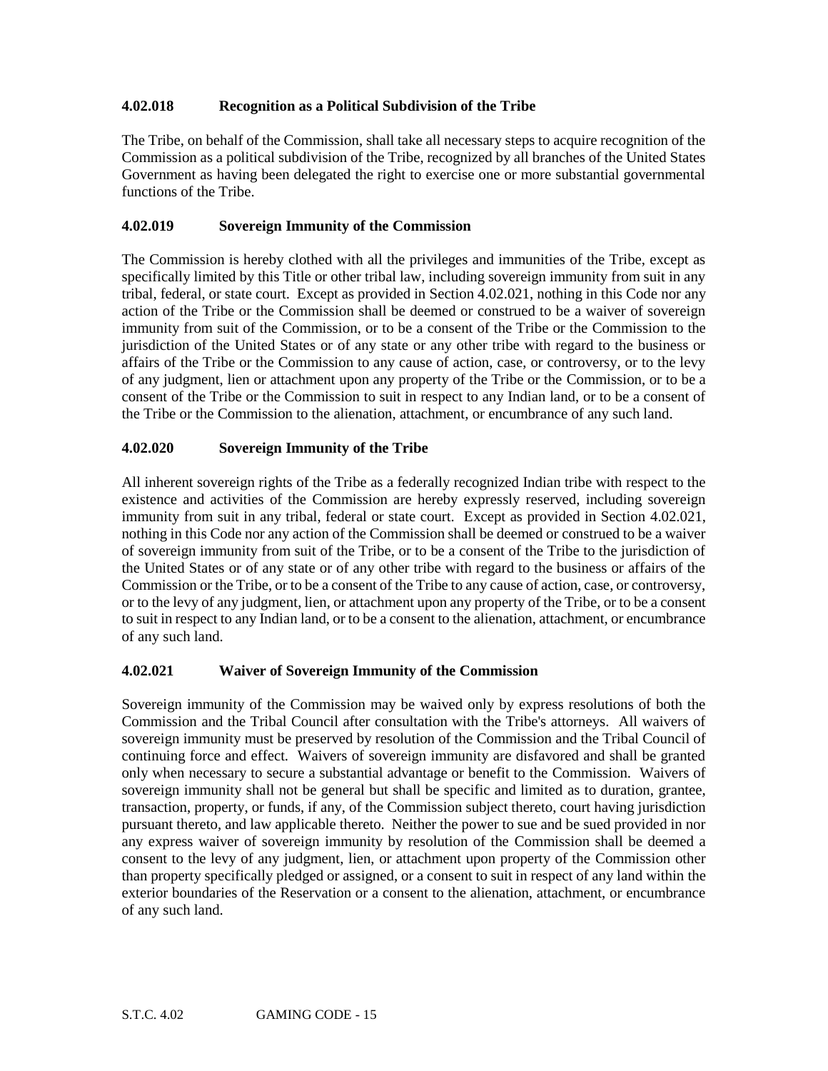### 4.02.018 Recognition as a Political Subdivision of the Tribe

The Tribe, on behalf of the Commission, shall take all necessary steps to acquire recognition of the Commission as a political subdivision of the Tribe, recognized by all branches of the United States Government as having been delegated the right to exercise one or more substantial governmental functions of the Tribe.

### 4.02.019 Sovereign Immunity of the Commission

The Commission is hereby clothed with all the privileges and immunities of the Tribe, except as specifically limited by this Title or other tribal law, including sovereign immunity from suit in any tribal, federal, or state court. Except as provided in Section 4.02.021, nothing in this Code nor any action of the Tribe or the Commission shall be deemed or construed to be a waiver of sovereign immunity from suit of the Commission, or to be a consent of the Tribe or the Commission to the jurisdiction of the United States or of any state or any other tribe with regard to the business or affairs of the Tribe or the Commission to any cause of action, case, or controversy, or to the levy of any judgment, lien or attachment upon any property of the Tribe or the Commission, or to be a consent of the Tribe or the Commission to suit in respect to any Indian land, or to be a consent of the Tribe or the Commission to the alienation, attachment, or encumbrance of any such land.

### 4.02.020 Sovereign Immunity of the Tribe

All inherent sovereign rights of the Tribe as a federally recognized Indian tribe with respect to the existence and activities of the Commission are hereby expressly reserved, including sovereign immunity from suit in any tribal, federal or state court. Except as provided in Section 4.02.021, nothing in this Code nor any action of the Commission shall be deemed or construed to be a waiver of sovereign immunity from suit of the Tribe, or to be a consent of the Tribe to the jurisdiction of the United States or of any state or of any other tribe with regard to the business or affairs of the Commission or the Tribe, or to be a consent of the Tribe to any cause of action, case, or controversy, or to the levy of any judgment, lien, or attachment upon any property of the Tribe, or to be a consent to suit in respect to any Indian land, or to be a consent to the alienation, attachment, or encumbrance of any such land.

### 4.02.021 Waiver of Sovereign Immunity of the Commission

Sovereign immunity of the Commission may be waived only by express resolutions of both the Commission and the Tribal Council after consultation with the Tribe's attorneys. All waivers of sovereign immunity must be preserved by resolution of the Commission and the Tribal Council of continuing force and effect. Waivers of sovereign immunity are disfavored and shall be granted only when necessary to secure a substantial advantage or benefit to the Commission. Waivers of sovereign immunity shall not be general but shall be specific and limited as to duration, grantee, transaction, property, or funds, if any, of the Commission subject thereto, court having jurisdiction pursuant thereto, and law applicable thereto. Neither the power to sue and be sued provided in nor any express waiver of sovereign immunity by resolution of the Commission shall be deemed a consent to the levy of any judgment, lien, or attachment upon property of the Commission other than property specifically pledged or assigned, or a consent to suit in respect of any land within the exterior boundaries of the Reservation or a consent to the alienation, attachment, or encumbrance of any such land.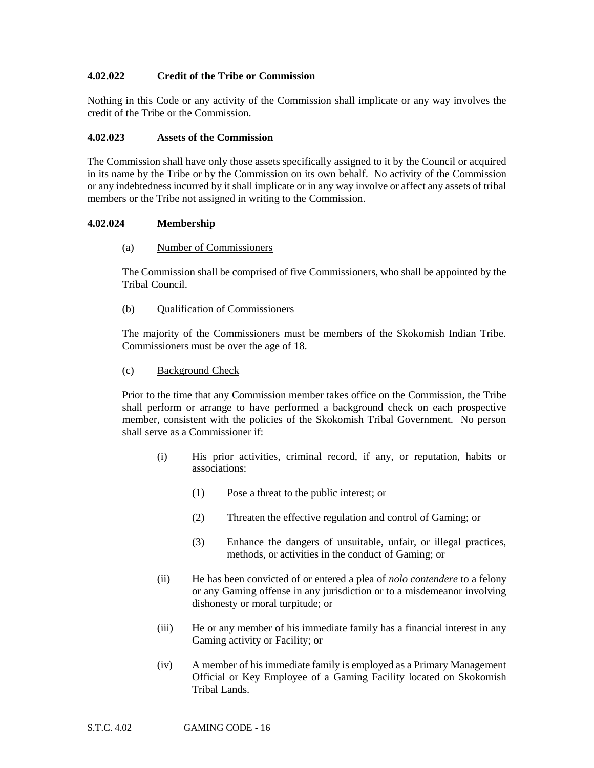### 4.02.022 Credit of the Tribe or Commission

Nothing in this Code or any activity of the Commission shall implicate or any way involves the credit of the Tribe or the Commission.

### 4.02.023 Assets of the Commission

The Commission shall have only those assets specifically assigned to it by the Council or acquired in its name by the Tribe or by the Commission on its own behalf. No activity of the Commission or any indebtedness incurred by it shall implicate or in any way involve or affect any assets of tribal members or the Tribe not assigned in writing to the Commission.

### 4.02.024 Membership

(a) Number of Commissioners

The Commission shall be comprised of five Commissioners, who shall be appointed by the Tribal Council.

(b) Qualification of Commissioners

The majority of the Commissioners must be members of the Skokomish Indian Tribe. Commissioners must be over the age of 18.

(c) Background Check

Prior to the time that any Commission member takes office on the Commission, the Tribe shall perform or arrange to have performed a background check on each prospective member, consistent with the policies of the Skokomish Tribal Government. No person shall serve as a Commissioner if:

- (i) His prior activities, criminal record, if any, or reputation, habits or associations:
  - (1) Pose a threat to the public interest; or
  - (2) Threaten the effective regulation and control of Gaming; or
  - (3) Enhance the dangers of unsuitable, unfair, or illegal practices, methods, or activities in the conduct of Gaming; or
- (ii) He has been convicted of or entered a plea of *nolo contendere* to a felony or any Gaming offense in any jurisdiction or to a misdemeanor involving dishonesty or moral turpitude; or
- (iii) He or any member of his immediate family has a financial interest in any Gaming activity or Facility; or
- (iv) A member of his immediate family is employed as a Primary Management Official or Key Employee of a Gaming Facility located on Skokomish Tribal Lands.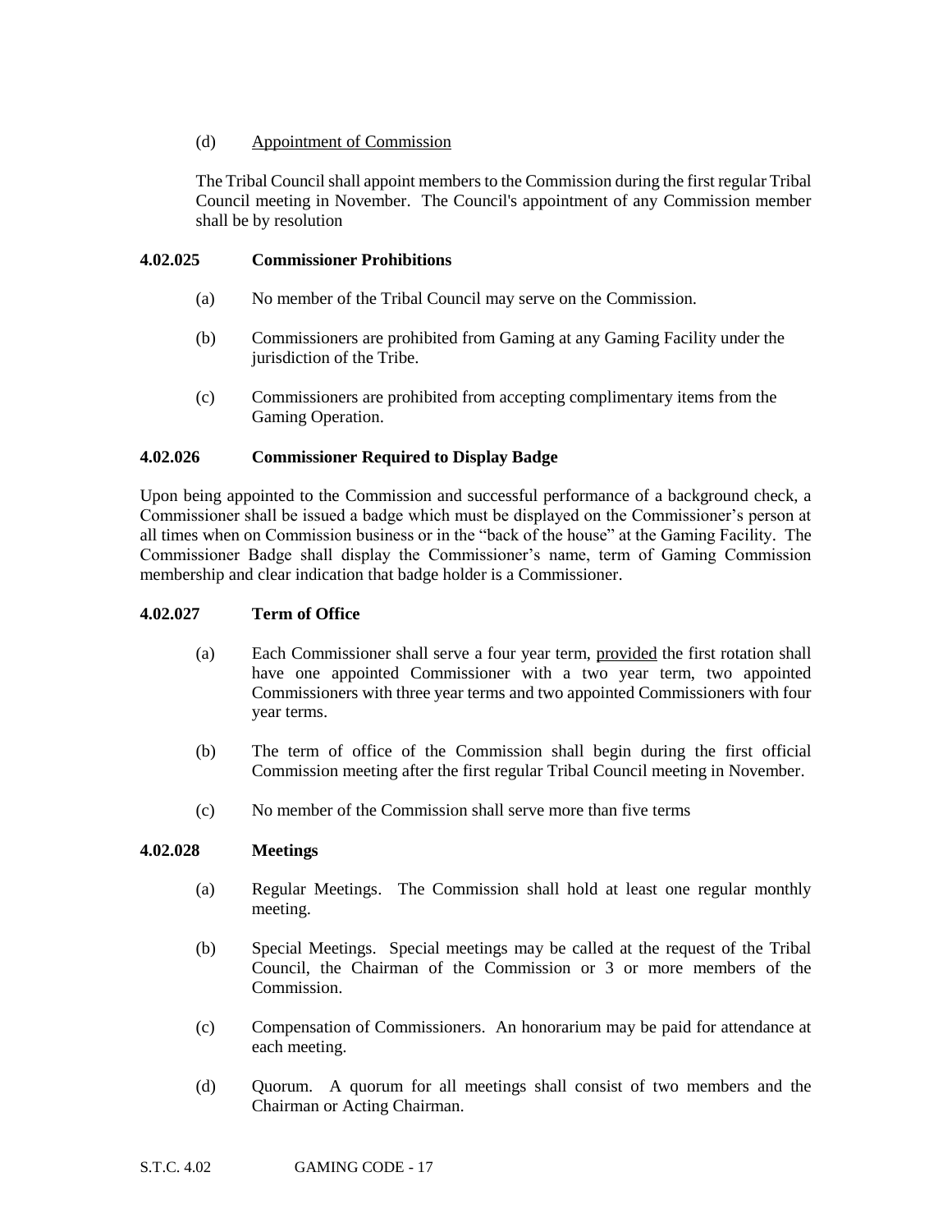(d) Appointment of Commission

The Tribal Council shall appoint members to the Commission during the first regular Tribal Council meeting in November. The Council's appointment of any Commission member shall be by resolution

### 4.02.025 Commissioner Prohibitions

(a) No member of the Tribal Council may serve on the Commission.

(b) Commissioners are prohibited from Gaming at any Gaming Facility under the jurisdiction of the Tribe.

(c) Commissioners are prohibited from accepting complimentary items from the Gaming Operation.

### 4.02.026 Commissioner Required to Display Badge

Upon being appointed to the Commission and successful performance of a background check, a Commissioner shall be issued a badge which must be displayed on the Commissioner's person at all times when on Commission business or in the "back of the house" at the Gaming Facility. The Commissioner Badge shall display the Commissioner's name, term of Gaming Commission membership and clear indication that badge holder is a Commissioner.

### 4.02.027 Term of Office

(a) Each Commissioner shall serve a four year term, provided the first rotation shall have one appointed Commissioner with a two year term, two appointed Commissioners with three year terms and two appointed Commissioners with four year terms.

(b) The term of office of the Commission shall begin during the first official Commission meeting after the first regular Tribal Council meeting in November.

(c) No member of the Commission shall serve more than five terms

### 4.02.028 Meetings

(a) Regular Meetings. The Commission shall hold at least one regular monthly meeting.

(b) Special Meetings. Special meetings may be called at the request of the Tribal Council, the Chairman of the Commission or 3 or more members of the Commission.

(c) Compensation of Commissioners. An honorarium may be paid for attendance at each meeting.

(d) Quorum. A quorum for all meetings shall consist of two members and the Chairman or Acting Chairman.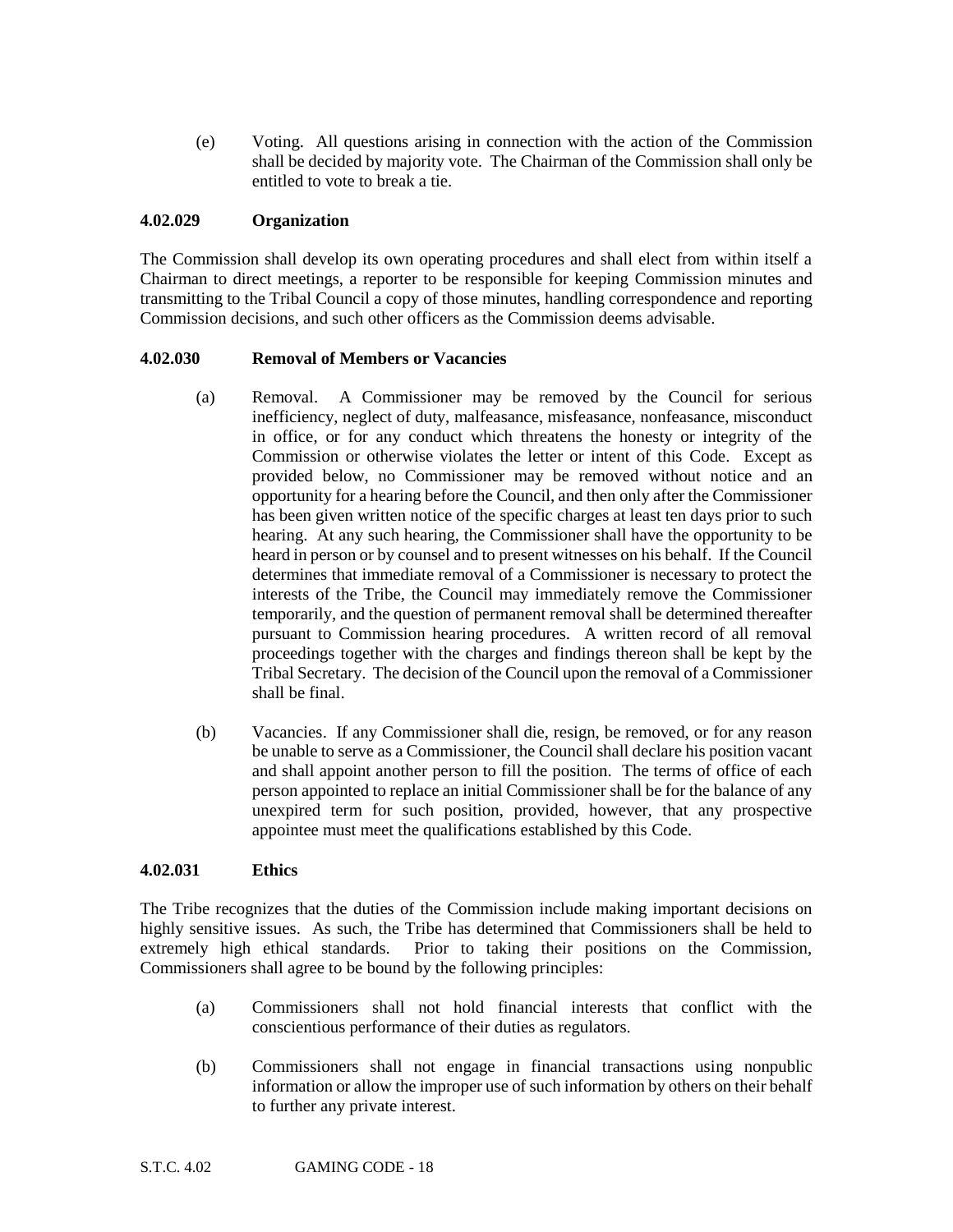(e) Voting. All questions arising in connection with the action of the Commission shall be decided by majority vote. The Chairman of the Commission shall only be entitled to vote to break a tie.

### 4.02.029 Organization

The Commission shall develop its own operating procedures and shall elect from within itself a Chairman to direct meetings, a reporter to be responsible for keeping Commission minutes and transmitting to the Tribal Council a copy of those minutes, handling correspondence and reporting Commission decisions, and such other officers as the Commission deems advisable.

### 4.02.030 Removal of Members or Vacancies

(a) Removal. A Commissioner may be removed by the Council for serious inefficiency, neglect of duty, malfeasance, misfeasance, nonfeasance, misconduct in office, or for any conduct which threatens the honesty or integrity of the Commission or otherwise violates the letter or intent of this Code. Except as provided below, no Commissioner may be removed without notice and an opportunity for a hearing before the Council, and then only after the Commissioner has been given written notice of the specific charges at least ten days prior to such hearing. At any such hearing, the Commissioner shall have the opportunity to be heard in person or by counsel and to present witnesses on his behalf. If the Council determines that immediate removal of a Commissioner is necessary to protect the interests of the Tribe, the Council may immediately remove the Commissioner temporarily, and the question of permanent removal shall be determined thereafter pursuant to Commission hearing procedures. A written record of all removal proceedings together with the charges and findings thereon shall be kept by the Tribal Secretary. The decision of the Council upon the removal of a Commissioner shall be final.

(b) Vacancies. If any Commissioner shall die, resign, be removed, or for any reason be unable to serve as a Commissioner, the Council shall declare his position vacant and shall appoint another person to fill the position. The terms of office of each person appointed to replace an initial Commissioner shall be for the balance of any unexpired term for such position, provided, however, that any prospective appointee must meet the qualifications established by this Code.

### 4.02.031 Ethics

The Tribe recognizes that the duties of the Commission include making important decisions on highly sensitive issues. As such, the Tribe has determined that Commissioners shall be held to extremely high ethical standards. Prior to taking their positions on the Commission, Commissioners shall agree to be bound by the following principles:

(a) Commissioners shall not hold financial interests that conflict with the conscientious performance of their duties as regulators.

(b) Commissioners shall not engage in financial transactions using nonpublic information or allow the improper use of such information by others on their behalf to further any private interest.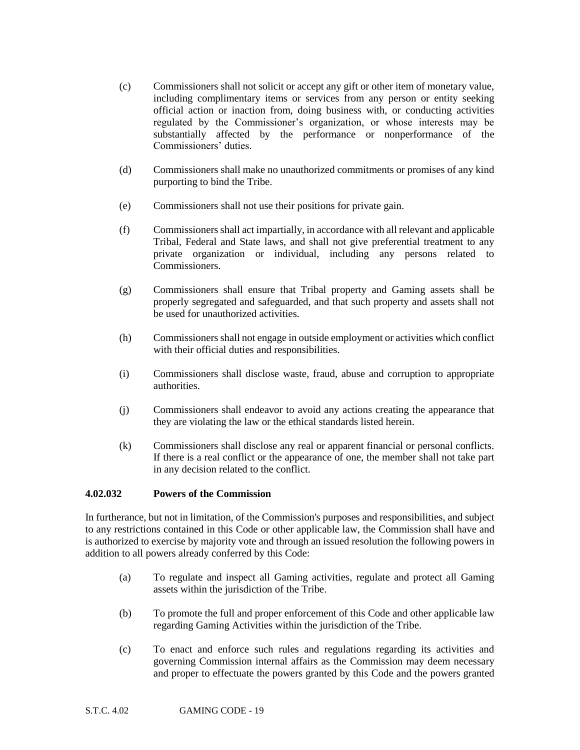(c) Commissioners shall not solicit or accept any gift or other item of monetary value, including complimentary items or services from any person or entity seeking official action or inaction from, doing business with, or conducting activities regulated by the Commissioner's organization, or whose interests may be substantially affected by the performance or nonperformance of the Commissioners' duties.

(d) Commissioners shall make no unauthorized commitments or promises of any kind purporting to bind the Tribe.

(e) Commissioners shall not use their positions for private gain.

(f) Commissioners shall act impartially, in accordance with all relevant and applicable Tribal, Federal and State laws, and shall not give preferential treatment to any private organization or individual, including any persons related to Commissioners.

(g) Commissioners shall ensure that Tribal property and Gaming assets shall be properly segregated and safeguarded, and that such property and assets shall not be used for unauthorized activities.

(h) Commissioners shall not engage in outside employment or activities which conflict with their official duties and responsibilities.

(i) Commissioners shall disclose waste, fraud, abuse and corruption to appropriate authorities.

(j) Commissioners shall endeavor to avoid any actions creating the appearance that they are violating the law or the ethical standards listed herein.

(k) Commissioners shall disclose any real or apparent financial or personal conflicts. If there is a real conflict or the appearance of one, the member shall not take part in any decision related to the conflict.

### 4.02.032 Powers of the Commission

In furtherance, but not in limitation, of the Commission's purposes and responsibilities, and subject to any restrictions contained in this Code or other applicable law, the Commission shall have and is authorized to exercise by majority vote and through an issued resolution the following powers in addition to all powers already conferred by this Code:

(a) To regulate and inspect all Gaming activities, regulate and protect all Gaming assets within the jurisdiction of the Tribe.

(b) To promote the full and proper enforcement of this Code and other applicable law regarding Gaming Activities within the jurisdiction of the Tribe.

(c) To enact and enforce such rules and regulations regarding its activities and governing Commission internal affairs as the Commission may deem necessary and proper to effectuate the powers granted by this Code and the powers granted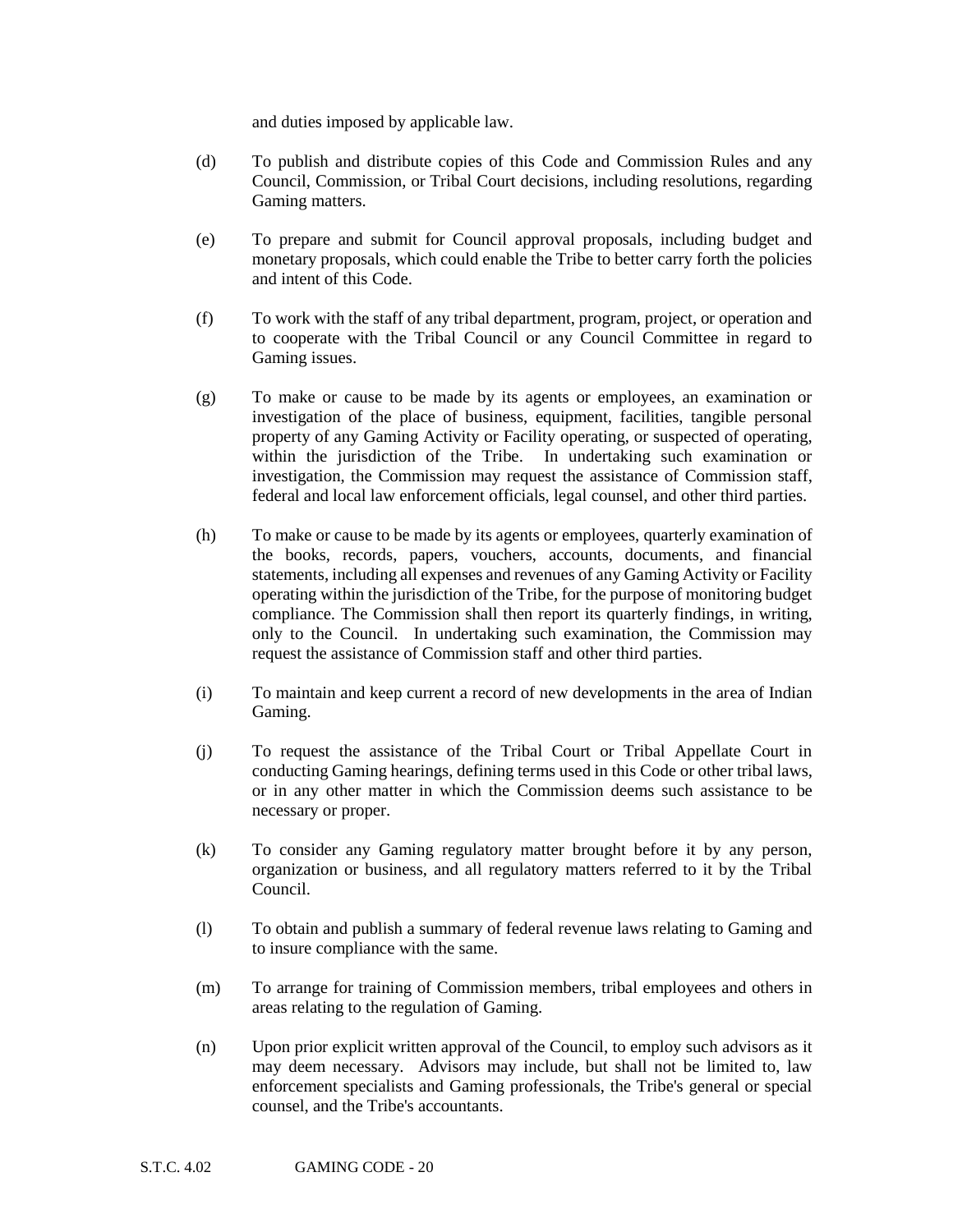and duties imposed by applicable law.

(d) To publish and distribute copies of this Code and Commission Rules and any Council, Commission, or Tribal Court decisions, including resolutions, regarding Gaming matters.

(e) To prepare and submit for Council approval proposals, including budget and monetary proposals, which could enable the Tribe to better carry forth the policies and intent of this Code.

(f) To work with the staff of any tribal department, program, project, or operation and to cooperate with the Tribal Council or any Council Committee in regard to Gaming issues.

(g) To make or cause to be made by its agents or employees, an examination or investigation of the place of business, equipment, facilities, tangible personal property of any Gaming Activity or Facility operating, or suspected of operating, within the jurisdiction of the Tribe. In undertaking such examination or investigation, the Commission may request the assistance of Commission staff, federal and local law enforcement officials, legal counsel, and other third parties.

(h) To make or cause to be made by its agents or employees, quarterly examination of the books, records, papers, vouchers, accounts, documents, and financial statements, including all expenses and revenues of any Gaming Activity or Facility operating within the jurisdiction of the Tribe, for the purpose of monitoring budget compliance. The Commission shall then report its quarterly findings, in writing, only to the Council. In undertaking such examination, the Commission may request the assistance of Commission staff and other third parties.

(i) To maintain and keep current a record of new developments in the area of Indian Gaming.

(j) To request the assistance of the Tribal Court or Tribal Appellate Court in conducting Gaming hearings, defining terms used in this Code or other tribal laws, or in any other matter in which the Commission deems such assistance to be necessary or proper.

(k) To consider any Gaming regulatory matter brought before it by any person, organization or business, and all regulatory matters referred to it by the Tribal Council.

(l) To obtain and publish a summary of federal revenue laws relating to Gaming and to insure compliance with the same.

(m) To arrange for training of Commission members, tribal employees and others in areas relating to the regulation of Gaming.

(n) Upon prior explicit written approval of the Council, to employ such advisors as it may deem necessary. Advisors may include, but shall not be limited to, law enforcement specialists and Gaming professionals, the Tribe's general or special counsel, and the Tribe's accountants.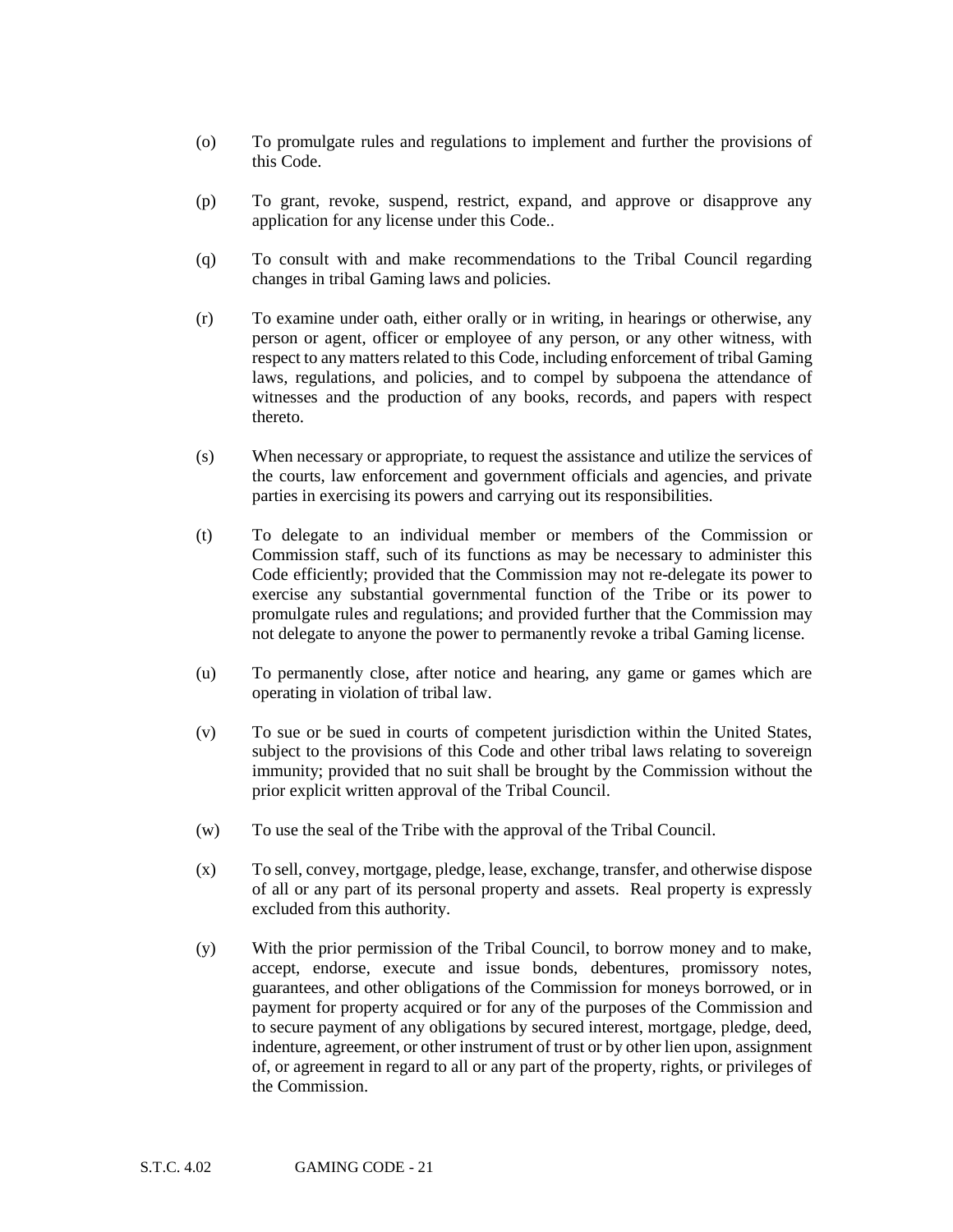(o) To promulgate rules and regulations to implement and further the provisions of this Code.

(p) To grant, revoke, suspend, restrict, expand, and approve or disapprove any application for any license under this Code..

(q) To consult with and make recommendations to the Tribal Council regarding changes in tribal Gaming laws and policies.

(r) To examine under oath, either orally or in writing, in hearings or otherwise, any person or agent, officer or employee of any person, or any other witness, with respect to any matters related to this Code, including enforcement of tribal Gaming laws, regulations, and policies, and to compel by subpoena the attendance of witnesses and the production of any books, records, and papers with respect thereto.

(s) When necessary or appropriate, to request the assistance and utilize the services of the courts, law enforcement and government officials and agencies, and private parties in exercising its powers and carrying out its responsibilities.

(t) To delegate to an individual member or members of the Commission or Commission staff, such of its functions as may be necessary to administer this Code efficiently; provided that the Commission may not re-delegate its power to exercise any substantial governmental function of the Tribe or its power to promulgate rules and regulations; and provided further that the Commission may not delegate to anyone the power to permanently revoke a tribal Gaming license.

(u) To permanently close, after notice and hearing, any game or games which are operating in violation of tribal law.

(v) To sue or be sued in courts of competent jurisdiction within the United States, subject to the provisions of this Code and other tribal laws relating to sovereign immunity; provided that no suit shall be brought by the Commission without the prior explicit written approval of the Tribal Council.

(w) To use the seal of the Tribe with the approval of the Tribal Council.

(x) To sell, convey, mortgage, pledge, lease, exchange, transfer, and otherwise dispose of all or any part of its personal property and assets. Real property is expressly excluded from this authority.

(y) With the prior permission of the Tribal Council, to borrow money and to make, accept, endorse, execute and issue bonds, debentures, promissory notes, guarantees, and other obligations of the Commission for moneys borrowed, or in payment for property acquired or for any of the purposes of the Commission and to secure payment of any obligations by secured interest, mortgage, pledge, deed, indenture, agreement, or other instrument of trust or by other lien upon, assignment of, or agreement in regard to all or any part of the property, rights, or privileges of the Commission.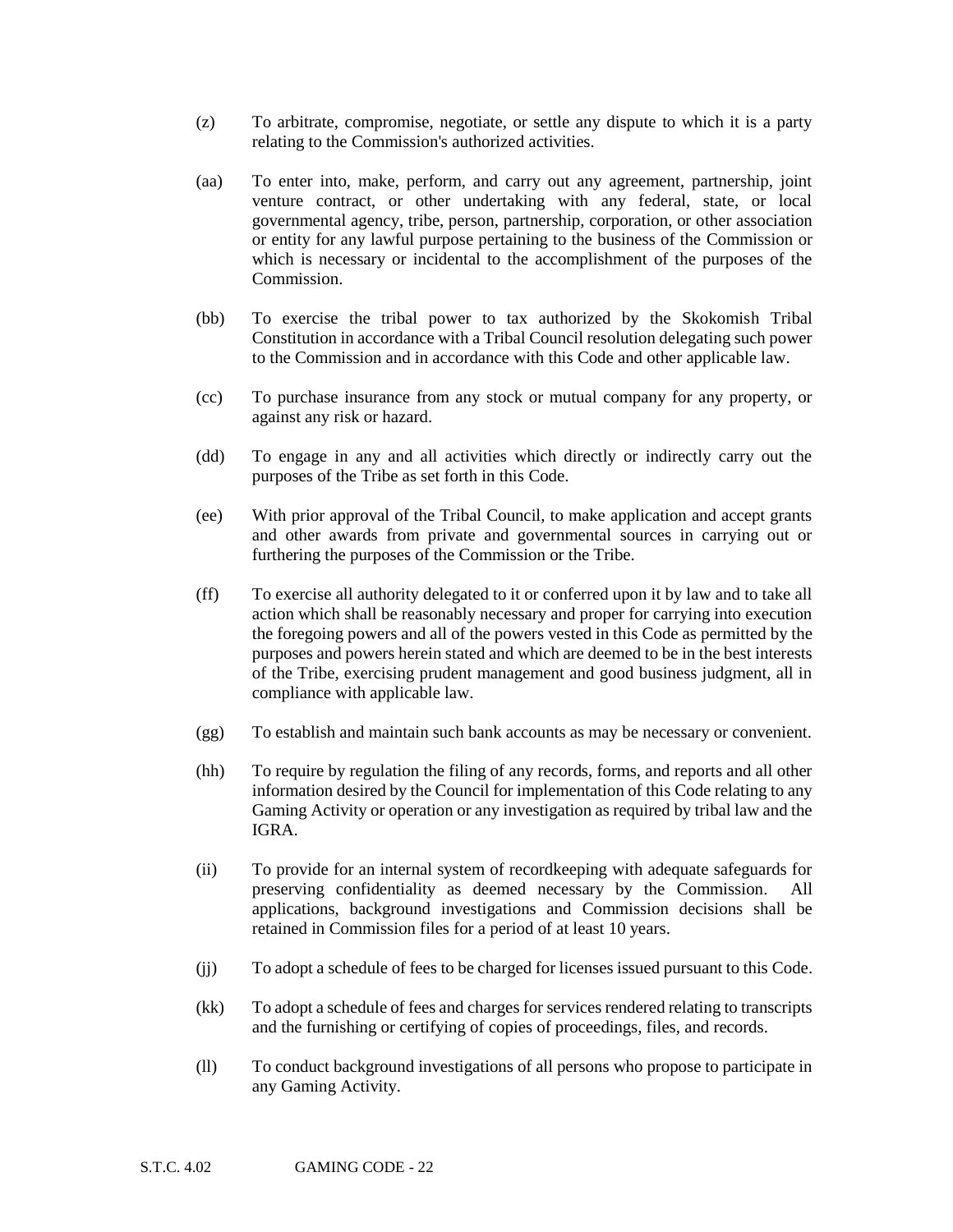(z) To arbitrate, compromise, negotiate, or settle any dispute to which it is a party relating to the Commission's authorized activities.

(aa) To enter into, make, perform, and carry out any agreement, partnership, joint venture contract, or other undertaking with any federal, state, or local governmental agency, tribe, person, partnership, corporation, or other association or entity for any lawful purpose pertaining to the business of the Commission or which is necessary or incidental to the accomplishment of the purposes of the Commission.

(bb) To exercise the tribal power to tax authorized by the Skokomish Tribal Constitution in accordance with a Tribal Council resolution delegating such power to the Commission and in accordance with this Code and other applicable law.

(cc) To purchase insurance from any stock or mutual company for any property, or against any risk or hazard.

(dd) To engage in any and all activities which directly or indirectly carry out the purposes of the Tribe as set forth in this Code.

(ee) With prior approval of the Tribal Council, to make application and accept grants and other awards from private and governmental sources in carrying out or furthering the purposes of the Commission or the Tribe.

(ff) To exercise all authority delegated to it or conferred upon it by law and to take all action which shall be reasonably necessary and proper for carrying into execution the foregoing powers and all of the powers vested in this Code as permitted by the purposes and powers herein stated and which are deemed to be in the best interests of the Tribe, exercising prudent management and good business judgment, all in compliance with applicable law.

(gg) To establish and maintain such bank accounts as may be necessary or convenient.

(hh) To require by regulation the filing of any records, forms, and reports and all other information desired by the Council for implementation of this Code relating to any Gaming Activity or operation or any investigation as required by tribal law and the IGRA.

(ii) To provide for an internal system of recordkeeping with adequate safeguards for preserving confidentiality as deemed necessary by the Commission. All applications, background investigations and Commission decisions shall be retained in Commission files for a period of at least 10 years.

(jj) To adopt a schedule of fees to be charged for licenses issued pursuant to this Code.

(kk) To adopt a schedule of fees and charges for services rendered relating to transcripts and the furnishing or certifying of copies of proceedings, files, and records.

(ll) To conduct background investigations of all persons who propose to participate in any Gaming Activity.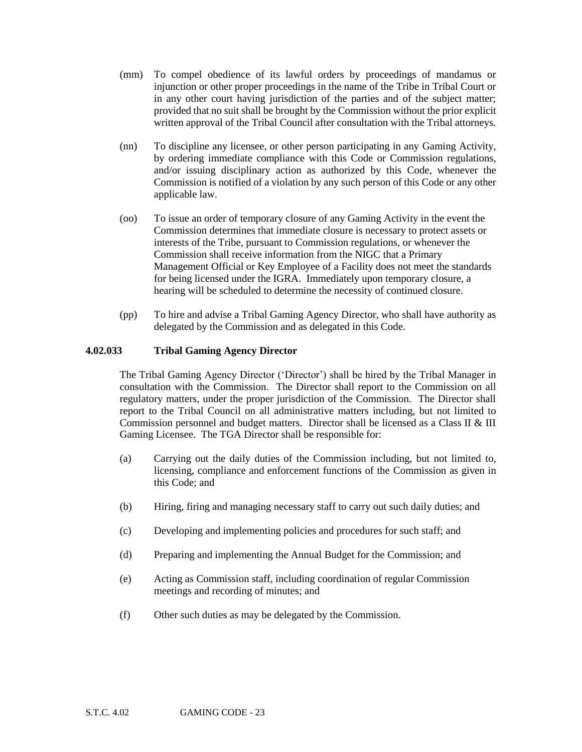(mm) To compel obedience of its lawful orders by proceedings of mandamus or injunction or other proper proceedings in the name of the Tribe in Tribal Court or in any other court having jurisdiction of the parties and of the subject matter; provided that no suit shall be brought by the Commission without the prior explicit written approval of the Tribal Council after consultation with the Tribal attorneys.

(nn) To discipline any licensee, or other person participating in any Gaming Activity, by ordering immediate compliance with this Code or Commission regulations, and/or issuing disciplinary action as authorized by this Code, whenever the Commission is notified of a violation by any such person of this Code or any other applicable law.

(oo) To issue an order of temporary closure of any Gaming Activity in the event the Commission determines that immediate closure is necessary to protect assets or interests of the Tribe, pursuant to Commission regulations, or whenever the Commission shall receive information from the NIGC that a Primary Management Official or Key Employee of a Facility does not meet the standards for being licensed under the IGRA. Immediately upon temporary closure, a hearing will be scheduled to determine the necessity of continued closure.

(pp) To hire and advise a Tribal Gaming Agency Director, who shall have authority as delegated by the Commission and as delegated in this Code.

**4.02.033 Tribal Gaming Agency Director**

The Tribal Gaming Agency Director ('Director') shall be hired by the Tribal Manager in consultation with the Commission. The Director shall report to the Commission on all regulatory matters, under the proper jurisdiction of the Commission. The Director shall report to the Tribal Council on all administrative matters including, but not limited to Commission personnel and budget matters. Director shall be licensed as a Class II & III Gaming Licensee. The TGA Director shall be responsible for:

(a) Carrying out the daily duties of the Commission including, but not limited to, licensing, compliance and enforcement functions of the Commission as given in this Code; and

(b) Hiring, firing and managing necessary staff to carry out such daily duties; and

(c) Developing and implementing policies and procedures for such staff; and

(d) Preparing and implementing the Annual Budget for the Commission; and

(e) Acting as Commission staff, including coordination of regular Commission meetings and recording of minutes; and

(f) Other such duties as may be delegated by the Commission.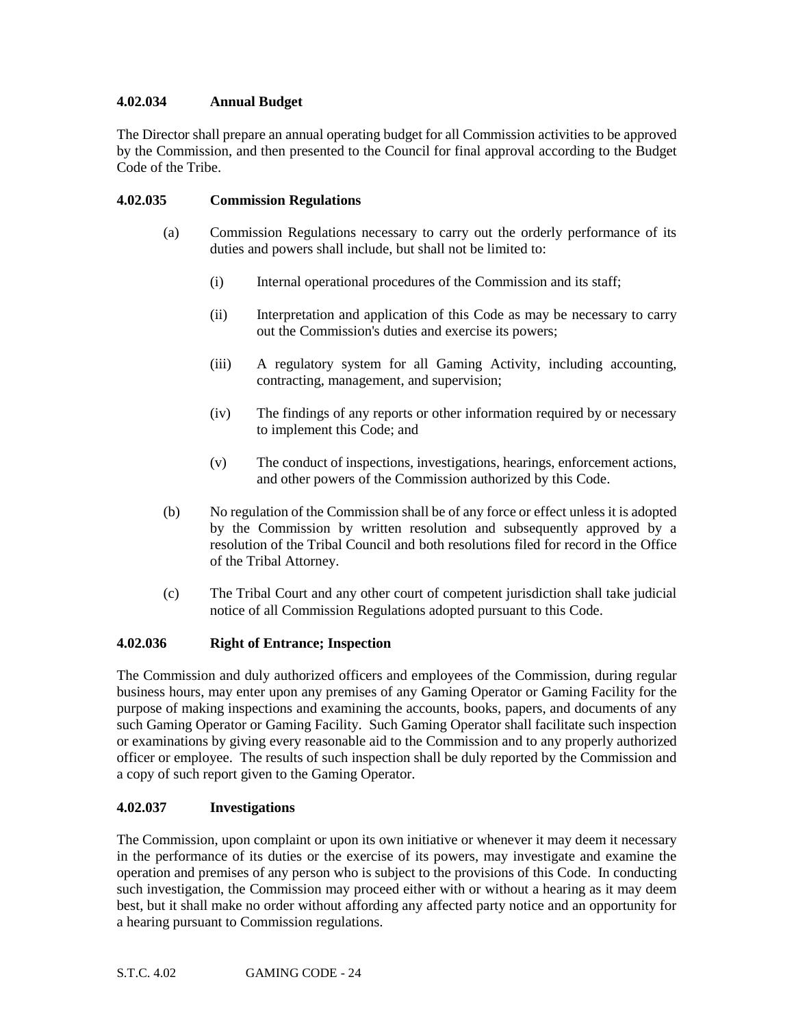### 4.02.034 Annual Budget

The Director shall prepare an annual operating budget for all Commission activities to be approved by the Commission, and then presented to the Council for final approval according to the Budget Code of the Tribe.

### 4.02.035 Commission Regulations

(a) Commission Regulations necessary to carry out the orderly performance of its duties and powers shall include, but shall not be limited to:

(i) Internal operational procedures of the Commission and its staff;

(ii) Interpretation and application of this Code as may be necessary to carry out the Commission's duties and exercise its powers;

(iii) A regulatory system for all Gaming Activity, including accounting, contracting, management, and supervision;

(iv) The findings of any reports or other information required by or necessary to implement this Code; and

(v) The conduct of inspections, investigations, hearings, enforcement actions, and other powers of the Commission authorized by this Code.

(b) No regulation of the Commission shall be of any force or effect unless it is adopted by the Commission by written resolution and subsequently approved by a resolution of the Tribal Council and both resolutions filed for record in the Office of the Tribal Attorney.

(c) The Tribal Court and any other court of competent jurisdiction shall take judicial notice of all Commission Regulations adopted pursuant to this Code.

### 4.02.036 Right of Entrance; Inspection

The Commission and duly authorized officers and employees of the Commission, during regular business hours, may enter upon any premises of any Gaming Operator or Gaming Facility for the purpose of making inspections and examining the accounts, books, papers, and documents of any such Gaming Operator or Gaming Facility. Such Gaming Operator shall facilitate such inspection or examinations by giving every reasonable aid to the Commission and to any properly authorized officer or employee. The results of such inspection shall be duly reported by the Commission and a copy of such report given to the Gaming Operator.

### 4.02.037 Investigations

The Commission, upon complaint or upon its own initiative or whenever it may deem it necessary in the performance of its duties or the exercise of its powers, may investigate and examine the operation and premises of any person who is subject to the provisions of this Code. In conducting such investigation, the Commission may proceed either with or without a hearing as it may deem best, but it shall make no order without affording any affected party notice and an opportunity for a hearing pursuant to Commission regulations.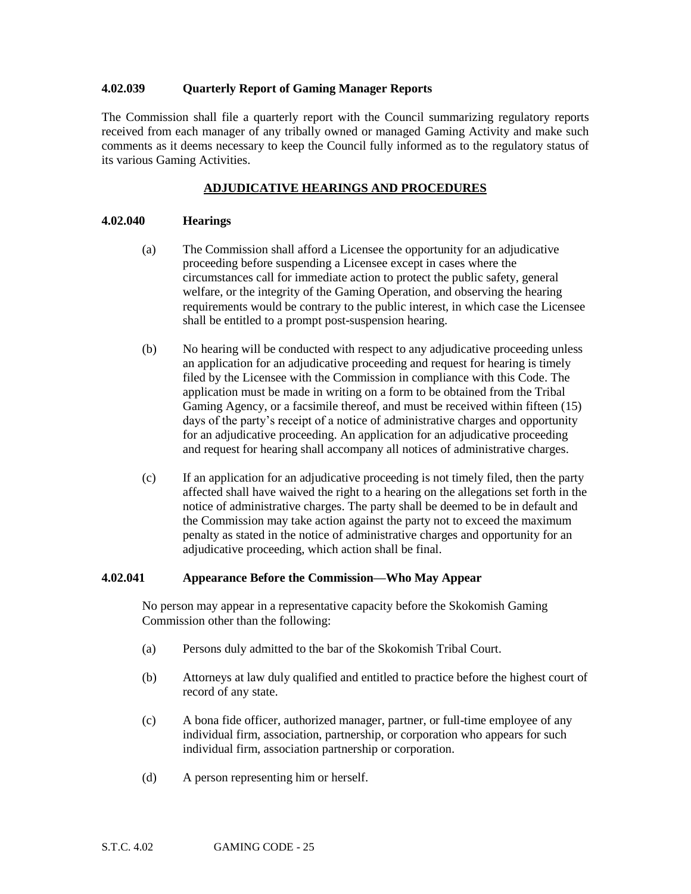### 4.02.039 Quarterly Report of Gaming Manager Reports

The Commission shall file a quarterly report with the Council summarizing regulatory reports received from each manager of any tribally owned or managed Gaming Activity and make such comments as it deems necessary to keep the Council fully informed as to the regulatory status of its various Gaming Activities.

## ADJUDICATIVE HEARINGS AND PROCEDURES

### 4.02.040 Hearings

(a) The Commission shall afford a Licensee the opportunity for an adjudicative proceeding before suspending a Licensee except in cases where the circumstances call for immediate action to protect the public safety, general welfare, or the integrity of the Gaming Operation, and observing the hearing requirements would be contrary to the public interest, in which case the Licensee shall be entitled to a prompt post-suspension hearing.

(b) No hearing will be conducted with respect to any adjudicative proceeding unless an application for an adjudicative proceeding and request for hearing is timely filed by the Licensee with the Commission in compliance with this Code. The application must be made in writing on a form to be obtained from the Tribal Gaming Agency, or a facsimile thereof, and must be received within fifteen (15) days of the party's receipt of a notice of administrative charges and opportunity for an adjudicative proceeding. An application for an adjudicative proceeding and request for hearing shall accompany all notices of administrative charges.

(c) If an application for an adjudicative proceeding is not timely filed, then the party affected shall have waived the right to a hearing on the allegations set forth in the notice of administrative charges. The party shall be deemed to be in default and the Commission may take action against the party not to exceed the maximum penalty as stated in the notice of administrative charges and opportunity for an adjudicative proceeding, which action shall be final.

### 4.02.041 Appearance Before the Commission—Who May Appear

No person may appear in a representative capacity before the Skokomish Gaming Commission other than the following:

(a) Persons duly admitted to the bar of the Skokomish Tribal Court.

(b) Attorneys at law duly qualified and entitled to practice before the highest court of record of any state.

(c) A bona fide officer, authorized manager, partner, or full-time employee of any individual firm, association, partnership, or corporation who appears for such individual firm, association partnership or corporation.

(d) A person representing him or herself.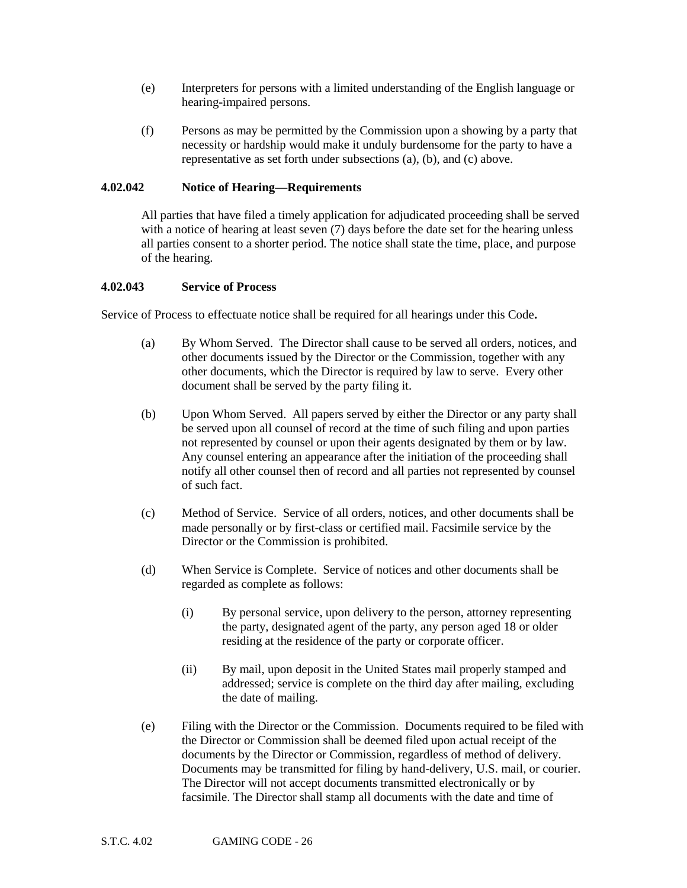(e) Interpreters for persons with a limited understanding of the English language or hearing-impaired persons.

(f) Persons as may be permitted by the Commission upon a showing by a party that necessity or hardship would make it unduly burdensome for the party to have a representative as set forth under subsections (a), (b), and (c) above.

### 4.02.042 Notice of Hearing—Requirements

All parties that have filed a timely application for adjudicated proceeding shall be served with a notice of hearing at least seven (7) days before the date set for the hearing unless all parties consent to a shorter period. The notice shall state the time, place, and purpose of the hearing.

### 4.02.043 Service of Process

Service of Process to effectuate notice shall be required for all hearings under this Code**.**

(a) By Whom Served. The Director shall cause to be served all orders, notices, and other documents issued by the Director or the Commission, together with any other documents, which the Director is required by law to serve. Every other document shall be served by the party filing it.

(b) Upon Whom Served. All papers served by either the Director or any party shall be served upon all counsel of record at the time of such filing and upon parties not represented by counsel or upon their agents designated by them or by law. Any counsel entering an appearance after the initiation of the proceeding shall notify all other counsel then of record and all parties not represented by counsel of such fact.

(c) Method of Service. Service of all orders, notices, and other documents shall be made personally or by first-class or certified mail. Facsimile service by the Director or the Commission is prohibited.

(d) When Service is Complete. Service of notices and other documents shall be regarded as complete as follows:

(i) By personal service, upon delivery to the person, attorney representing the party, designated agent of the party, any person aged 18 or older residing at the residence of the party or corporate officer.

(ii) By mail, upon deposit in the United States mail properly stamped and addressed; service is complete on the third day after mailing, excluding the date of mailing.

(e) Filing with the Director or the Commission. Documents required to be filed with the Director or Commission shall be deemed filed upon actual receipt of the documents by the Director or Commission, regardless of method of delivery. Documents may be transmitted for filing by hand-delivery, U.S. mail, or courier. The Director will not accept documents transmitted electronically or by facsimile. The Director shall stamp all documents with the date and time of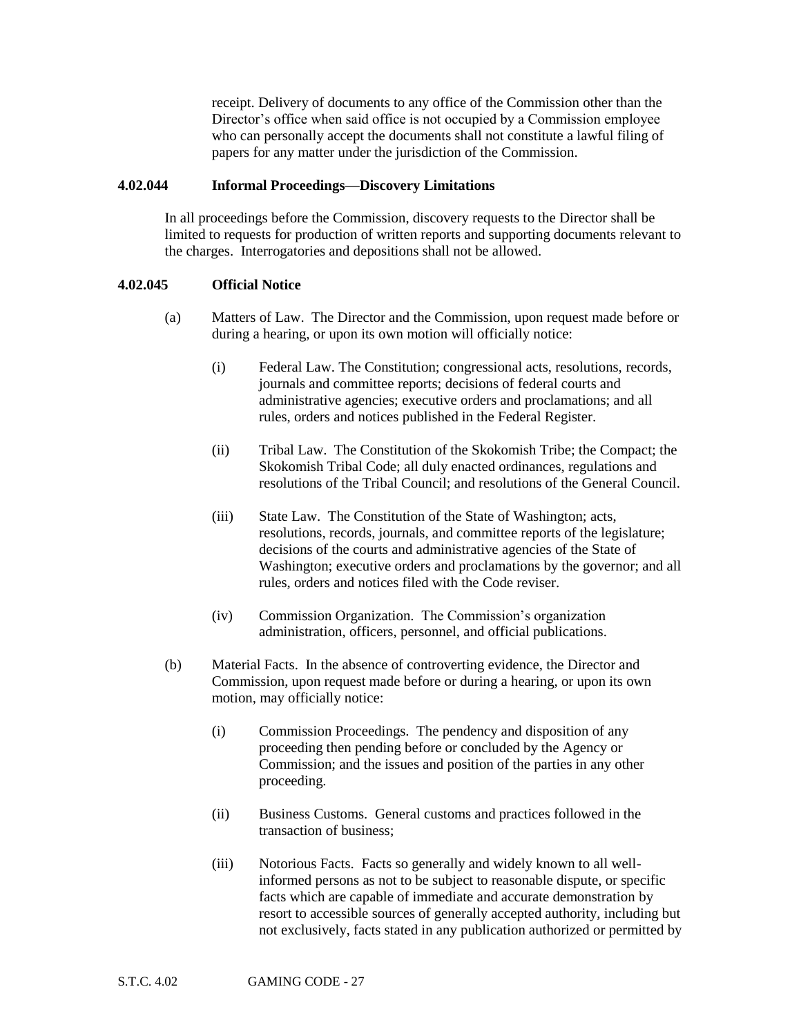receipt. Delivery of documents to any office of the Commission other than the Director's office when said office is not occupied by a Commission employee who can personally accept the documents shall not constitute a lawful filing of papers for any matter under the jurisdiction of the Commission.

**4.02.044 Informal Proceedings—Discovery Limitations**

In all proceedings before the Commission, discovery requests to the Director shall be limited to requests for production of written reports and supporting documents relevant to the charges. Interrogatories and depositions shall not be allowed.

**4.02.045 Official Notice**

(a) Matters of Law. The Director and the Commission, upon request made before or during a hearing, or upon its own motion will officially notice:

(i) Federal Law. The Constitution; congressional acts, resolutions, records, journals and committee reports; decisions of federal courts and administrative agencies; executive orders and proclamations; and all rules, orders and notices published in the Federal Register.

(ii) Tribal Law. The Constitution of the Skokomish Tribe; the Compact; the Skokomish Tribal Code; all duly enacted ordinances, regulations and resolutions of the Tribal Council; and resolutions of the General Council.

(iii) State Law. The Constitution of the State of Washington; acts, resolutions, records, journals, and committee reports of the legislature; decisions of the courts and administrative agencies of the State of Washington; executive orders and proclamations by the governor; and all rules, orders and notices filed with the Code reviser.

(iv) Commission Organization. The Commission's organization administration, officers, personnel, and official publications.

(b) Material Facts. In the absence of controverting evidence, the Director and Commission, upon request made before or during a hearing, or upon its own motion, may officially notice:

(i) Commission Proceedings. The pendency and disposition of any proceeding then pending before or concluded by the Agency or Commission; and the issues and position of the parties in any other proceeding.

(ii) Business Customs. General customs and practices followed in the transaction of business;

(iii) Notorious Facts. Facts so generally and widely known to all well-informed persons as not to be subject to reasonable dispute, or specific facts which are capable of immediate and accurate demonstration by resort to accessible sources of generally accepted authority, including but not exclusively, facts stated in any publication authorized or permitted by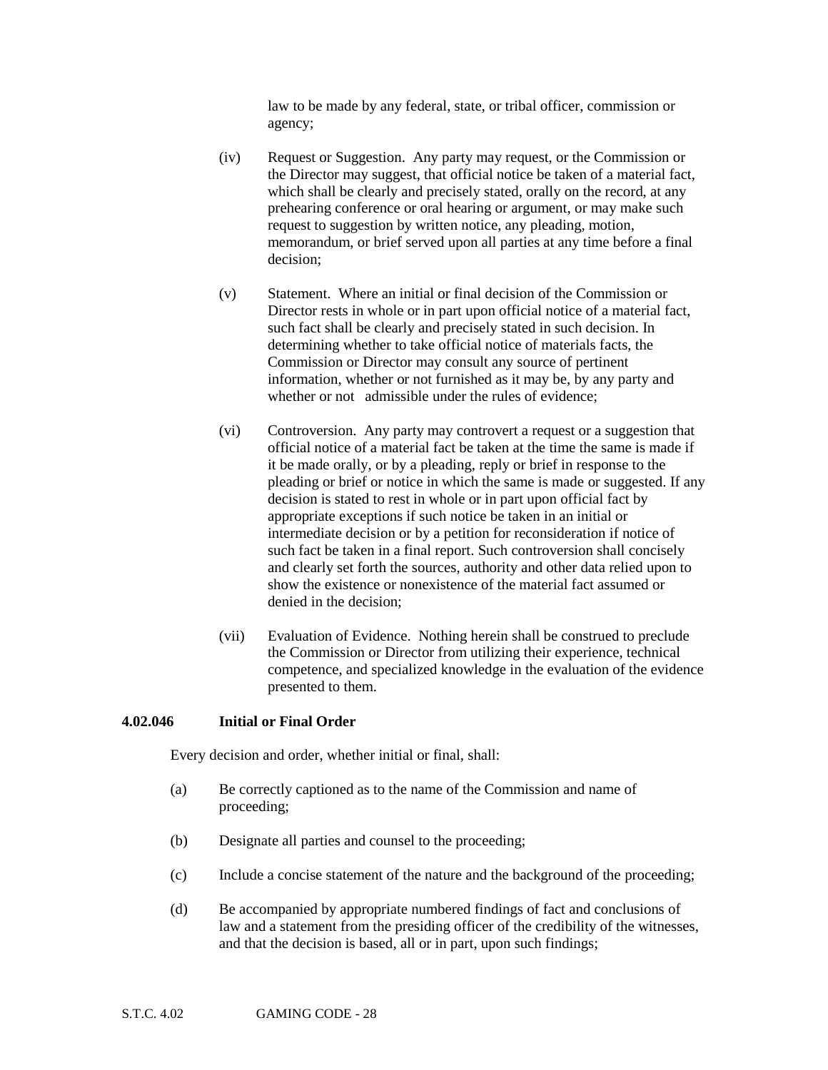law to be made by any federal, state, or tribal officer, commission or agency;

(iv) Request or Suggestion. Any party may request, or the Commission or the Director may suggest, that official notice be taken of a material fact, which shall be clearly and precisely stated, orally on the record, at any prehearing conference or oral hearing or argument, or may make such request to suggestion by written notice, any pleading, motion, memorandum, or brief served upon all parties at any time before a final decision;

(v) Statement. Where an initial or final decision of the Commission or Director rests in whole or in part upon official notice of a material fact, such fact shall be clearly and precisely stated in such decision. In determining whether to take official notice of materials facts, the Commission or Director may consult any source of pertinent information, whether or not furnished as it may be, by any party and whether or not admissible under the rules of evidence;

(vi) Controversion. Any party may controvert a request or a suggestion that official notice of a material fact be taken at the time the same is made if it be made orally, or by a pleading, reply or brief in response to the pleading or brief or notice in which the same is made or suggested. If any decision is stated to rest in whole or in part upon official fact by appropriate exceptions if such notice be taken in an initial or intermediate decision or by a petition for reconsideration if notice of such fact be taken in a final report. Such controversion shall concisely and clearly set forth the sources, authority and other data relied upon to show the existence or nonexistence of the material fact assumed or denied in the decision;

(vii) Evaluation of Evidence. Nothing herein shall be construed to preclude the Commission or Director from utilizing their experience, technical competence, and specialized knowledge in the evaluation of the evidence presented to them.

**4.02.046 Initial or Final Order**

Every decision and order, whether initial or final, shall:

(a) Be correctly captioned as to the name of the Commission and name of proceeding;

(b) Designate all parties and counsel to the proceeding;

(c) Include a concise statement of the nature and the background of the proceeding;

(d) Be accompanied by appropriate numbered findings of fact and conclusions of law and a statement from the presiding officer of the credibility of the witnesses, and that the decision is based, all or in part, upon such findings;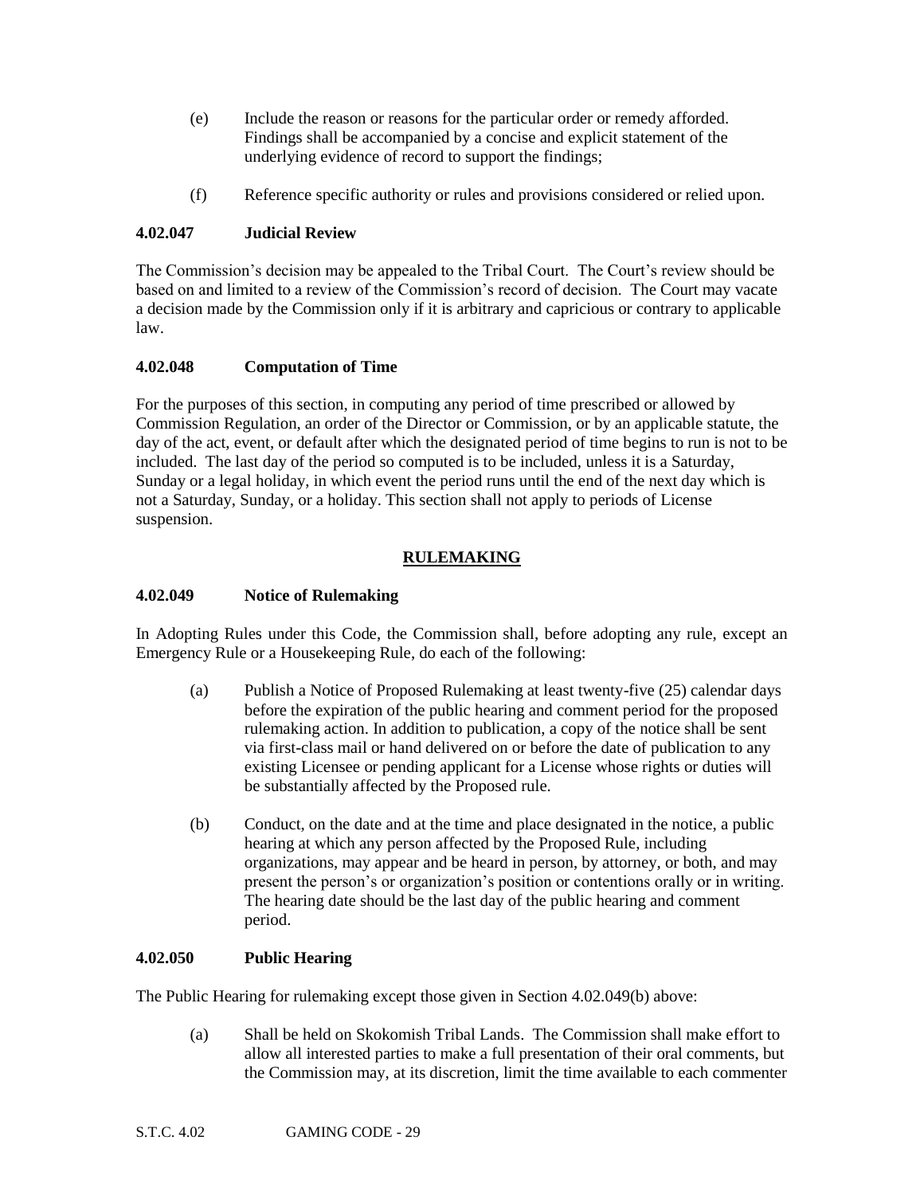(e) Include the reason or reasons for the particular order or remedy afforded. Findings shall be accompanied by a concise and explicit statement of the underlying evidence of record to support the findings;

(f) Reference specific authority or rules and provisions considered or relied upon.

**4.02.047 Judicial Review**

The Commission's decision may be appealed to the Tribal Court. The Court's review should be based on and limited to a review of the Commission's record of decision. The Court may vacate a decision made by the Commission only if it is arbitrary and capricious or contrary to applicable law.

**4.02.048 Computation of Time**

For the purposes of this section, in computing any period of time prescribed or allowed by Commission Regulation, an order of the Director or Commission, or by an applicable statute, the day of the act, event, or default after which the designated period of time begins to run is not to be included. The last day of the period so computed is to be included, unless it is a Saturday, Sunday or a legal holiday, in which event the period runs until the end of the next day which is not a Saturday, Sunday, or a holiday. This section shall not apply to periods of License suspension.

## RULEMAKING

**4.02.049 Notice of Rulemaking**

In Adopting Rules under this Code, the Commission shall, before adopting any rule, except an Emergency Rule or a Housekeeping Rule, do each of the following:

(a) Publish a Notice of Proposed Rulemaking at least twenty-five (25) calendar days before the expiration of the public hearing and comment period for the proposed rulemaking action. In addition to publication, a copy of the notice shall be sent via first-class mail or hand delivered on or before the date of publication to any existing Licensee or pending applicant for a License whose rights or duties will be substantially affected by the Proposed rule.

(b) Conduct, on the date and at the time and place designated in the notice, a public hearing at which any person affected by the Proposed Rule, including organizations, may appear and be heard in person, by attorney, or both, and may present the person's or organization's position or contentions orally or in writing. The hearing date should be the last day of the public hearing and comment period.

**4.02.050 Public Hearing**

The Public Hearing for rulemaking except those given in Section 4.02.049(b) above:

(a) Shall be held on Skokomish Tribal Lands. The Commission shall make effort to allow all interested parties to make a full presentation of their oral comments, but the Commission may, at its discretion, limit the time available to each commenter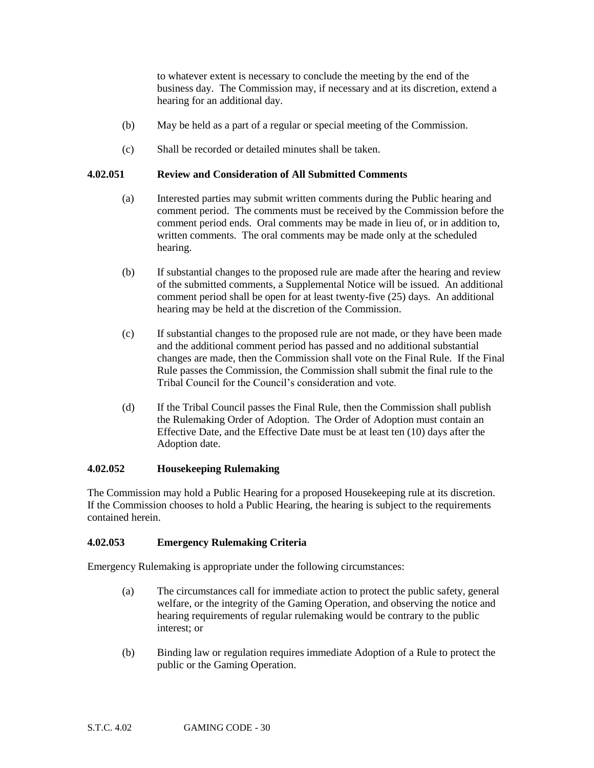to whatever extent is necessary to conclude the meeting by the end of the business day. The Commission may, if necessary and at its discretion, extend a hearing for an additional day.

(b) May be held as a part of a regular or special meeting of the Commission.

(c) Shall be recorded or detailed minutes shall be taken.

### 4.02.051 Review and Consideration of All Submitted Comments

(a) Interested parties may submit written comments during the Public hearing and comment period. The comments must be received by the Commission before the comment period ends. Oral comments may be made in lieu of, or in addition to, written comments. The oral comments may be made only at the scheduled hearing.

(b) If substantial changes to the proposed rule are made after the hearing and review of the submitted comments, a Supplemental Notice will be issued. An additional comment period shall be open for at least twenty-five (25) days. An additional hearing may be held at the discretion of the Commission.

(c) If substantial changes to the proposed rule are not made, or they have been made and the additional comment period has passed and no additional substantial changes are made, then the Commission shall vote on the Final Rule. If the Final Rule passes the Commission, the Commission shall submit the final rule to the Tribal Council for the Council's consideration and vote.

(d) If the Tribal Council passes the Final Rule, then the Commission shall publish the Rulemaking Order of Adoption. The Order of Adoption must contain an Effective Date, and the Effective Date must be at least ten (10) days after the Adoption date.

### 4.02.052 Housekeeping Rulemaking

The Commission may hold a Public Hearing for a proposed Housekeeping rule at its discretion. If the Commission chooses to hold a Public Hearing, the hearing is subject to the requirements contained herein.

### 4.02.053 Emergency Rulemaking Criteria

Emergency Rulemaking is appropriate under the following circumstances:

(a) The circumstances call for immediate action to protect the public safety, general welfare, or the integrity of the Gaming Operation, and observing the notice and hearing requirements of regular rulemaking would be contrary to the public interest; or

(b) Binding law or regulation requires immediate Adoption of a Rule to protect the public or the Gaming Operation.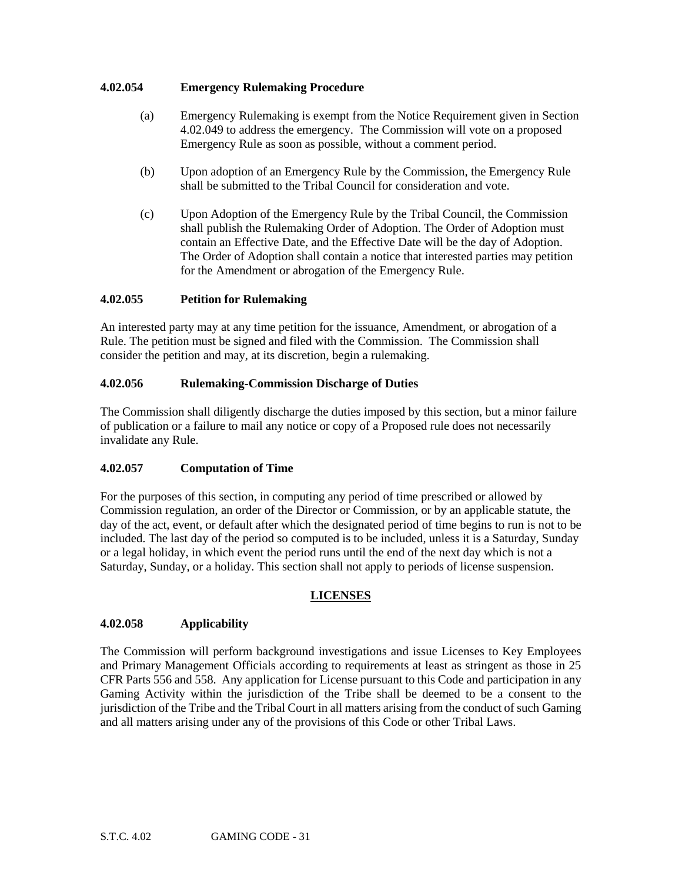### 4.02.054 Emergency Rulemaking Procedure

(a) Emergency Rulemaking is exempt from the Notice Requirement given in Section 4.02.049 to address the emergency. The Commission will vote on a proposed Emergency Rule as soon as possible, without a comment period.

(b) Upon adoption of an Emergency Rule by the Commission, the Emergency Rule shall be submitted to the Tribal Council for consideration and vote.

(c) Upon Adoption of the Emergency Rule by the Tribal Council, the Commission shall publish the Rulemaking Order of Adoption. The Order of Adoption must contain an Effective Date, and the Effective Date will be the day of Adoption. The Order of Adoption shall contain a notice that interested parties may petition for the Amendment or abrogation of the Emergency Rule.

### 4.02.055 Petition for Rulemaking

An interested party may at any time petition for the issuance, Amendment, or abrogation of a Rule. The petition must be signed and filed with the Commission. The Commission shall consider the petition and may, at its discretion, begin a rulemaking.

### 4.02.056 Rulemaking-Commission Discharge of Duties

The Commission shall diligently discharge the duties imposed by this section, but a minor failure of publication or a failure to mail any notice or copy of a Proposed rule does not necessarily invalidate any Rule.

### 4.02.057 Computation of Time

For the purposes of this section, in computing any period of time prescribed or allowed by Commission regulation, an order of the Director or Commission, or by an applicable statute, the day of the act, event, or default after which the designated period of time begins to run is not to be included. The last day of the period so computed is to be included, unless it is a Saturday, Sunday or a legal holiday, in which event the period runs until the end of the next day which is not a Saturday, Sunday, or a holiday. This section shall not apply to periods of license suspension.

## LICENSES

### 4.02.058 Applicability

The Commission will perform background investigations and issue Licenses to Key Employees and Primary Management Officials according to requirements at least as stringent as those in 25 CFR Parts 556 and 558. Any application for License pursuant to this Code and participation in any Gaming Activity within the jurisdiction of the Tribe shall be deemed to be a consent to the jurisdiction of the Tribe and the Tribal Court in all matters arising from the conduct of such Gaming and all matters arising under any of the provisions of this Code or other Tribal Laws.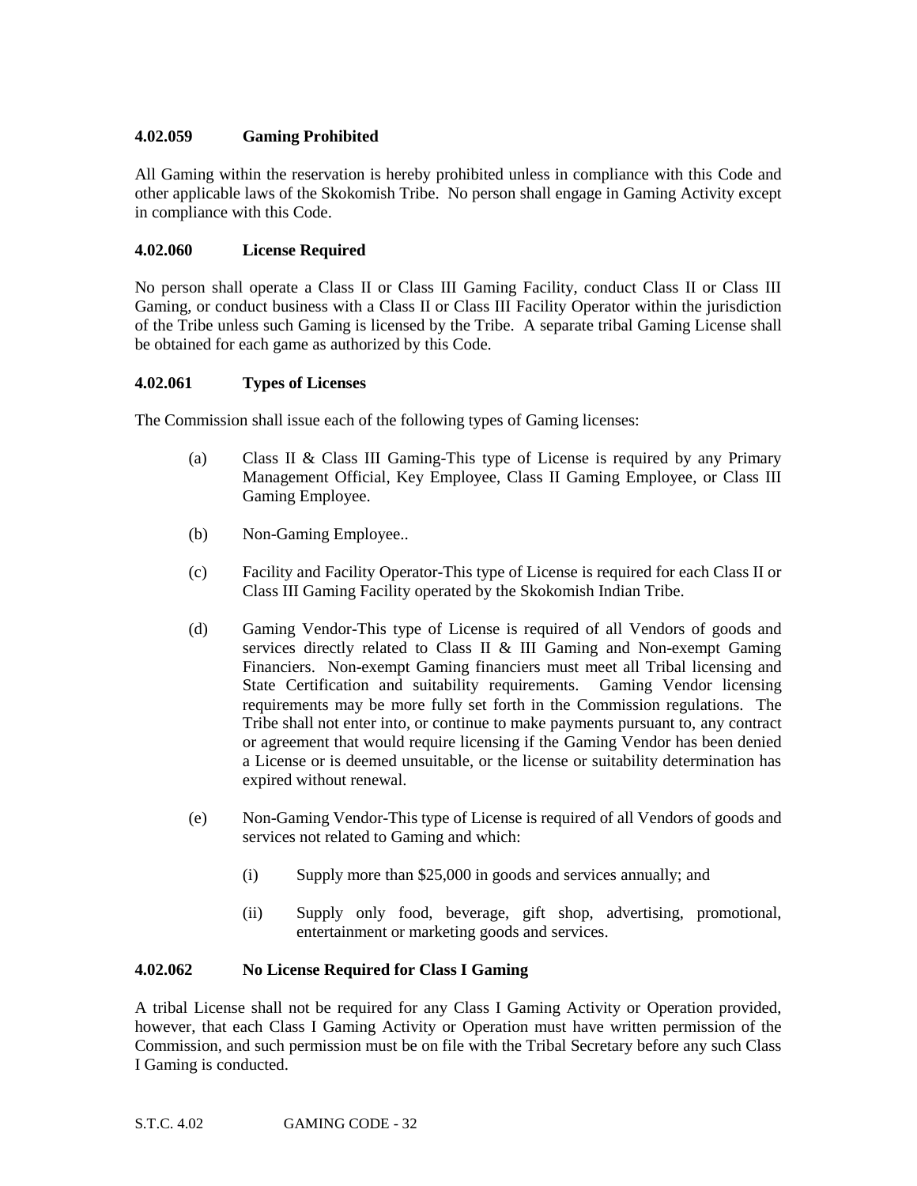#### 4.02.059 Gaming Prohibited

All Gaming within the reservation is hereby prohibited unless in compliance with this Code and other applicable laws of the Skokomish Tribe. No person shall engage in Gaming Activity except in compliance with this Code.

#### 4.02.060 License Required

No person shall operate a Class II or Class III Gaming Facility, conduct Class II or Class III Gaming, or conduct business with a Class II or Class III Facility Operator within the jurisdiction of the Tribe unless such Gaming is licensed by the Tribe. A separate tribal Gaming License shall be obtained for each game as authorized by this Code.

#### 4.02.061 Types of Licenses

The Commission shall issue each of the following types of Gaming licenses:

(a) Class II & Class III Gaming-This type of License is required by any Primary Management Official, Key Employee, Class II Gaming Employee, or Class III Gaming Employee.

(b) Non-Gaming Employee..

(c) Facility and Facility Operator-This type of License is required for each Class II or Class III Gaming Facility operated by the Skokomish Indian Tribe.

(d) Gaming Vendor-This type of License is required of all Vendors of goods and services directly related to Class II & III Gaming and Non-exempt Gaming Financiers. Non-exempt Gaming financiers must meet all Tribal licensing and State Certification and suitability requirements. Gaming Vendor licensing requirements may be more fully set forth in the Commission regulations. The Tribe shall not enter into, or continue to make payments pursuant to, any contract or agreement that would require licensing if the Gaming Vendor has been denied a License or is deemed unsuitable, or the license or suitability determination has expired without renewal.

(e) Non-Gaming Vendor-This type of License is required of all Vendors of goods and services not related to Gaming and which:

  (i) Supply more than $25,000 in goods and services annually; and

  (ii) Supply only food, beverage, gift shop, advertising, promotional, entertainment or marketing goods and services.

#### 4.02.062 No License Required for Class I Gaming

A tribal License shall not be required for any Class I Gaming Activity or Operation provided, however, that each Class I Gaming Activity or Operation must have written permission of the Commission, and such permission must be on file with the Tribal Secretary before any such Class I Gaming is conducted.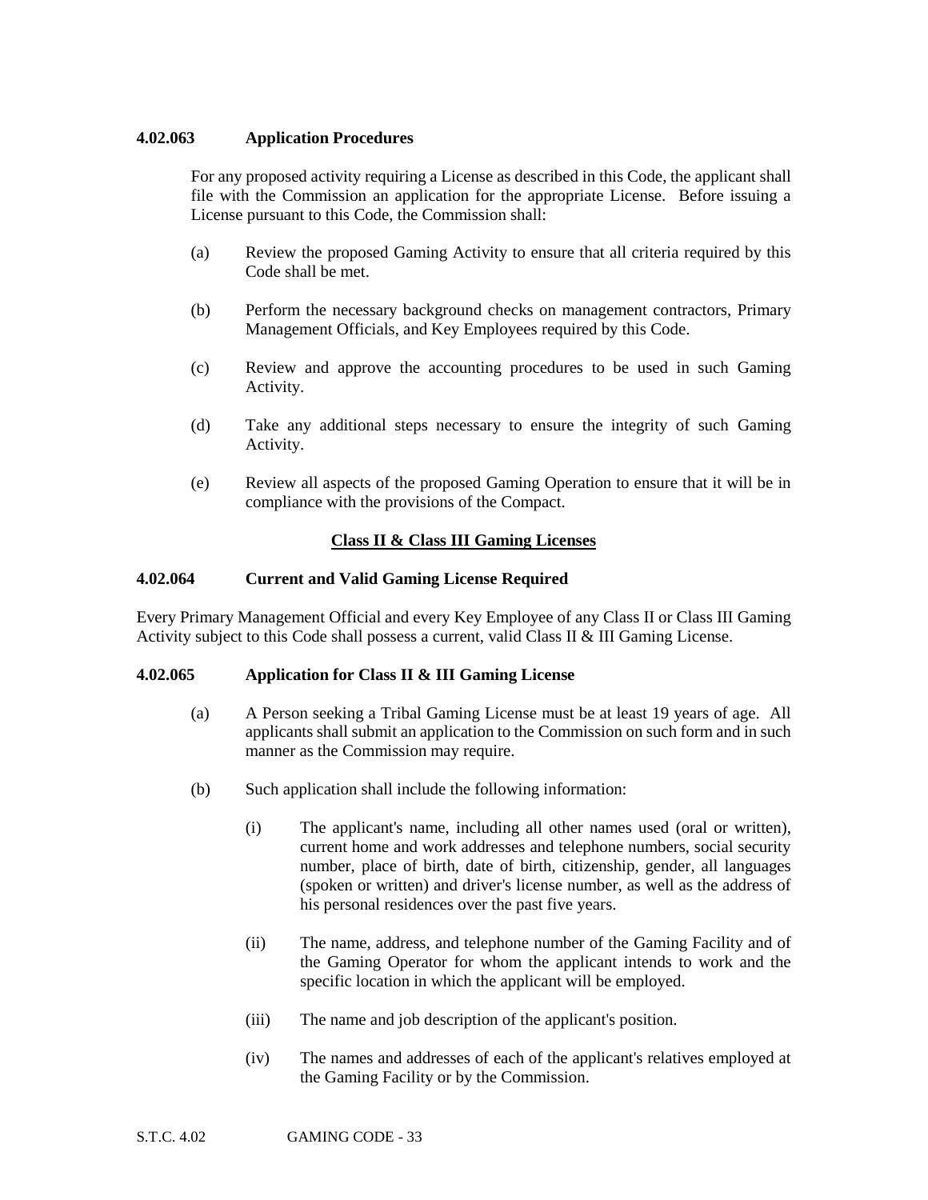### 4.02.063 Application Procedures

For any proposed activity requiring a License as described in this Code, the applicant shall file with the Commission an application for the appropriate License. Before issuing a License pursuant to this Code, the Commission shall:

(a) Review the proposed Gaming Activity to ensure that all criteria required by this Code shall be met.

(b) Perform the necessary background checks on management contractors, Primary Management Officials, and Key Employees required by this Code.

(c) Review and approve the accounting procedures to be used in such Gaming Activity.

(d) Take any additional steps necessary to ensure the integrity of such Gaming Activity.

(e) Review all aspects of the proposed Gaming Operation to ensure that it will be in compliance with the provisions of the Compact.

## Class II & Class III Gaming Licenses

### 4.02.064 Current and Valid Gaming License Required

Every Primary Management Official and every Key Employee of any Class II or Class III Gaming Activity subject to this Code shall possess a current, valid Class II & III Gaming License.

### 4.02.065 Application for Class II & III Gaming License

(a) A Person seeking a Tribal Gaming License must be at least 19 years of age. All applicants shall submit an application to the Commission on such form and in such manner as the Commission may require.

(b) Such application shall include the following information:

(i) The applicant's name, including all other names used (oral or written), current home and work addresses and telephone numbers, social security number, place of birth, date of birth, citizenship, gender, all languages (spoken or written) and driver's license number, as well as the address of his personal residences over the past five years.

(ii) The name, address, and telephone number of the Gaming Facility and of the Gaming Operator for whom the applicant intends to work and the specific location in which the applicant will be employed.

(iii) The name and job description of the applicant's position.

(iv) The names and addresses of each of the applicant's relatives employed at the Gaming Facility or by the Commission.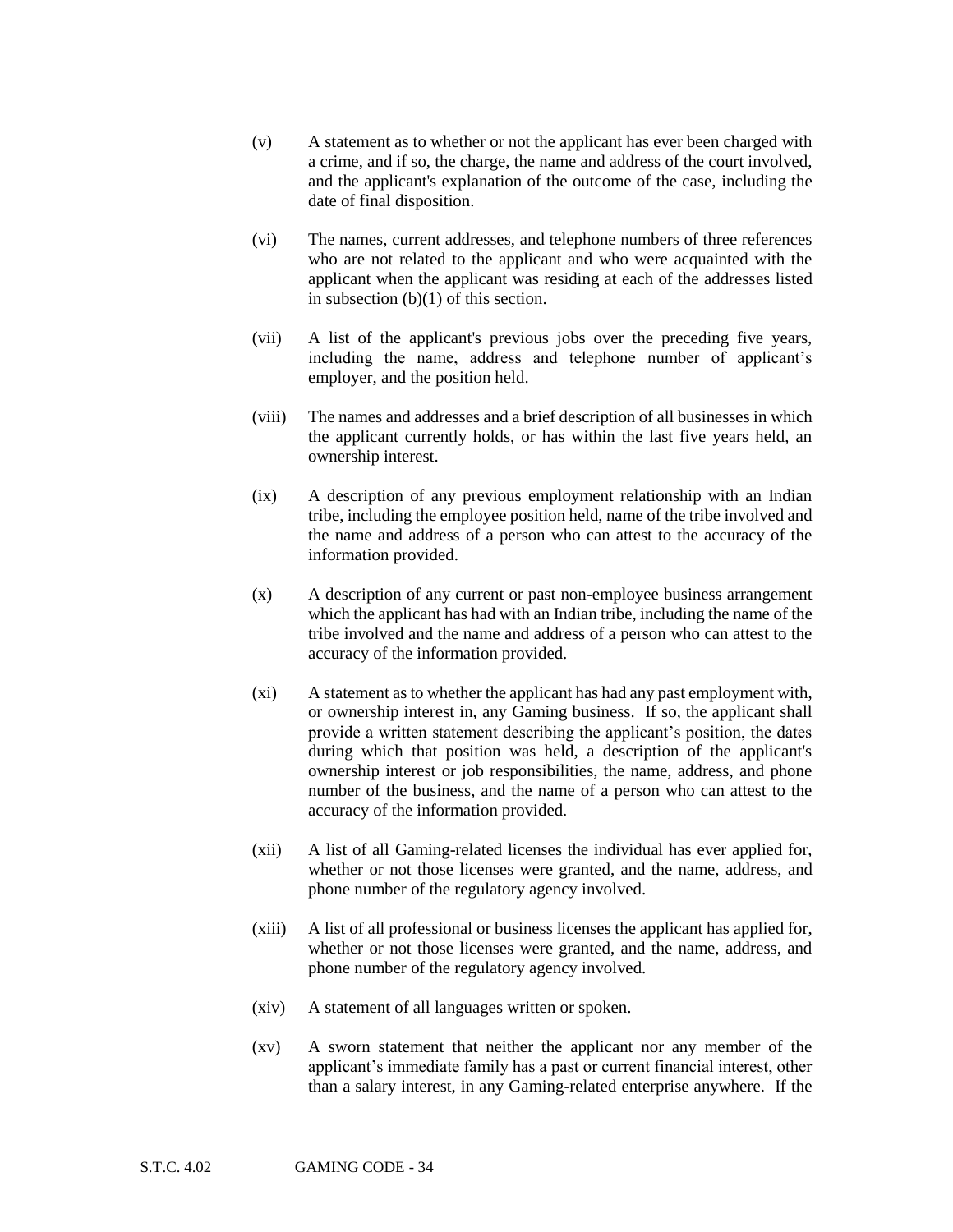(v) A statement as to whether or not the applicant has ever been charged with a crime, and if so, the charge, the name and address of the court involved, and the applicant's explanation of the outcome of the case, including the date of final disposition.

(vi) The names, current addresses, and telephone numbers of three references who are not related to the applicant and who were acquainted with the applicant when the applicant was residing at each of the addresses listed in subsection (b)(1) of this section.

(vii) A list of the applicant's previous jobs over the preceding five years, including the name, address and telephone number of applicant's employer, and the position held.

(viii) The names and addresses and a brief description of all businesses in which the applicant currently holds, or has within the last five years held, an ownership interest.

(ix) A description of any previous employment relationship with an Indian tribe, including the employee position held, name of the tribe involved and the name and address of a person who can attest to the accuracy of the information provided.

(x) A description of any current or past non-employee business arrangement which the applicant has had with an Indian tribe, including the name of the tribe involved and the name and address of a person who can attest to the accuracy of the information provided.

(xi) A statement as to whether the applicant has had any past employment with, or ownership interest in, any Gaming business. If so, the applicant shall provide a written statement describing the applicant's position, the dates during which that position was held, a description of the applicant's ownership interest or job responsibilities, the name, address, and phone number of the business, and the name of a person who can attest to the accuracy of the information provided.

(xii) A list of all Gaming-related licenses the individual has ever applied for, whether or not those licenses were granted, and the name, address, and phone number of the regulatory agency involved.

(xiii) A list of all professional or business licenses the applicant has applied for, whether or not those licenses were granted, and the name, address, and phone number of the regulatory agency involved.

(xiv) A statement of all languages written or spoken.

(xv) A sworn statement that neither the applicant nor any member of the applicant's immediate family has a past or current financial interest, other than a salary interest, in any Gaming-related enterprise anywhere. If the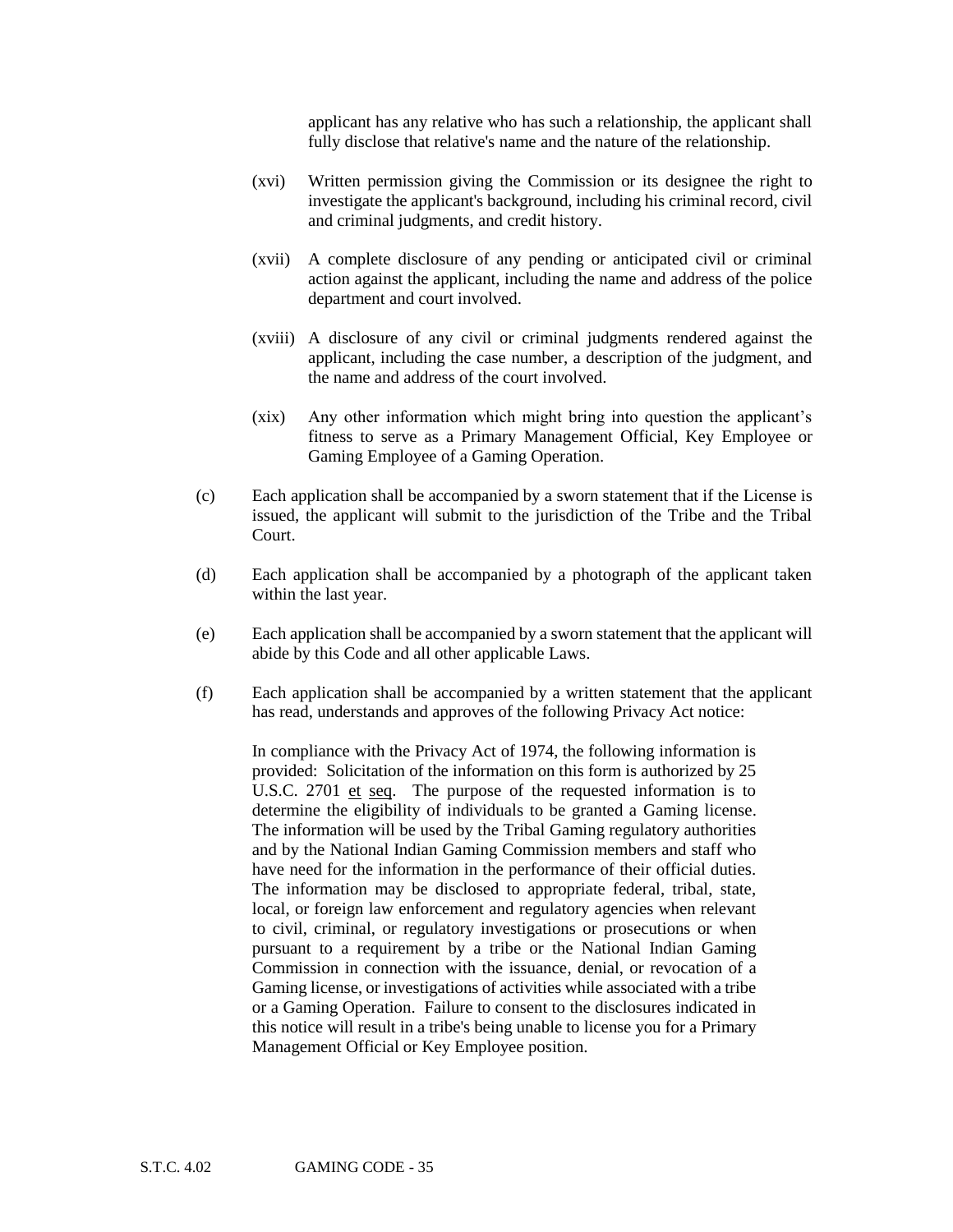applicant has any relative who has such a relationship, the applicant shall fully disclose that relative's name and the nature of the relationship.

(xvi) Written permission giving the Commission or its designee the right to investigate the applicant's background, including his criminal record, civil and criminal judgments, and credit history.

(xvii) A complete disclosure of any pending or anticipated civil or criminal action against the applicant, including the name and address of the police department and court involved.

(xviii) A disclosure of any civil or criminal judgments rendered against the applicant, including the case number, a description of the judgment, and the name and address of the court involved.

(xix) Any other information which might bring into question the applicant's fitness to serve as a Primary Management Official, Key Employee or Gaming Employee of a Gaming Operation.

(c) Each application shall be accompanied by a sworn statement that if the License is issued, the applicant will submit to the jurisdiction of the Tribe and the Tribal Court.

(d) Each application shall be accompanied by a photograph of the applicant taken within the last year.

(e) Each application shall be accompanied by a sworn statement that the applicant will abide by this Code and all other applicable Laws.

(f) Each application shall be accompanied by a written statement that the applicant has read, understands and approves of the following Privacy Act notice:

In compliance with the Privacy Act of 1974, the following information is provided: Solicitation of the information on this form is authorized by 25 U.S.C. 2701 et seq. The purpose of the requested information is to determine the eligibility of individuals to be granted a Gaming license. The information will be used by the Tribal Gaming regulatory authorities and by the National Indian Gaming Commission members and staff who have need for the information in the performance of their official duties. The information may be disclosed to appropriate federal, tribal, state, local, or foreign law enforcement and regulatory agencies when relevant to civil, criminal, or regulatory investigations or prosecutions or when pursuant to a requirement by a tribe or the National Indian Gaming Commission in connection with the issuance, denial, or revocation of a Gaming license, or investigations of activities while associated with a tribe or a Gaming Operation. Failure to consent to the disclosures indicated in this notice will result in a tribe's being unable to license you for a Primary Management Official or Key Employee position.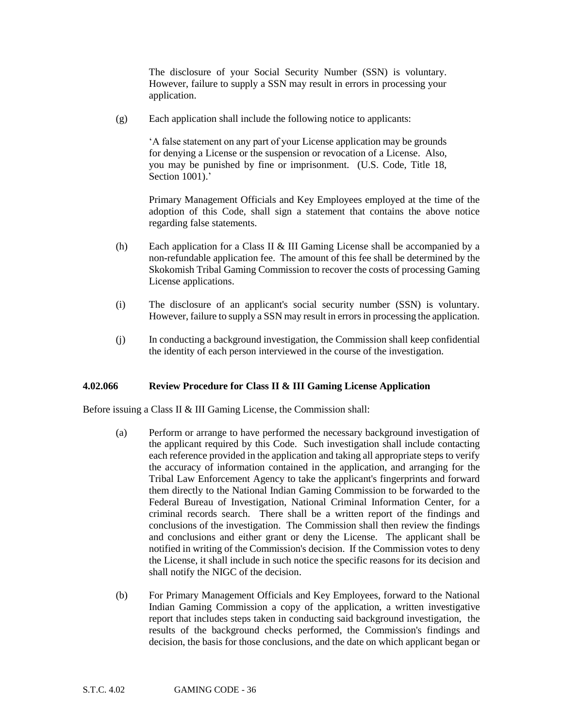The disclosure of your Social Security Number (SSN) is voluntary. However, failure to supply a SSN may result in errors in processing your application.

(g) Each application shall include the following notice to applicants:

'A false statement on any part of your License application may be grounds for denying a License or the suspension or revocation of a License. Also, you may be punished by fine or imprisonment. (U.S. Code, Title 18, Section 1001).'

Primary Management Officials and Key Employees employed at the time of the adoption of this Code, shall sign a statement that contains the above notice regarding false statements.

(h) Each application for a Class II & III Gaming License shall be accompanied by a non-refundable application fee. The amount of this fee shall be determined by the Skokomish Tribal Gaming Commission to recover the costs of processing Gaming License applications.

(i) The disclosure of an applicant's social security number (SSN) is voluntary. However, failure to supply a SSN may result in errors in processing the application.

(j) In conducting a background investigation, the Commission shall keep confidential the identity of each person interviewed in the course of the investigation.

### 4.02.066 Review Procedure for Class II & III Gaming License Application

Before issuing a Class II & III Gaming License, the Commission shall:

(a) Perform or arrange to have performed the necessary background investigation of the applicant required by this Code. Such investigation shall include contacting each reference provided in the application and taking all appropriate steps to verify the accuracy of information contained in the application, and arranging for the Tribal Law Enforcement Agency to take the applicant's fingerprints and forward them directly to the National Indian Gaming Commission to be forwarded to the Federal Bureau of Investigation, National Criminal Information Center, for a criminal records search. There shall be a written report of the findings and conclusions of the investigation. The Commission shall then review the findings and conclusions and either grant or deny the License. The applicant shall be notified in writing of the Commission's decision. If the Commission votes to deny the License, it shall include in such notice the specific reasons for its decision and shall notify the NIGC of the decision.

(b) For Primary Management Officials and Key Employees, forward to the National Indian Gaming Commission a copy of the application, a written investigative report that includes steps taken in conducting said background investigation, the results of the background checks performed, the Commission's findings and decision, the basis for those conclusions, and the date on which applicant began or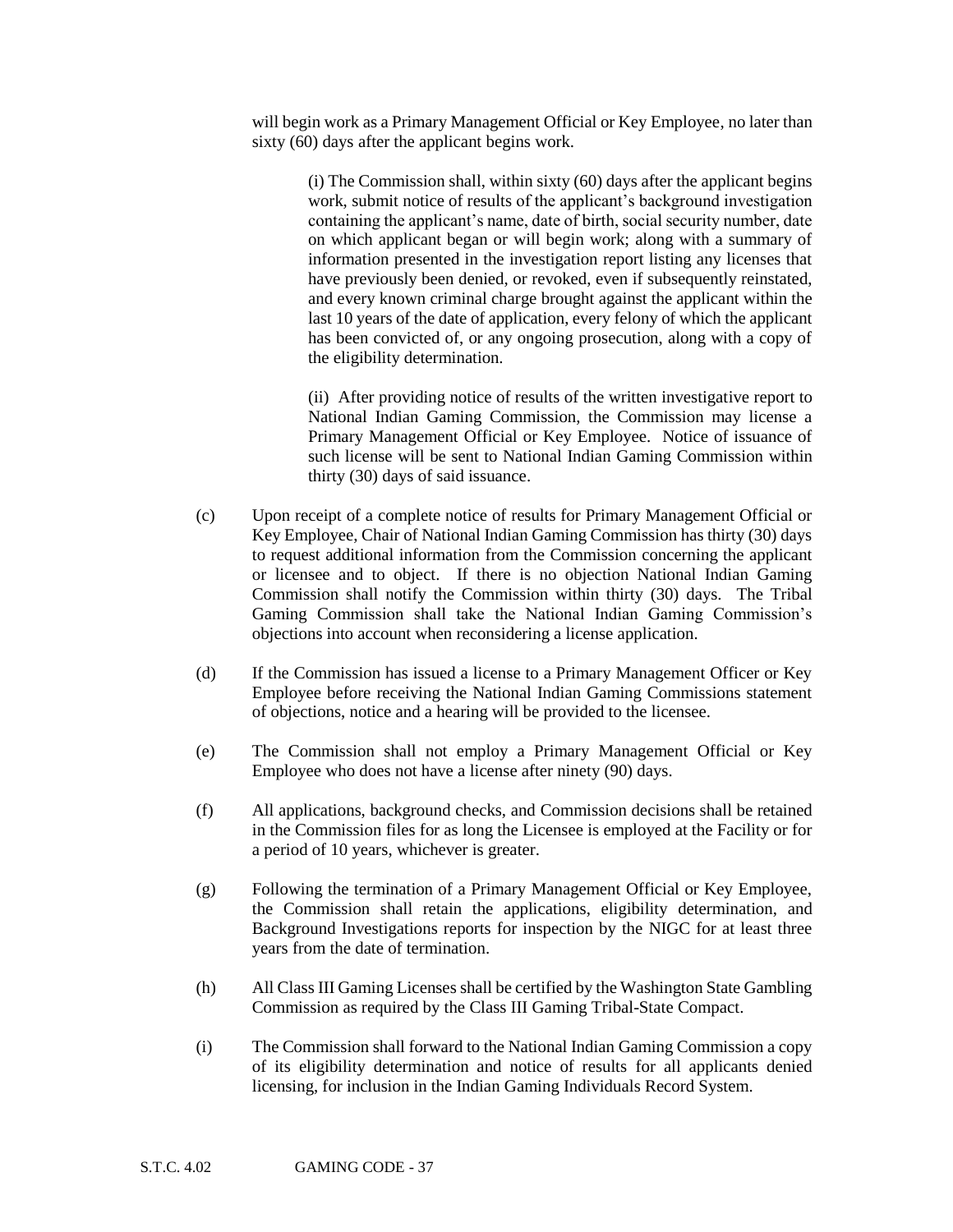will begin work as a Primary Management Official or Key Employee, no later than sixty (60) days after the applicant begins work.

(i) The Commission shall, within sixty (60) days after the applicant begins work, submit notice of results of the applicant's background investigation containing the applicant's name, date of birth, social security number, date on which applicant began or will begin work; along with a summary of information presented in the investigation report listing any licenses that have previously been denied, or revoked, even if subsequently reinstated, and every known criminal charge brought against the applicant within the last 10 years of the date of application, every felony of which the applicant has been convicted of, or any ongoing prosecution, along with a copy of the eligibility determination.

(ii) After providing notice of results of the written investigative report to National Indian Gaming Commission, the Commission may license a Primary Management Official or Key Employee. Notice of issuance of such license will be sent to National Indian Gaming Commission within thirty (30) days of said issuance.

(c) Upon receipt of a complete notice of results for Primary Management Official or Key Employee, Chair of National Indian Gaming Commission has thirty (30) days to request additional information from the Commission concerning the applicant or licensee and to object. If there is no objection National Indian Gaming Commission shall notify the Commission within thirty (30) days. The Tribal Gaming Commission shall take the National Indian Gaming Commission's objections into account when reconsidering a license application.

(d) If the Commission has issued a license to a Primary Management Officer or Key Employee before receiving the National Indian Gaming Commissions statement of objections, notice and a hearing will be provided to the licensee.

(e) The Commission shall not employ a Primary Management Official or Key Employee who does not have a license after ninety (90) days.

(f) All applications, background checks, and Commission decisions shall be retained in the Commission files for as long the Licensee is employed at the Facility or for a period of 10 years, whichever is greater.

(g) Following the termination of a Primary Management Official or Key Employee, the Commission shall retain the applications, eligibility determination, and Background Investigations reports for inspection by the NIGC for at least three years from the date of termination.

(h) All Class III Gaming Licenses shall be certified by the Washington State Gambling Commission as required by the Class III Gaming Tribal-State Compact.

(i) The Commission shall forward to the National Indian Gaming Commission a copy of its eligibility determination and notice of results for all applicants denied licensing, for inclusion in the Indian Gaming Individuals Record System.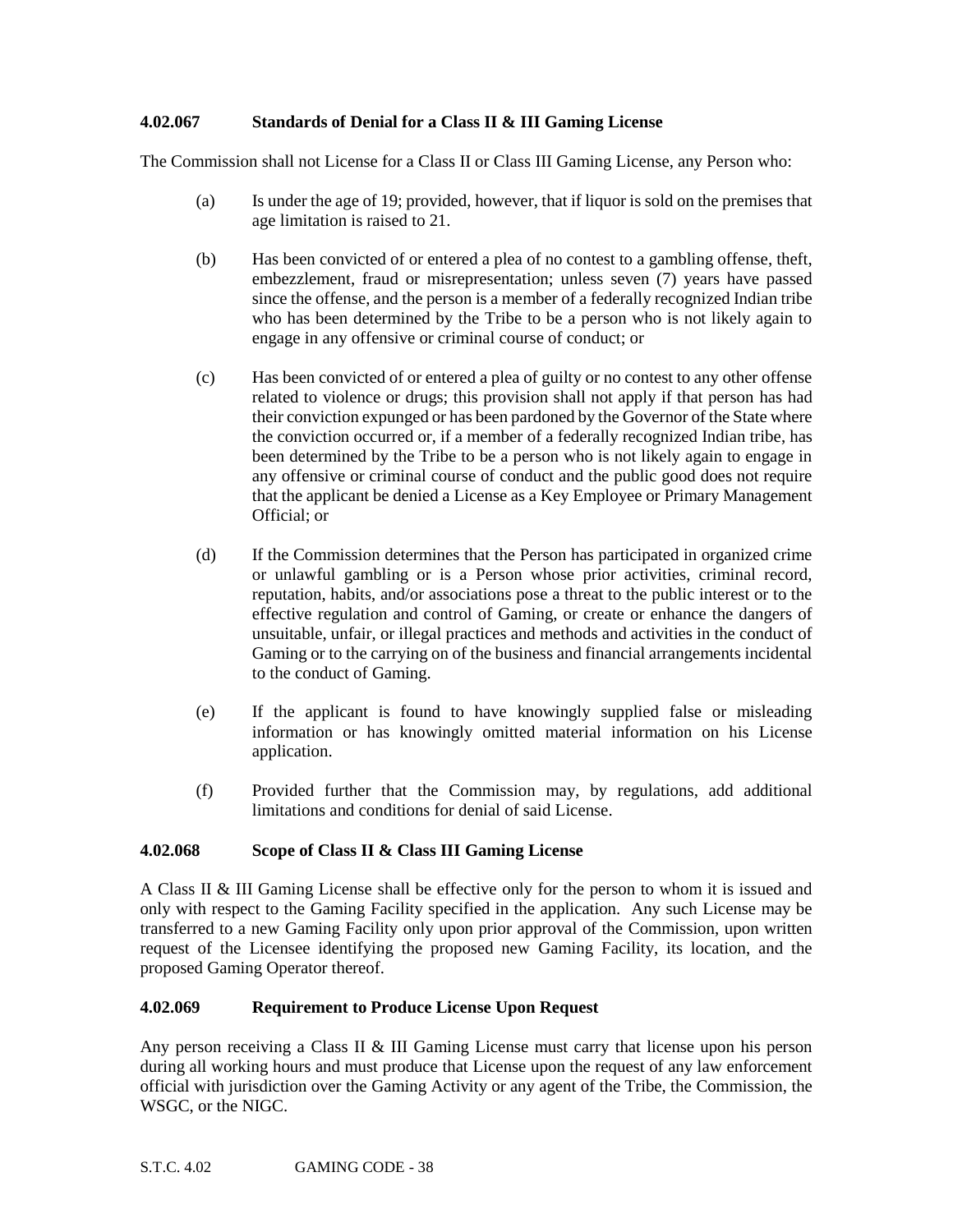### 4.02.067 Standards of Denial for a Class II & III Gaming License

The Commission shall not License for a Class II or Class III Gaming License, any Person who:

(a) Is under the age of 19; provided, however, that if liquor is sold on the premises that age limitation is raised to 21.

(b) Has been convicted of or entered a plea of no contest to a gambling offense, theft, embezzlement, fraud or misrepresentation; unless seven (7) years have passed since the offense, and the person is a member of a federally recognized Indian tribe who has been determined by the Tribe to be a person who is not likely again to engage in any offensive or criminal course of conduct; or

(c) Has been convicted of or entered a plea of guilty or no contest to any other offense related to violence or drugs; this provision shall not apply if that person has had their conviction expunged or has been pardoned by the Governor of the State where the conviction occurred or, if a member of a federally recognized Indian tribe, has been determined by the Tribe to be a person who is not likely again to engage in any offensive or criminal course of conduct and the public good does not require that the applicant be denied a License as a Key Employee or Primary Management Official; or

(d) If the Commission determines that the Person has participated in organized crime or unlawful gambling or is a Person whose prior activities, criminal record, reputation, habits, and/or associations pose a threat to the public interest or to the effective regulation and control of Gaming, or create or enhance the dangers of unsuitable, unfair, or illegal practices and methods and activities in the conduct of Gaming or to the carrying on of the business and financial arrangements incidental to the conduct of Gaming.

(e) If the applicant is found to have knowingly supplied false or misleading information or has knowingly omitted material information on his License application.

(f) Provided further that the Commission may, by regulations, add additional limitations and conditions for denial of said License.

### 4.02.068 Scope of Class II & Class III Gaming License

A Class II & III Gaming License shall be effective only for the person to whom it is issued and only with respect to the Gaming Facility specified in the application. Any such License may be transferred to a new Gaming Facility only upon prior approval of the Commission, upon written request of the Licensee identifying the proposed new Gaming Facility, its location, and the proposed Gaming Operator thereof.

### 4.02.069 Requirement to Produce License Upon Request

Any person receiving a Class II & III Gaming License must carry that license upon his person during all working hours and must produce that License upon the request of any law enforcement official with jurisdiction over the Gaming Activity or any agent of the Tribe, the Commission, the WSGC, or the NIGC.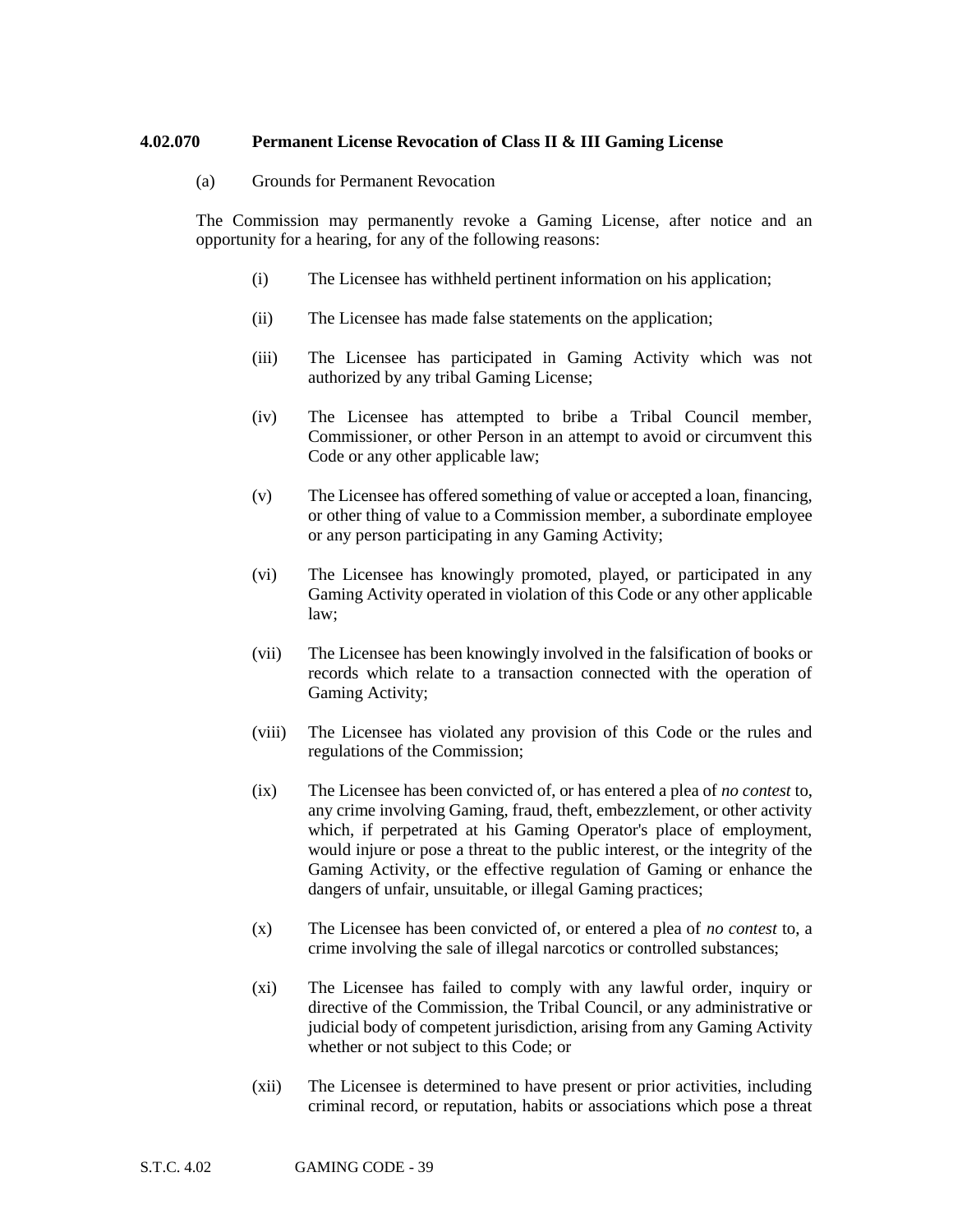### 4.02.070 Permanent License Revocation of Class II & III Gaming License

(a) Grounds for Permanent Revocation

The Commission may permanently revoke a Gaming License, after notice and an opportunity for a hearing, for any of the following reasons:

(i) The Licensee has withheld pertinent information on his application;

(ii) The Licensee has made false statements on the application;

(iii) The Licensee has participated in Gaming Activity which was not authorized by any tribal Gaming License;

(iv) The Licensee has attempted to bribe a Tribal Council member, Commissioner, or other Person in an attempt to avoid or circumvent this Code or any other applicable law;

(v) The Licensee has offered something of value or accepted a loan, financing, or other thing of value to a Commission member, a subordinate employee or any person participating in any Gaming Activity;

(vi) The Licensee has knowingly promoted, played, or participated in any Gaming Activity operated in violation of this Code or any other applicable law;

(vii) The Licensee has been knowingly involved in the falsification of books or records which relate to a transaction connected with the operation of Gaming Activity;

(viii) The Licensee has violated any provision of this Code or the rules and regulations of the Commission;

(ix) The Licensee has been convicted of, or has entered a plea of *no contest* to, any crime involving Gaming, fraud, theft, embezzlement, or other activity which, if perpetrated at his Gaming Operator's place of employment, would injure or pose a threat to the public interest, or the integrity of the Gaming Activity, or the effective regulation of Gaming or enhance the dangers of unfair, unsuitable, or illegal Gaming practices;

(x) The Licensee has been convicted of, or entered a plea of *no contest* to, a crime involving the sale of illegal narcotics or controlled substances;

(xi) The Licensee has failed to comply with any lawful order, inquiry or directive of the Commission, the Tribal Council, or any administrative or judicial body of competent jurisdiction, arising from any Gaming Activity whether or not subject to this Code; or

(xii) The Licensee is determined to have present or prior activities, including criminal record, or reputation, habits or associations which pose a threat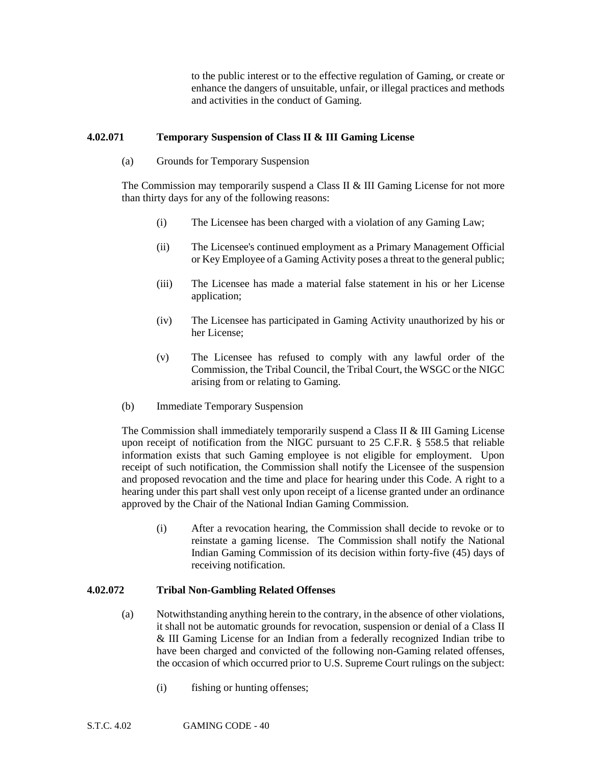to the public interest or to the effective regulation of Gaming, or create or enhance the dangers of unsuitable, unfair, or illegal practices and methods and activities in the conduct of Gaming.

### 4.02.071 Temporary Suspension of Class II & III Gaming License

(a) Grounds for Temporary Suspension

The Commission may temporarily suspend a Class II & III Gaming License for not more than thirty days for any of the following reasons:

- (i) The Licensee has been charged with a violation of any Gaming Law;
- (ii) The Licensee's continued employment as a Primary Management Official or Key Employee of a Gaming Activity poses a threat to the general public;
- (iii) The Licensee has made a material false statement in his or her License application;
- (iv) The Licensee has participated in Gaming Activity unauthorized by his or her License;
- (v) The Licensee has refused to comply with any lawful order of the Commission, the Tribal Council, the Tribal Court, the WSGC or the NIGC arising from or relating to Gaming.

(b) Immediate Temporary Suspension

The Commission shall immediately temporarily suspend a Class II & III Gaming License upon receipt of notification from the NIGC pursuant to 25 C.F.R. § 558.5 that reliable information exists that such Gaming employee is not eligible for employment. Upon receipt of such notification, the Commission shall notify the Licensee of the suspension and proposed revocation and the time and place for hearing under this Code. A right to a hearing under this part shall vest only upon receipt of a license granted under an ordinance approved by the Chair of the National Indian Gaming Commission.

- (i) After a revocation hearing, the Commission shall decide to revoke or to reinstate a gaming license. The Commission shall notify the National Indian Gaming Commission of its decision within forty-five (45) days of receiving notification.

### 4.02.072 Tribal Non-Gambling Related Offenses

(a) Notwithstanding anything herein to the contrary, in the absence of other violations, it shall not be automatic grounds for revocation, suspension or denial of a Class II & III Gaming License for an Indian from a federally recognized Indian tribe to have been charged and convicted of the following non-Gaming related offenses, the occasion of which occurred prior to U.S. Supreme Court rulings on the subject:

- (i) fishing or hunting offenses;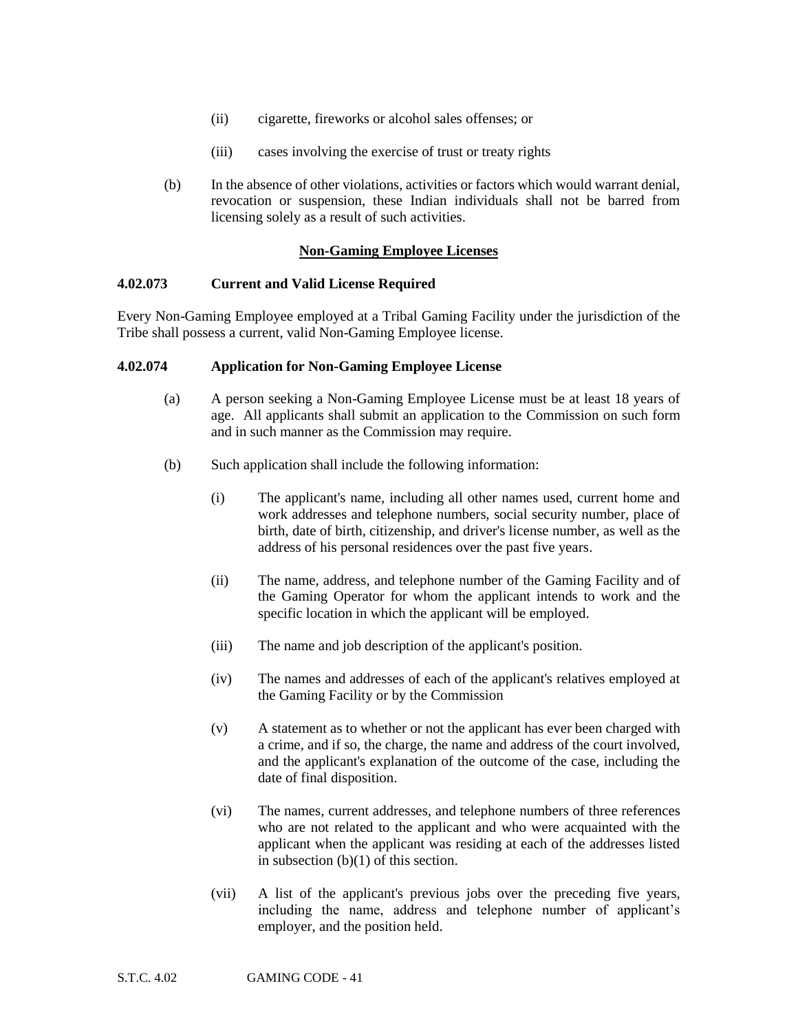(ii) cigarette, fireworks or alcohol sales offenses; or

(iii) cases involving the exercise of trust or treaty rights

(b) In the absence of other violations, activities or factors which would warrant denial, revocation or suspension, these Indian individuals shall not be barred from licensing solely as a result of such activities.

## Non-Gaming Employee Licenses

### 4.02.073 Current and Valid License Required

Every Non-Gaming Employee employed at a Tribal Gaming Facility under the jurisdiction of the Tribe shall possess a current, valid Non-Gaming Employee license.

### 4.02.074 Application for Non-Gaming Employee License

(a) A person seeking a Non-Gaming Employee License must be at least 18 years of age. All applicants shall submit an application to the Commission on such form and in such manner as the Commission may require.

(b) Such application shall include the following information:

(i) The applicant's name, including all other names used, current home and work addresses and telephone numbers, social security number, place of birth, date of birth, citizenship, and driver's license number, as well as the address of his personal residences over the past five years.

(ii) The name, address, and telephone number of the Gaming Facility and of the Gaming Operator for whom the applicant intends to work and the specific location in which the applicant will be employed.

(iii) The name and job description of the applicant's position.

(iv) The names and addresses of each of the applicant's relatives employed at the Gaming Facility or by the Commission

(v) A statement as to whether or not the applicant has ever been charged with a crime, and if so, the charge, the name and address of the court involved, and the applicant's explanation of the outcome of the case, including the date of final disposition.

(vi) The names, current addresses, and telephone numbers of three references who are not related to the applicant and who were acquainted with the applicant when the applicant was residing at each of the addresses listed in subsection (b)(1) of this section.

(vii) A list of the applicant's previous jobs over the preceding five years, including the name, address and telephone number of applicant's employer, and the position held.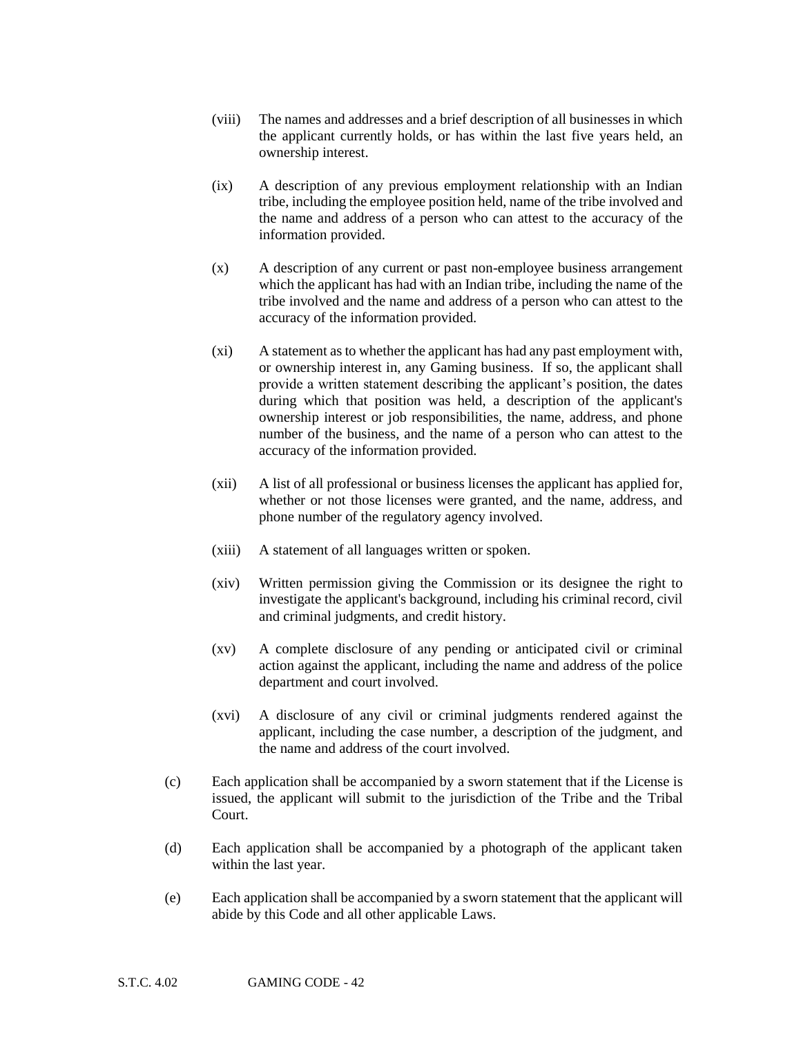(viii) The names and addresses and a brief description of all businesses in which the applicant currently holds, or has within the last five years held, an ownership interest.

(ix) A description of any previous employment relationship with an Indian tribe, including the employee position held, name of the tribe involved and the name and address of a person who can attest to the accuracy of the information provided.

(x) A description of any current or past non-employee business arrangement which the applicant has had with an Indian tribe, including the name of the tribe involved and the name and address of a person who can attest to the accuracy of the information provided.

(xi) A statement as to whether the applicant has had any past employment with, or ownership interest in, any Gaming business. If so, the applicant shall provide a written statement describing the applicant's position, the dates during which that position was held, a description of the applicant's ownership interest or job responsibilities, the name, address, and phone number of the business, and the name of a person who can attest to the accuracy of the information provided.

(xii) A list of all professional or business licenses the applicant has applied for, whether or not those licenses were granted, and the name, address, and phone number of the regulatory agency involved.

(xiii) A statement of all languages written or spoken.

(xiv) Written permission giving the Commission or its designee the right to investigate the applicant's background, including his criminal record, civil and criminal judgments, and credit history.

(xv) A complete disclosure of any pending or anticipated civil or criminal action against the applicant, including the name and address of the police department and court involved.

(xvi) A disclosure of any civil or criminal judgments rendered against the applicant, including the case number, a description of the judgment, and the name and address of the court involved.

(c) Each application shall be accompanied by a sworn statement that if the License is issued, the applicant will submit to the jurisdiction of the Tribe and the Tribal Court.

(d) Each application shall be accompanied by a photograph of the applicant taken within the last year.

(e) Each application shall be accompanied by a sworn statement that the applicant will abide by this Code and all other applicable Laws.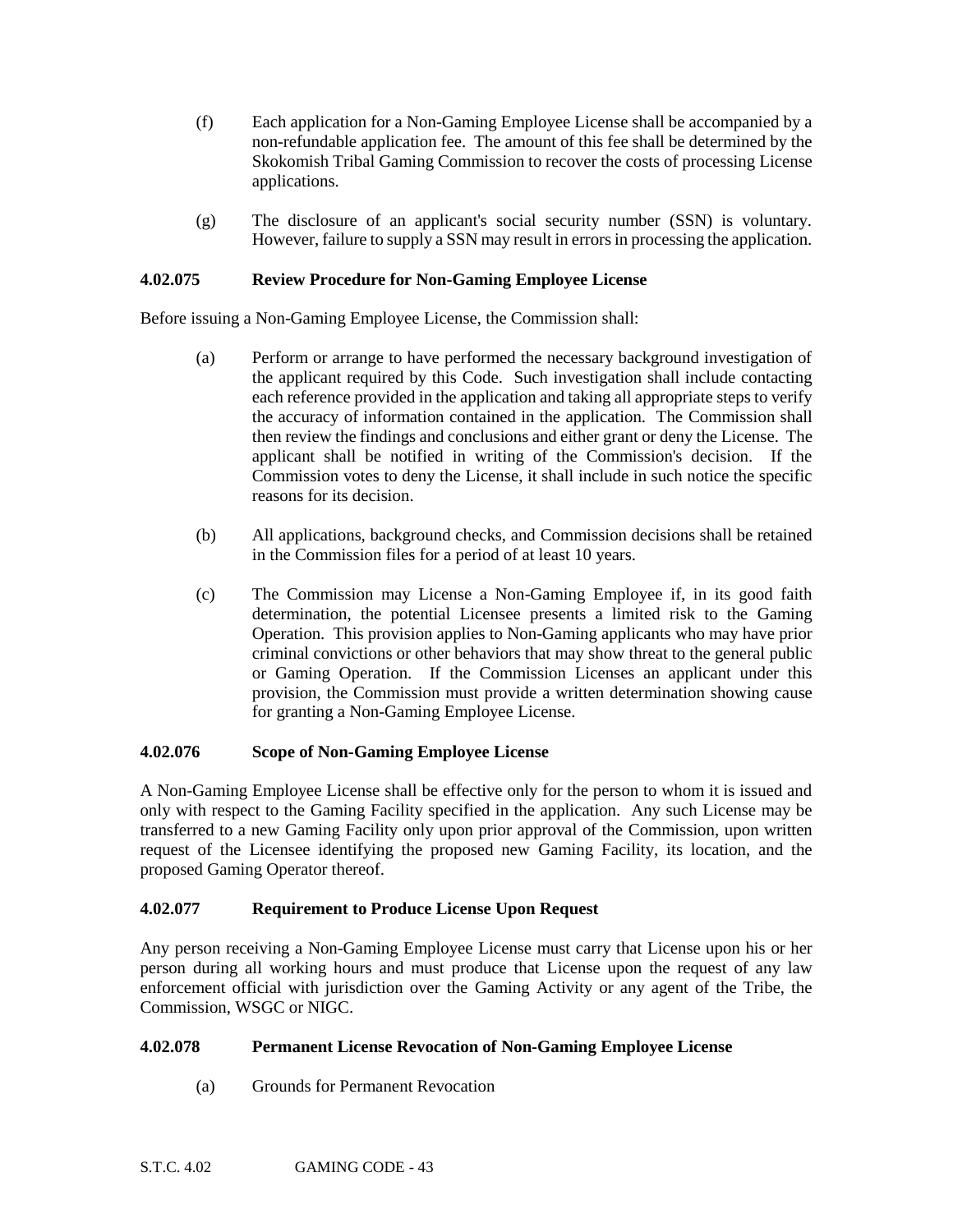(f) Each application for a Non-Gaming Employee License shall be accompanied by a non-refundable application fee. The amount of this fee shall be determined by the Skokomish Tribal Gaming Commission to recover the costs of processing License applications.

(g) The disclosure of an applicant's social security number (SSN) is voluntary. However, failure to supply a SSN may result in errors in processing the application.

### 4.02.075 Review Procedure for Non-Gaming Employee License

Before issuing a Non-Gaming Employee License, the Commission shall:

(a) Perform or arrange to have performed the necessary background investigation of the applicant required by this Code. Such investigation shall include contacting each reference provided in the application and taking all appropriate steps to verify the accuracy of information contained in the application. The Commission shall then review the findings and conclusions and either grant or deny the License. The applicant shall be notified in writing of the Commission's decision. If the Commission votes to deny the License, it shall include in such notice the specific reasons for its decision.

(b) All applications, background checks, and Commission decisions shall be retained in the Commission files for a period of at least 10 years.

(c) The Commission may License a Non-Gaming Employee if, in its good faith determination, the potential Licensee presents a limited risk to the Gaming Operation. This provision applies to Non-Gaming applicants who may have prior criminal convictions or other behaviors that may show threat to the general public or Gaming Operation. If the Commission Licenses an applicant under this provision, the Commission must provide a written determination showing cause for granting a Non-Gaming Employee License.

### 4.02.076 Scope of Non-Gaming Employee License

A Non-Gaming Employee License shall be effective only for the person to whom it is issued and only with respect to the Gaming Facility specified in the application. Any such License may be transferred to a new Gaming Facility only upon prior approval of the Commission, upon written request of the Licensee identifying the proposed new Gaming Facility, its location, and the proposed Gaming Operator thereof.

### 4.02.077 Requirement to Produce License Upon Request

Any person receiving a Non-Gaming Employee License must carry that License upon his or her person during all working hours and must produce that License upon the request of any law enforcement official with jurisdiction over the Gaming Activity or any agent of the Tribe, the Commission, WSGC or NIGC.

### 4.02.078 Permanent License Revocation of Non-Gaming Employee License

(a) Grounds for Permanent Revocation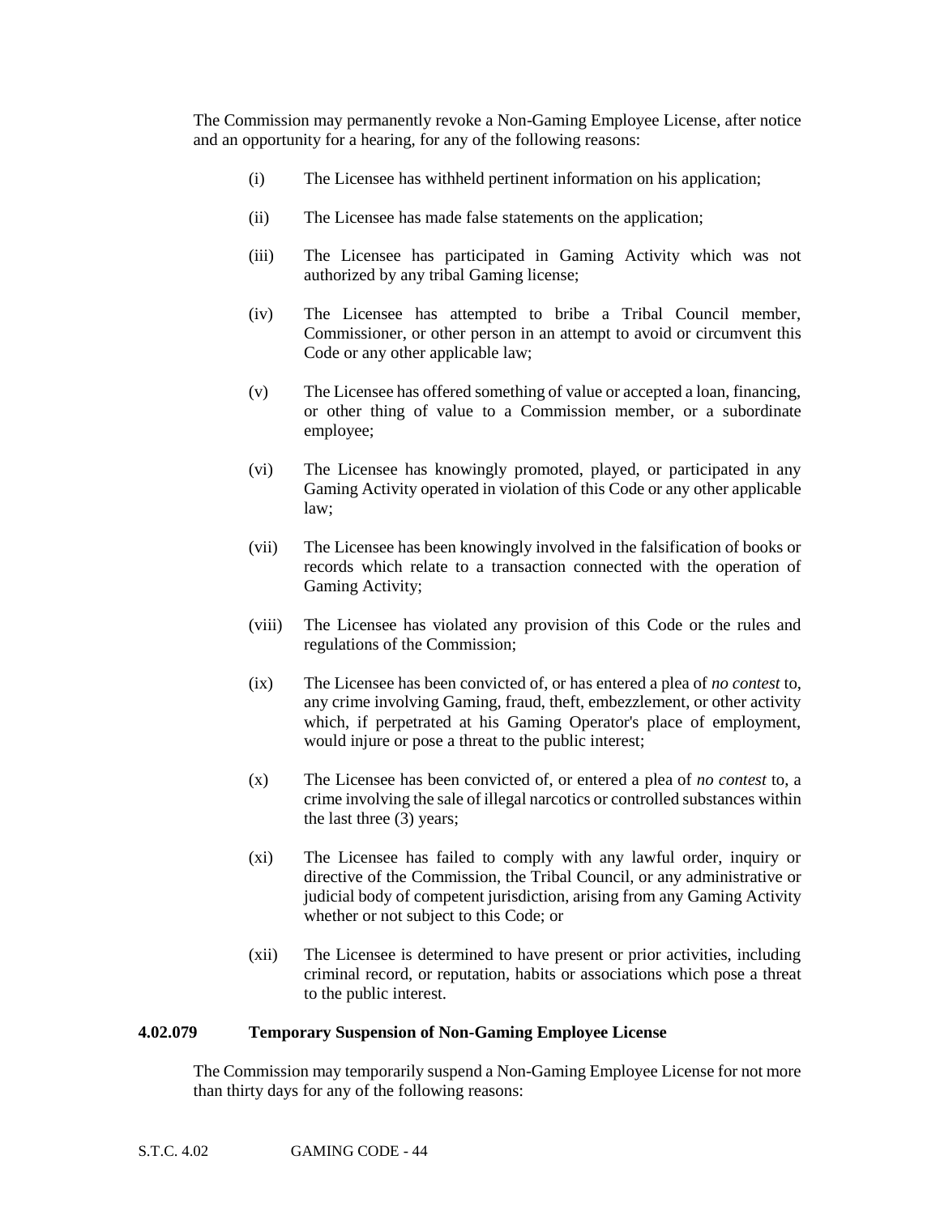The Commission may permanently revoke a Non-Gaming Employee License, after notice and an opportunity for a hearing, for any of the following reasons:

(i) The Licensee has withheld pertinent information on his application;

(ii) The Licensee has made false statements on the application;

(iii) The Licensee has participated in Gaming Activity which was not authorized by any tribal Gaming license;

(iv) The Licensee has attempted to bribe a Tribal Council member, Commissioner, or other person in an attempt to avoid or circumvent this Code or any other applicable law;

(v) The Licensee has offered something of value or accepted a loan, financing, or other thing of value to a Commission member, or a subordinate employee;

(vi) The Licensee has knowingly promoted, played, or participated in any Gaming Activity operated in violation of this Code or any other applicable law;

(vii) The Licensee has been knowingly involved in the falsification of books or records which relate to a transaction connected with the operation of Gaming Activity;

(viii) The Licensee has violated any provision of this Code or the rules and regulations of the Commission;

(ix) The Licensee has been convicted of, or has entered a plea of *no contest* to, any crime involving Gaming, fraud, theft, embezzlement, or other activity which, if perpetrated at his Gaming Operator's place of employment, would injure or pose a threat to the public interest;

(x) The Licensee has been convicted of, or entered a plea of *no contest* to, a crime involving the sale of illegal narcotics or controlled substances within the last three (3) years;

(xi) The Licensee has failed to comply with any lawful order, inquiry or directive of the Commission, the Tribal Council, or any administrative or judicial body of competent jurisdiction, arising from any Gaming Activity whether or not subject to this Code; or

(xii) The Licensee is determined to have present or prior activities, including criminal record, or reputation, habits or associations which pose a threat to the public interest.

**4.02.079 Temporary Suspension of Non-Gaming Employee License**

The Commission may temporarily suspend a Non-Gaming Employee License for not more than thirty days for any of the following reasons: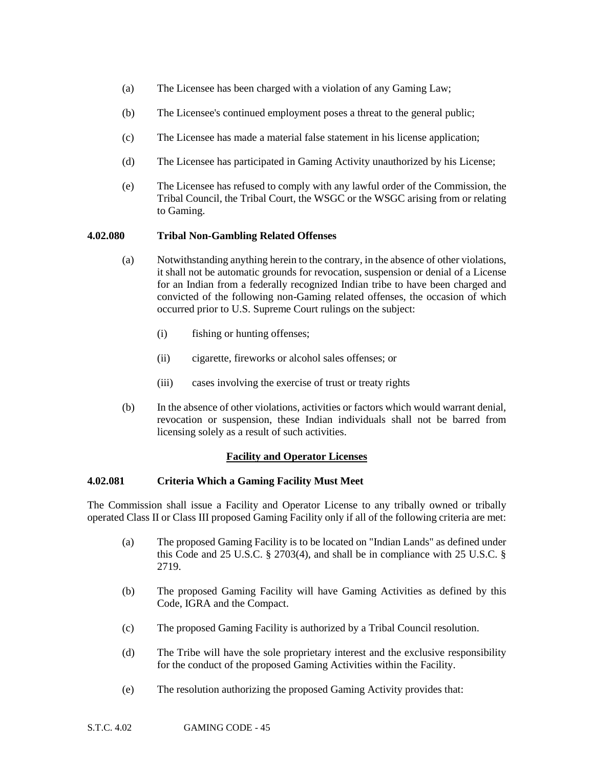(a) The Licensee has been charged with a violation of any Gaming Law;

(b) The Licensee's continued employment poses a threat to the general public;

(c) The Licensee has made a material false statement in his license application;

(d) The Licensee has participated in Gaming Activity unauthorized by his License;

(e) The Licensee has refused to comply with any lawful order of the Commission, the Tribal Council, the Tribal Court, the WSGC or the WSGC arising from or relating to Gaming.

### 4.02.080 Tribal Non-Gambling Related Offenses

(a) Notwithstanding anything herein to the contrary, in the absence of other violations, it shall not be automatic grounds for revocation, suspension or denial of a License for an Indian from a federally recognized Indian tribe to have been charged and convicted of the following non-Gaming related offenses, the occasion of which occurred prior to U.S. Supreme Court rulings on the subject:

(i) fishing or hunting offenses;

(ii) cigarette, fireworks or alcohol sales offenses; or

(iii) cases involving the exercise of trust or treaty rights

(b) In the absence of other violations, activities or factors which would warrant denial, revocation or suspension, these Indian individuals shall not be barred from licensing solely as a result of such activities.

## Facility and Operator Licenses

### 4.02.081 Criteria Which a Gaming Facility Must Meet

The Commission shall issue a Facility and Operator License to any tribally owned or tribally operated Class II or Class III proposed Gaming Facility only if all of the following criteria are met:

(a) The proposed Gaming Facility is to be located on "Indian Lands" as defined under this Code and 25 U.S.C. § 2703(4), and shall be in compliance with 25 U.S.C. § 2719.

(b) The proposed Gaming Facility will have Gaming Activities as defined by this Code, IGRA and the Compact.

(c) The proposed Gaming Facility is authorized by a Tribal Council resolution.

(d) The Tribe will have the sole proprietary interest and the exclusive responsibility for the conduct of the proposed Gaming Activities within the Facility.

(e) The resolution authorizing the proposed Gaming Activity provides that: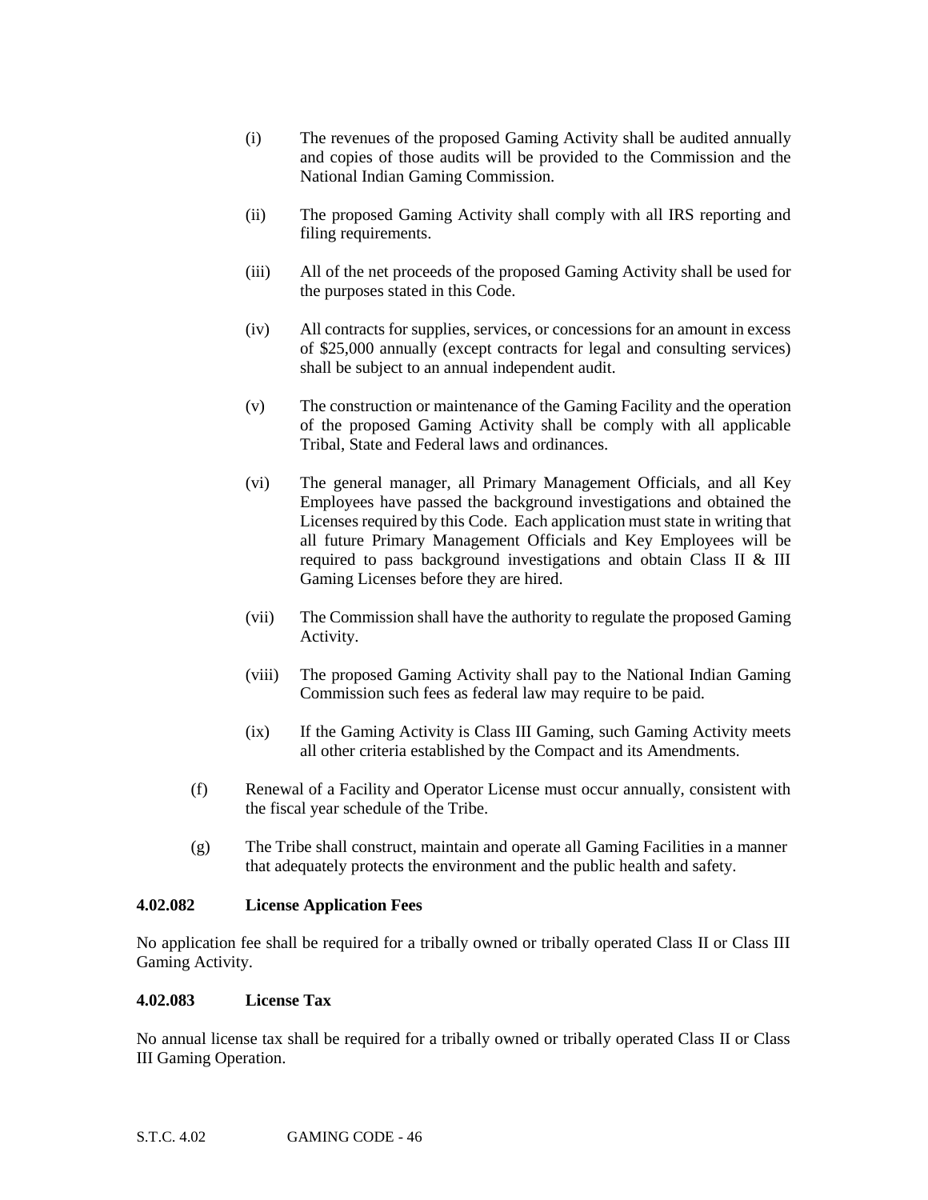(i) The revenues of the proposed Gaming Activity shall be audited annually and copies of those audits will be provided to the Commission and the National Indian Gaming Commission.

(ii) The proposed Gaming Activity shall comply with all IRS reporting and filing requirements.

(iii) All of the net proceeds of the proposed Gaming Activity shall be used for the purposes stated in this Code.

(iv) All contracts for supplies, services, or concessions for an amount in excess of $25,000 annually (except contracts for legal and consulting services) shall be subject to an annual independent audit.

(v) The construction or maintenance of the Gaming Facility and the operation of the proposed Gaming Activity shall be comply with all applicable Tribal, State and Federal laws and ordinances.

(vi) The general manager, all Primary Management Officials, and all Key Employees have passed the background investigations and obtained the Licenses required by this Code. Each application must state in writing that all future Primary Management Officials and Key Employees will be required to pass background investigations and obtain Class II & III Gaming Licenses before they are hired.

(vii) The Commission shall have the authority to regulate the proposed Gaming Activity.

(viii) The proposed Gaming Activity shall pay to the National Indian Gaming Commission such fees as federal law may require to be paid.

(ix) If the Gaming Activity is Class III Gaming, such Gaming Activity meets all other criteria established by the Compact and its Amendments.

(f) Renewal of a Facility and Operator License must occur annually, consistent with the fiscal year schedule of the Tribe.

(g) The Tribe shall construct, maintain and operate all Gaming Facilities in a manner that adequately protects the environment and the public health and safety.

**4.02.082 License Application Fees**

No application fee shall be required for a tribally owned or tribally operated Class II or Class III Gaming Activity.

**4.02.083 License Tax**

No annual license tax shall be required for a tribally owned or tribally operated Class II or Class III Gaming Operation.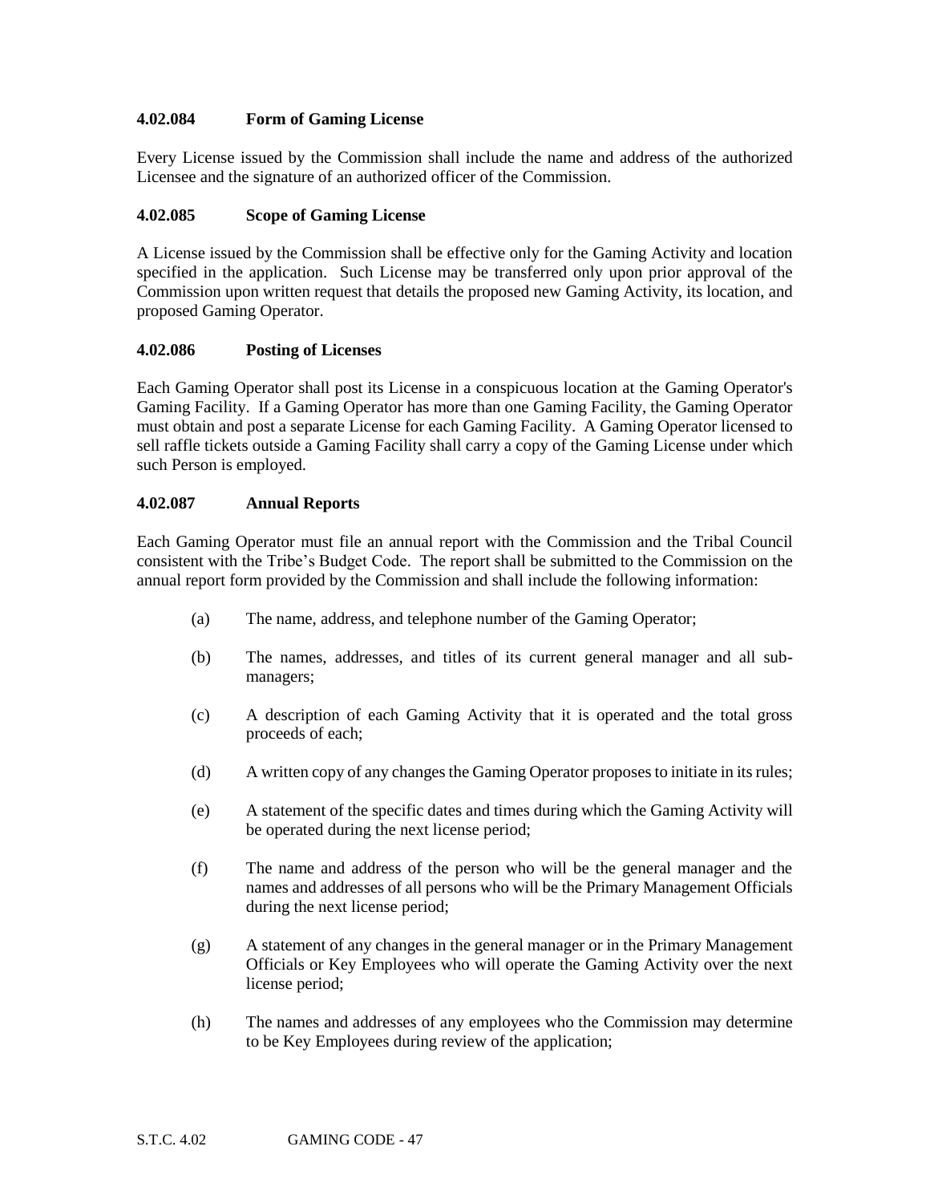### 4.02.084 Form of Gaming License

Every License issued by the Commission shall include the name and address of the authorized Licensee and the signature of an authorized officer of the Commission.

### 4.02.085 Scope of Gaming License

A License issued by the Commission shall be effective only for the Gaming Activity and location specified in the application. Such License may be transferred only upon prior approval of the Commission upon written request that details the proposed new Gaming Activity, its location, and proposed Gaming Operator.

### 4.02.086 Posting of Licenses

Each Gaming Operator shall post its License in a conspicuous location at the Gaming Operator's Gaming Facility. If a Gaming Operator has more than one Gaming Facility, the Gaming Operator must obtain and post a separate License for each Gaming Facility. A Gaming Operator licensed to sell raffle tickets outside a Gaming Facility shall carry a copy of the Gaming License under which such Person is employed.

### 4.02.087 Annual Reports

Each Gaming Operator must file an annual report with the Commission and the Tribal Council consistent with the Tribe's Budget Code. The report shall be submitted to the Commission on the annual report form provided by the Commission and shall include the following information:

(a) The name, address, and telephone number of the Gaming Operator;

(b) The names, addresses, and titles of its current general manager and all sub-managers;

(c) A description of each Gaming Activity that it is operated and the total gross proceeds of each;

(d) A written copy of any changes the Gaming Operator proposes to initiate in its rules;

(e) A statement of the specific dates and times during which the Gaming Activity will be operated during the next license period;

(f) The name and address of the person who will be the general manager and the names and addresses of all persons who will be the Primary Management Officials during the next license period;

(g) A statement of any changes in the general manager or in the Primary Management Officials or Key Employees who will operate the Gaming Activity over the next license period;

(h) The names and addresses of any employees who the Commission may determine to be Key Employees during review of the application;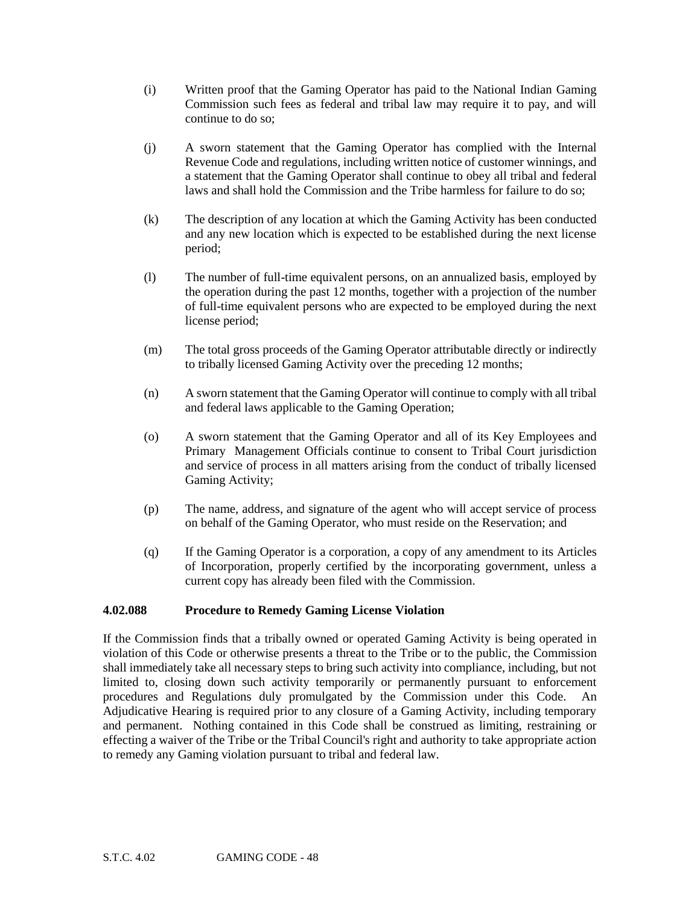(i) Written proof that the Gaming Operator has paid to the National Indian Gaming Commission such fees as federal and tribal law may require it to pay, and will continue to do so;

(j) A sworn statement that the Gaming Operator has complied with the Internal Revenue Code and regulations, including written notice of customer winnings, and a statement that the Gaming Operator shall continue to obey all tribal and federal laws and shall hold the Commission and the Tribe harmless for failure to do so;

(k) The description of any location at which the Gaming Activity has been conducted and any new location which is expected to be established during the next license period;

(l) The number of full-time equivalent persons, on an annualized basis, employed by the operation during the past 12 months, together with a projection of the number of full-time equivalent persons who are expected to be employed during the next license period;

(m) The total gross proceeds of the Gaming Operator attributable directly or indirectly to tribally licensed Gaming Activity over the preceding 12 months;

(n) A sworn statement that the Gaming Operator will continue to comply with all tribal and federal laws applicable to the Gaming Operation;

(o) A sworn statement that the Gaming Operator and all of its Key Employees and Primary Management Officials continue to consent to Tribal Court jurisdiction and service of process in all matters arising from the conduct of tribally licensed Gaming Activity;

(p) The name, address, and signature of the agent who will accept service of process on behalf of the Gaming Operator, who must reside on the Reservation; and

(q) If the Gaming Operator is a corporation, a copy of any amendment to its Articles of Incorporation, properly certified by the incorporating government, unless a current copy has already been filed with the Commission.

**4.02.088 Procedure to Remedy Gaming License Violation**

If the Commission finds that a tribally owned or operated Gaming Activity is being operated in violation of this Code or otherwise presents a threat to the Tribe or to the public, the Commission shall immediately take all necessary steps to bring such activity into compliance, including, but not limited to, closing down such activity temporarily or permanently pursuant to enforcement procedures and Regulations duly promulgated by the Commission under this Code. An Adjudicative Hearing is required prior to any closure of a Gaming Activity, including temporary and permanent. Nothing contained in this Code shall be construed as limiting, restraining or effecting a waiver of the Tribe or the Tribal Council's right and authority to take appropriate action to remedy any Gaming violation pursuant to tribal and federal law.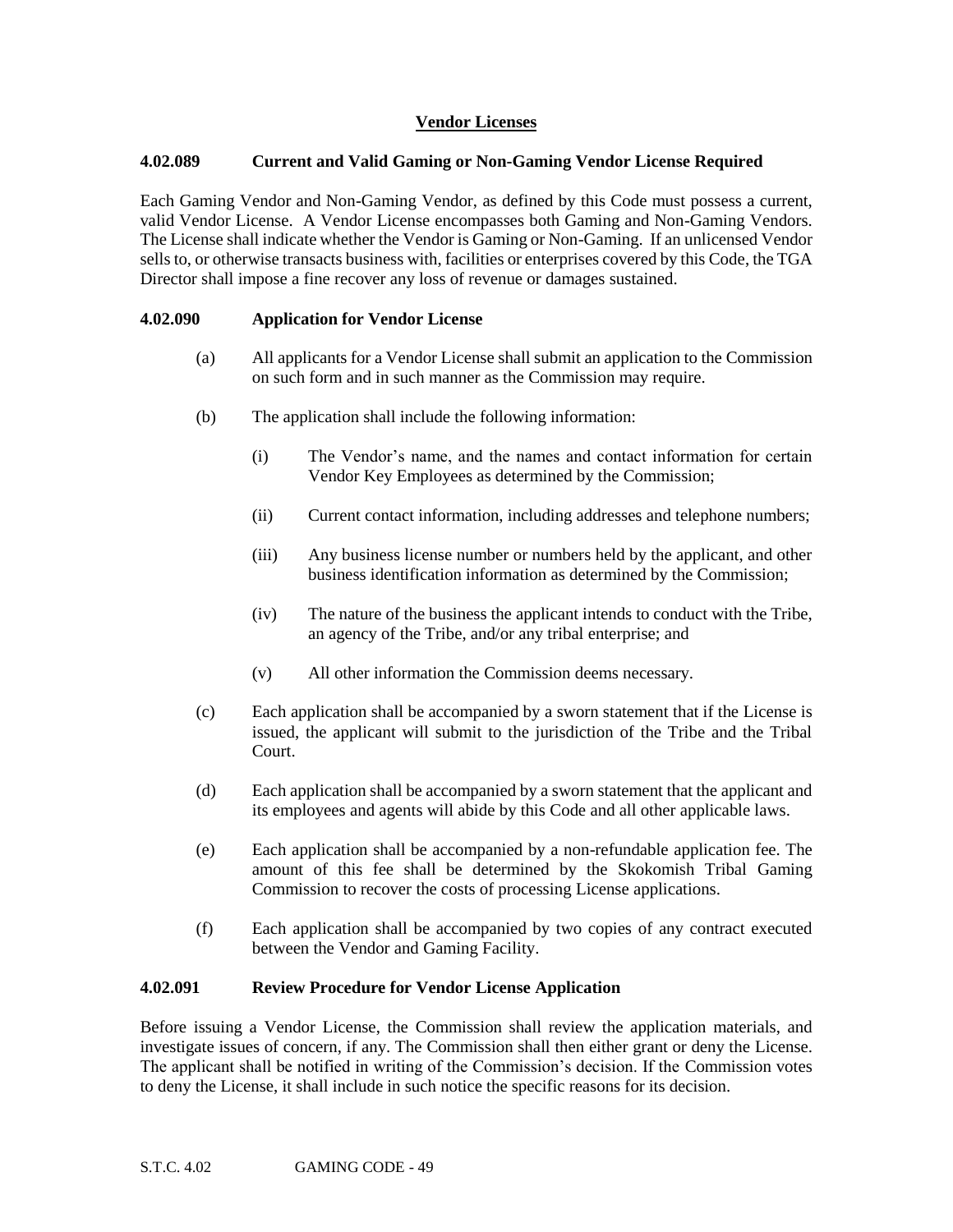## Vendor Licenses

### 4.02.089 Current and Valid Gaming or Non-Gaming Vendor License Required

Each Gaming Vendor and Non-Gaming Vendor, as defined by this Code must possess a current, valid Vendor License. A Vendor License encompasses both Gaming and Non-Gaming Vendors. The License shall indicate whether the Vendor is Gaming or Non-Gaming. If an unlicensed Vendor sells to, or otherwise transacts business with, facilities or enterprises covered by this Code, the TGA Director shall impose a fine recover any loss of revenue or damages sustained.

### 4.02.090 Application for Vendor License

(a) All applicants for a Vendor License shall submit an application to the Commission on such form and in such manner as the Commission may require.

(b) The application shall include the following information:

(i) The Vendor's name, and the names and contact information for certain Vendor Key Employees as determined by the Commission;

(ii) Current contact information, including addresses and telephone numbers;

(iii) Any business license number or numbers held by the applicant, and other business identification information as determined by the Commission;

(iv) The nature of the business the applicant intends to conduct with the Tribe, an agency of the Tribe, and/or any tribal enterprise; and

(v) All other information the Commission deems necessary.

(c) Each application shall be accompanied by a sworn statement that if the License is issued, the applicant will submit to the jurisdiction of the Tribe and the Tribal Court.

(d) Each application shall be accompanied by a sworn statement that the applicant and its employees and agents will abide by this Code and all other applicable laws.

(e) Each application shall be accompanied by a non-refundable application fee. The amount of this fee shall be determined by the Skokomish Tribal Gaming Commission to recover the costs of processing License applications.

(f) Each application shall be accompanied by two copies of any contract executed between the Vendor and Gaming Facility.

### 4.02.091 Review Procedure for Vendor License Application

Before issuing a Vendor License, the Commission shall review the application materials, and investigate issues of concern, if any. The Commission shall then either grant or deny the License. The applicant shall be notified in writing of the Commission's decision. If the Commission votes to deny the License, it shall include in such notice the specific reasons for its decision.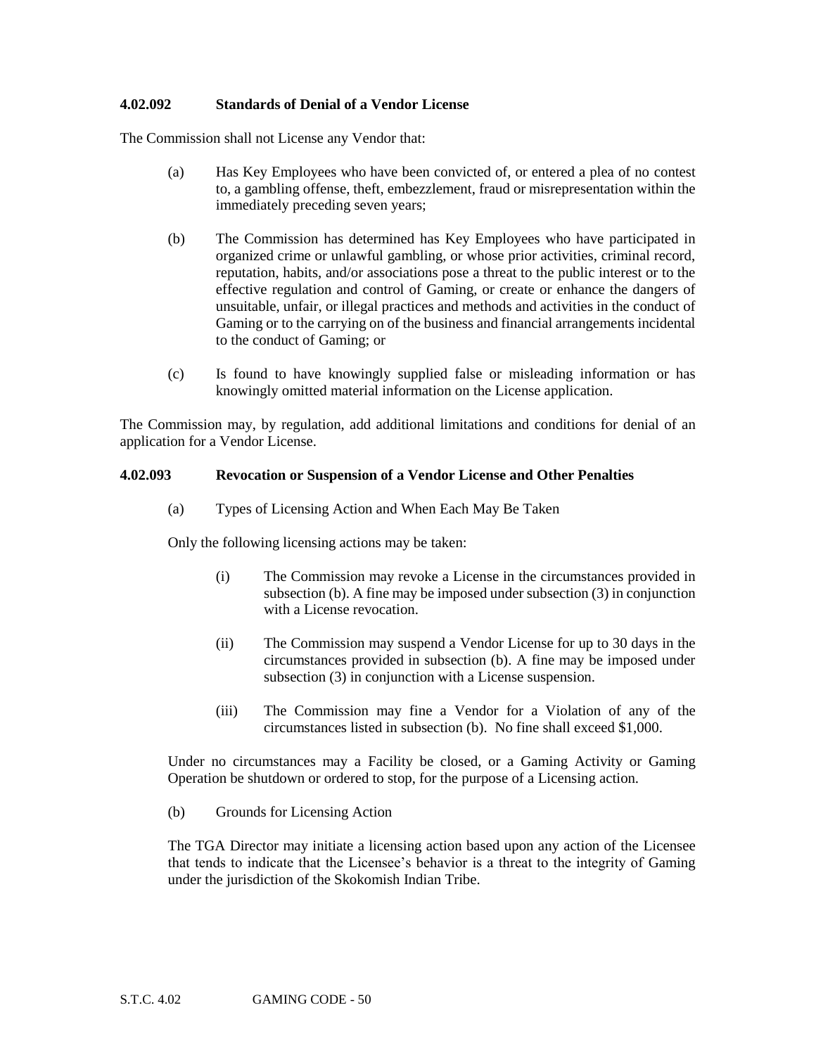### 4.02.092 Standards of Denial of a Vendor License

The Commission shall not License any Vendor that:

(a) Has Key Employees who have been convicted of, or entered a plea of no contest to, a gambling offense, theft, embezzlement, fraud or misrepresentation within the immediately preceding seven years;

(b) The Commission has determined has Key Employees who have participated in organized crime or unlawful gambling, or whose prior activities, criminal record, reputation, habits, and/or associations pose a threat to the public interest or to the effective regulation and control of Gaming, or create or enhance the dangers of unsuitable, unfair, or illegal practices and methods and activities in the conduct of Gaming or to the carrying on of the business and financial arrangements incidental to the conduct of Gaming; or

(c) Is found to have knowingly supplied false or misleading information or has knowingly omitted material information on the License application.

The Commission may, by regulation, add additional limitations and conditions for denial of an application for a Vendor License.

### 4.02.093 Revocation or Suspension of a Vendor License and Other Penalties

(a) Types of Licensing Action and When Each May Be Taken

Only the following licensing actions may be taken:

(i) The Commission may revoke a License in the circumstances provided in subsection (b). A fine may be imposed under subsection (3) in conjunction with a License revocation.

(ii) The Commission may suspend a Vendor License for up to 30 days in the circumstances provided in subsection (b). A fine may be imposed under subsection (3) in conjunction with a License suspension.

(iii) The Commission may fine a Vendor for a Violation of any of the circumstances listed in subsection (b). No fine shall exceed $1,000.

Under no circumstances may a Facility be closed, or a Gaming Activity or Gaming Operation be shutdown or ordered to stop, for the purpose of a Licensing action.

(b) Grounds for Licensing Action

The TGA Director may initiate a licensing action based upon any action of the Licensee that tends to indicate that the Licensee's behavior is a threat to the integrity of Gaming under the jurisdiction of the Skokomish Indian Tribe.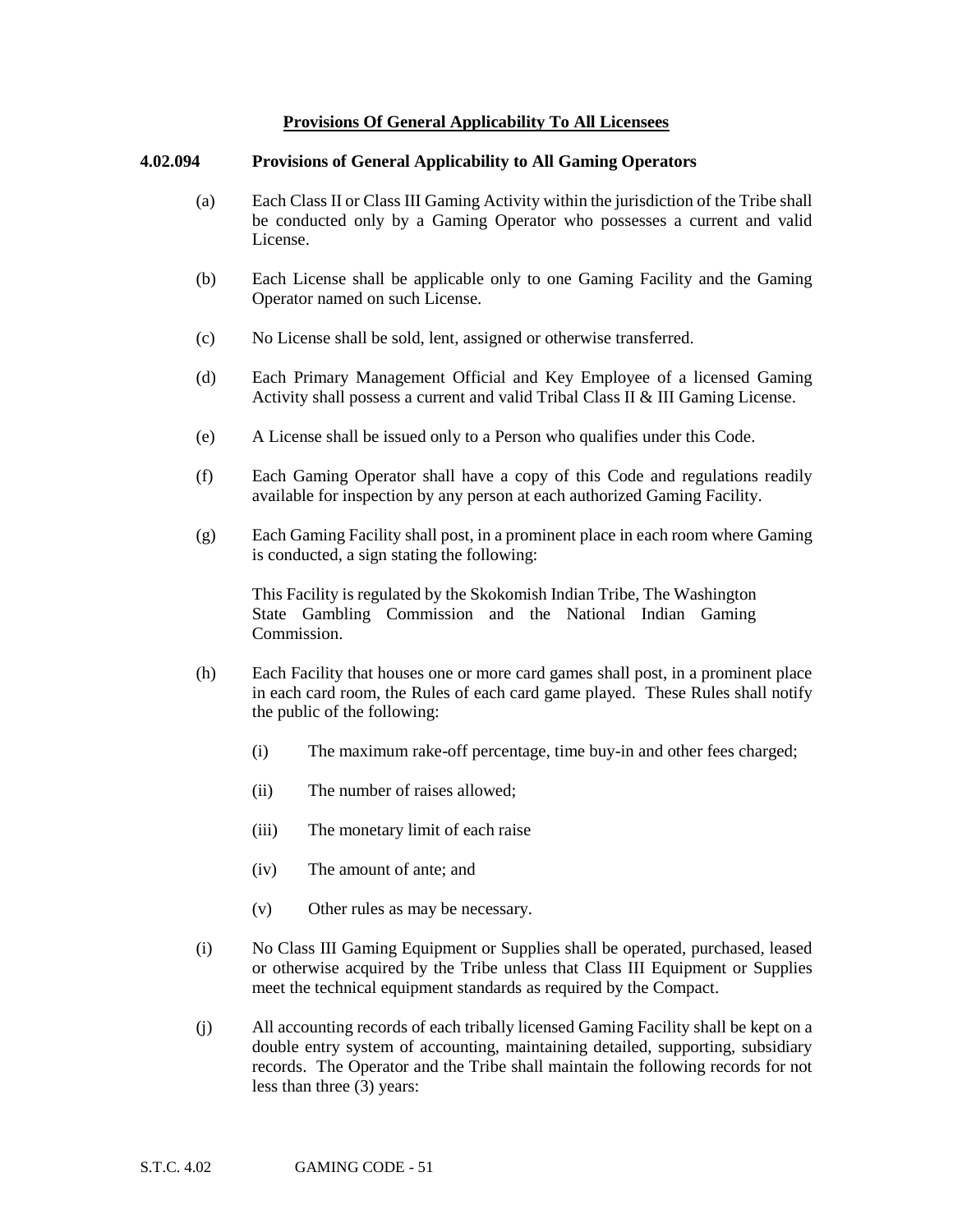## Provisions Of General Applicability To All Licensees

### 4.02.094 Provisions of General Applicability to All Gaming Operators

(a) Each Class II or Class III Gaming Activity within the jurisdiction of the Tribe shall be conducted only by a Gaming Operator who possesses a current and valid License.

(b) Each License shall be applicable only to one Gaming Facility and the Gaming Operator named on such License.

(c) No License shall be sold, lent, assigned or otherwise transferred.

(d) Each Primary Management Official and Key Employee of a licensed Gaming Activity shall possess a current and valid Tribal Class II & III Gaming License.

(e) A License shall be issued only to a Person who qualifies under this Code.

(f) Each Gaming Operator shall have a copy of this Code and regulations readily available for inspection by any person at each authorized Gaming Facility.

(g) Each Gaming Facility shall post, in a prominent place in each room where Gaming is conducted, a sign stating the following:

This Facility is regulated by the Skokomish Indian Tribe, The Washington State Gambling Commission and the National Indian Gaming Commission.

(h) Each Facility that houses one or more card games shall post, in a prominent place in each card room, the Rules of each card game played. These Rules shall notify the public of the following:

- (i) The maximum rake-off percentage, time buy-in and other fees charged;
- (ii) The number of raises allowed;
- (iii) The monetary limit of each raise
- (iv) The amount of ante; and
- (v) Other rules as may be necessary.

(i) No Class III Gaming Equipment or Supplies shall be operated, purchased, leased or otherwise acquired by the Tribe unless that Class III Equipment or Supplies meet the technical equipment standards as required by the Compact.

(j) All accounting records of each tribally licensed Gaming Facility shall be kept on a double entry system of accounting, maintaining detailed, supporting, subsidiary records. The Operator and the Tribe shall maintain the following records for not less than three (3) years: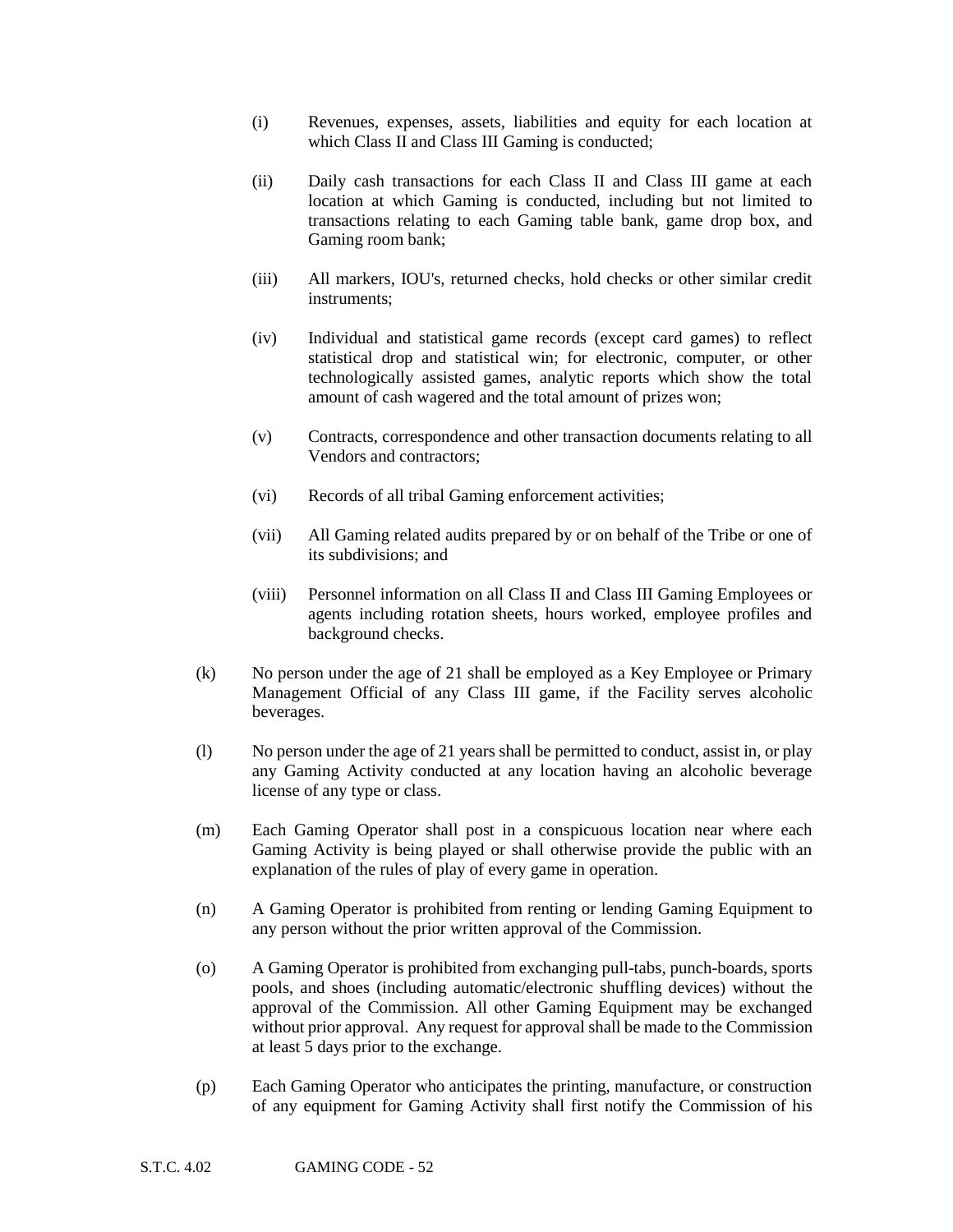(i) Revenues, expenses, assets, liabilities and equity for each location at which Class II and Class III Gaming is conducted;

(ii) Daily cash transactions for each Class II and Class III game at each location at which Gaming is conducted, including but not limited to transactions relating to each Gaming table bank, game drop box, and Gaming room bank;

(iii) All markers, IOU's, returned checks, hold checks or other similar credit instruments;

(iv) Individual and statistical game records (except card games) to reflect statistical drop and statistical win; for electronic, computer, or other technologically assisted games, analytic reports which show the total amount of cash wagered and the total amount of prizes won;

(v) Contracts, correspondence and other transaction documents relating to all Vendors and contractors;

(vi) Records of all tribal Gaming enforcement activities;

(vii) All Gaming related audits prepared by or on behalf of the Tribe or one of its subdivisions; and

(viii) Personnel information on all Class II and Class III Gaming Employees or agents including rotation sheets, hours worked, employee profiles and background checks.

(k) No person under the age of 21 shall be employed as a Key Employee or Primary Management Official of any Class III game, if the Facility serves alcoholic beverages.

(l) No person under the age of 21 years shall be permitted to conduct, assist in, or play any Gaming Activity conducted at any location having an alcoholic beverage license of any type or class.

(m) Each Gaming Operator shall post in a conspicuous location near where each Gaming Activity is being played or shall otherwise provide the public with an explanation of the rules of play of every game in operation.

(n) A Gaming Operator is prohibited from renting or lending Gaming Equipment to any person without the prior written approval of the Commission.

(o) A Gaming Operator is prohibited from exchanging pull-tabs, punch-boards, sports pools, and shoes (including automatic/electronic shuffling devices) without the approval of the Commission. All other Gaming Equipment may be exchanged without prior approval. Any request for approval shall be made to the Commission at least 5 days prior to the exchange.

(p) Each Gaming Operator who anticipates the printing, manufacture, or construction of any equipment for Gaming Activity shall first notify the Commission of his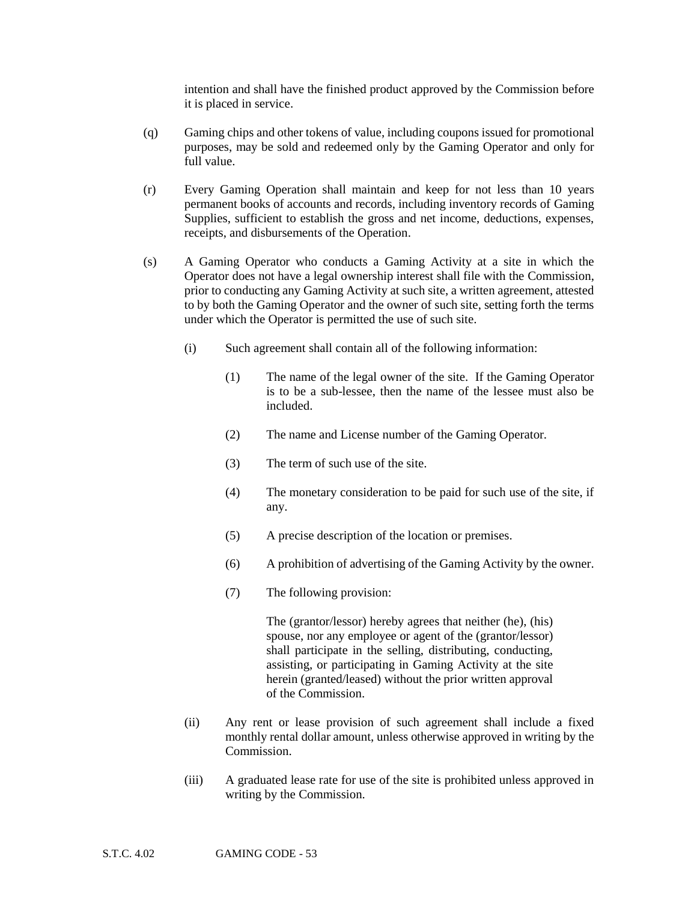intention and shall have the finished product approved by the Commission before it is placed in service.

(q) Gaming chips and other tokens of value, including coupons issued for promotional purposes, may be sold and redeemed only by the Gaming Operator and only for full value.

(r) Every Gaming Operation shall maintain and keep for not less than 10 years permanent books of accounts and records, including inventory records of Gaming Supplies, sufficient to establish the gross and net income, deductions, expenses, receipts, and disbursements of the Operation.

(s) A Gaming Operator who conducts a Gaming Activity at a site in which the Operator does not have a legal ownership interest shall file with the Commission, prior to conducting any Gaming Activity at such site, a written agreement, attested to by both the Gaming Operator and the owner of such site, setting forth the terms under which the Operator is permitted the use of such site.

(i) Such agreement shall contain all of the following information:

(1) The name of the legal owner of the site. If the Gaming Operator is to be a sub-lessee, then the name of the lessee must also be included.

(2) The name and License number of the Gaming Operator.

(3) The term of such use of the site.

(4) The monetary consideration to be paid for such use of the site, if any.

(5) A precise description of the location or premises.

(6) A prohibition of advertising of the Gaming Activity by the owner.

(7) The following provision:

> The (grantor/lessor) hereby agrees that neither (he), (his) spouse, nor any employee or agent of the (grantor/lessor) shall participate in the selling, distributing, conducting, assisting, or participating in Gaming Activity at the site herein (granted/leased) without the prior written approval of the Commission.

(ii) Any rent or lease provision of such agreement shall include a fixed monthly rental dollar amount, unless otherwise approved in writing by the Commission.

(iii) A graduated lease rate for use of the site is prohibited unless approved in writing by the Commission.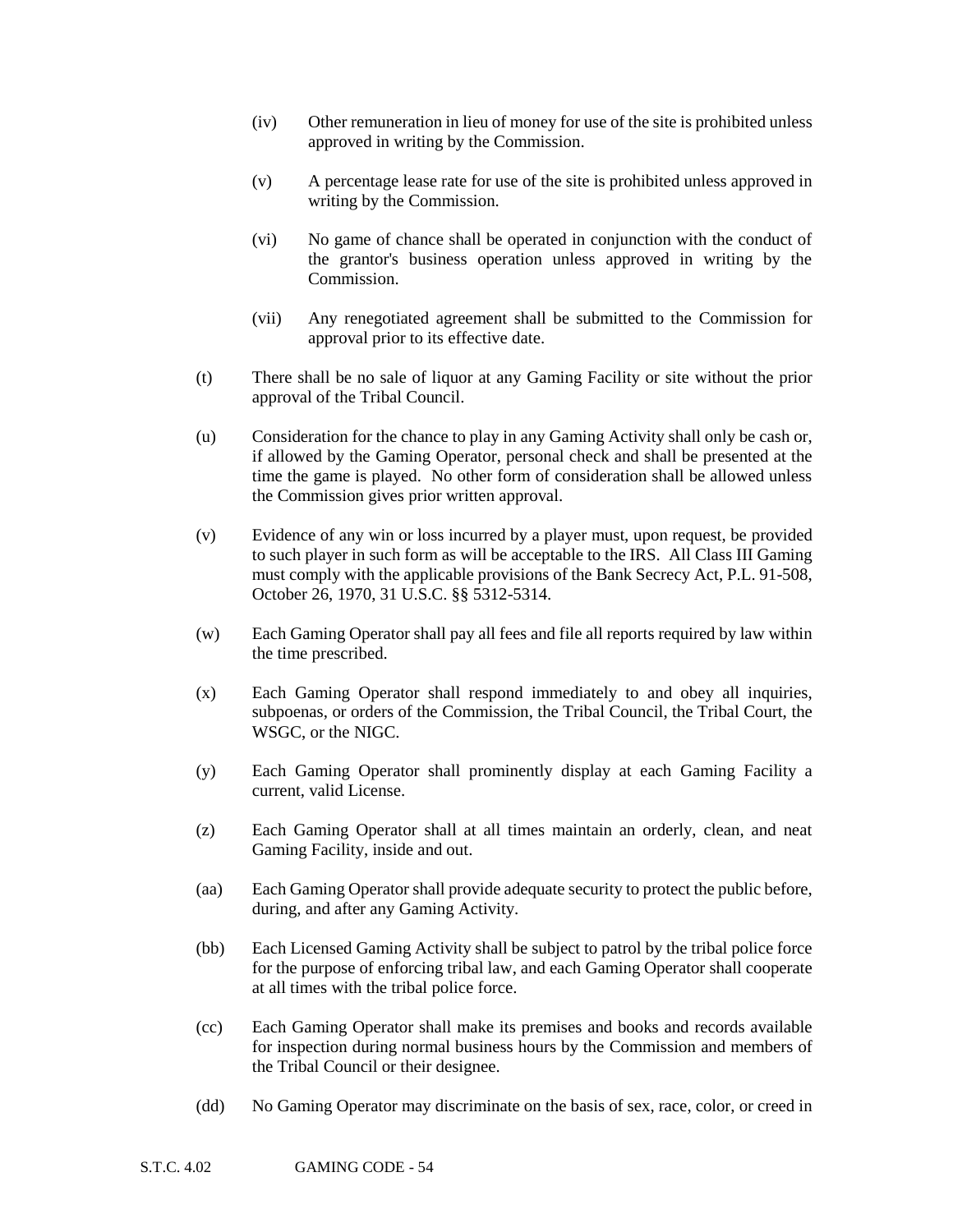(iv) Other remuneration in lieu of money for use of the site is prohibited unless approved in writing by the Commission.

(v) A percentage lease rate for use of the site is prohibited unless approved in writing by the Commission.

(vi) No game of chance shall be operated in conjunction with the conduct of the grantor's business operation unless approved in writing by the Commission.

(vii) Any renegotiated agreement shall be submitted to the Commission for approval prior to its effective date.

(t) There shall be no sale of liquor at any Gaming Facility or site without the prior approval of the Tribal Council.

(u) Consideration for the chance to play in any Gaming Activity shall only be cash or, if allowed by the Gaming Operator, personal check and shall be presented at the time the game is played. No other form of consideration shall be allowed unless the Commission gives prior written approval.

(v) Evidence of any win or loss incurred by a player must, upon request, be provided to such player in such form as will be acceptable to the IRS. All Class III Gaming must comply with the applicable provisions of the Bank Secrecy Act, P.L. 91-508, October 26, 1970, 31 U.S.C. §§ 5312-5314.

(w) Each Gaming Operator shall pay all fees and file all reports required by law within the time prescribed.

(x) Each Gaming Operator shall respond immediately to and obey all inquiries, subpoenas, or orders of the Commission, the Tribal Council, the Tribal Court, the WSGC, or the NIGC.

(y) Each Gaming Operator shall prominently display at each Gaming Facility a current, valid License.

(z) Each Gaming Operator shall at all times maintain an orderly, clean, and neat Gaming Facility, inside and out.

(aa) Each Gaming Operator shall provide adequate security to protect the public before, during, and after any Gaming Activity.

(bb) Each Licensed Gaming Activity shall be subject to patrol by the tribal police force for the purpose of enforcing tribal law, and each Gaming Operator shall cooperate at all times with the tribal police force.

(cc) Each Gaming Operator shall make its premises and books and records available for inspection during normal business hours by the Commission and members of the Tribal Council or their designee.

(dd) No Gaming Operator may discriminate on the basis of sex, race, color, or creed in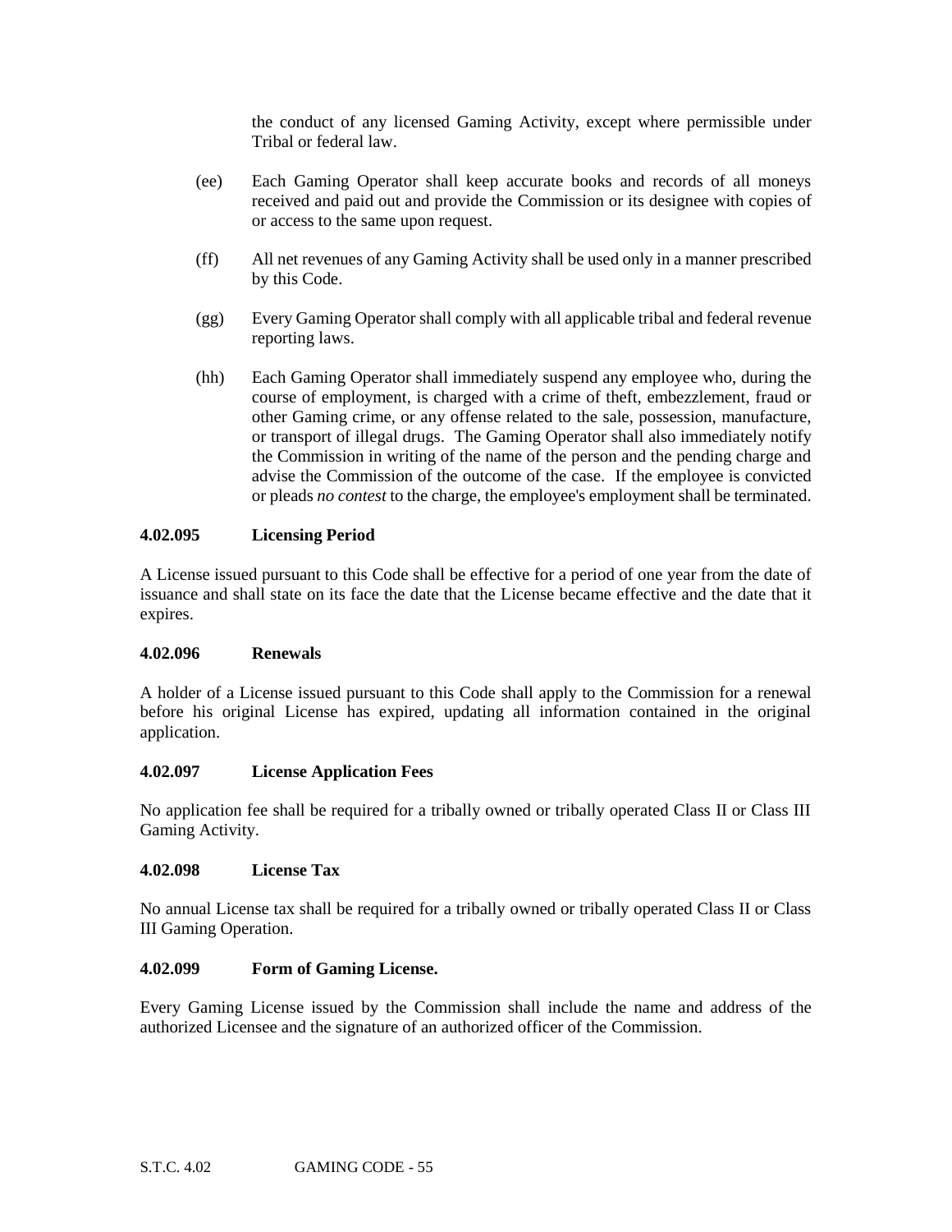the conduct of any licensed Gaming Activity, except where permissible under Tribal or federal law.

(ee) Each Gaming Operator shall keep accurate books and records of all moneys received and paid out and provide the Commission or its designee with copies of or access to the same upon request.

(ff) All net revenues of any Gaming Activity shall be used only in a manner prescribed by this Code.

(gg) Every Gaming Operator shall comply with all applicable tribal and federal revenue reporting laws.

(hh) Each Gaming Operator shall immediately suspend any employee who, during the course of employment, is charged with a crime of theft, embezzlement, fraud or other Gaming crime, or any offense related to the sale, possession, manufacture, or transport of illegal drugs. The Gaming Operator shall also immediately notify the Commission in writing of the name of the person and the pending charge and advise the Commission of the outcome of the case. If the employee is convicted or pleads *no contest* to the charge, the employee's employment shall be terminated.

**4.02.095 Licensing Period**

A License issued pursuant to this Code shall be effective for a period of one year from the date of issuance and shall state on its face the date that the License became effective and the date that it expires.

**4.02.096 Renewals**

A holder of a License issued pursuant to this Code shall apply to the Commission for a renewal before his original License has expired, updating all information contained in the original application.

**4.02.097 License Application Fees**

No application fee shall be required for a tribally owned or tribally operated Class II or Class III Gaming Activity.

**4.02.098 License Tax**

No annual License tax shall be required for a tribally owned or tribally operated Class II or Class III Gaming Operation.

**4.02.099 Form of Gaming License.**

Every Gaming License issued by the Commission shall include the name and address of the authorized Licensee and the signature of an authorized officer of the Commission.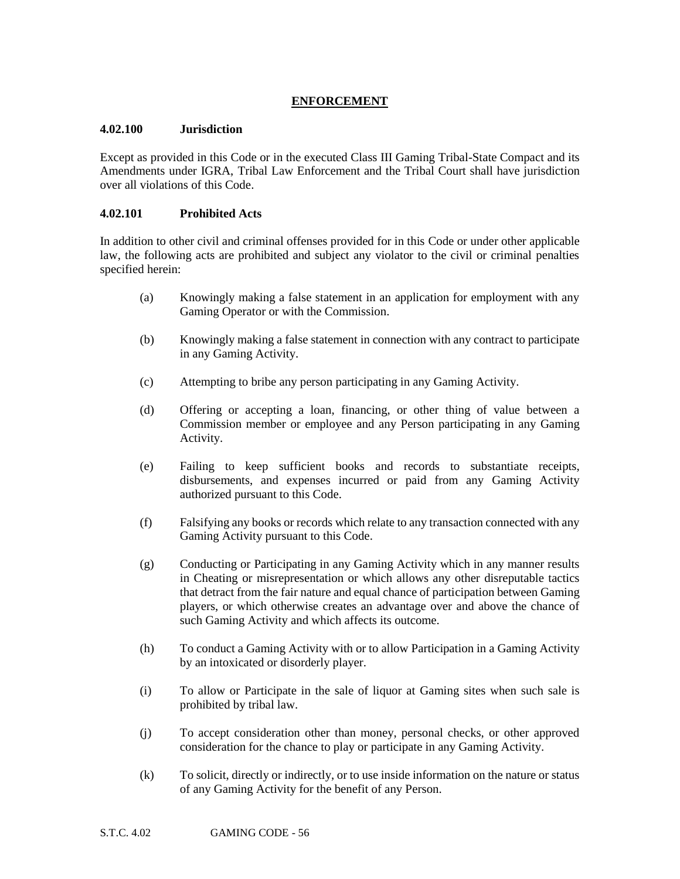## ENFORCEMENT

### 4.02.100 Jurisdiction

Except as provided in this Code or in the executed Class III Gaming Tribal-State Compact and its Amendments under IGRA, Tribal Law Enforcement and the Tribal Court shall have jurisdiction over all violations of this Code.

### 4.02.101 Prohibited Acts

In addition to other civil and criminal offenses provided for in this Code or under other applicable law, the following acts are prohibited and subject any violator to the civil or criminal penalties specified herein:

(a) Knowingly making a false statement in an application for employment with any Gaming Operator or with the Commission.

(b) Knowingly making a false statement in connection with any contract to participate in any Gaming Activity.

(c) Attempting to bribe any person participating in any Gaming Activity.

(d) Offering or accepting a loan, financing, or other thing of value between a Commission member or employee and any Person participating in any Gaming Activity.

(e) Failing to keep sufficient books and records to substantiate receipts, disbursements, and expenses incurred or paid from any Gaming Activity authorized pursuant to this Code.

(f) Falsifying any books or records which relate to any transaction connected with any Gaming Activity pursuant to this Code.

(g) Conducting or Participating in any Gaming Activity which in any manner results in Cheating or misrepresentation or which allows any other disreputable tactics that detract from the fair nature and equal chance of participation between Gaming players, or which otherwise creates an advantage over and above the chance of such Gaming Activity and which affects its outcome.

(h) To conduct a Gaming Activity with or to allow Participation in a Gaming Activity by an intoxicated or disorderly player.

(i) To allow or Participate in the sale of liquor at Gaming sites when such sale is prohibited by tribal law.

(j) To accept consideration other than money, personal checks, or other approved consideration for the chance to play or participate in any Gaming Activity.

(k) To solicit, directly or indirectly, or to use inside information on the nature or status of any Gaming Activity for the benefit of any Person.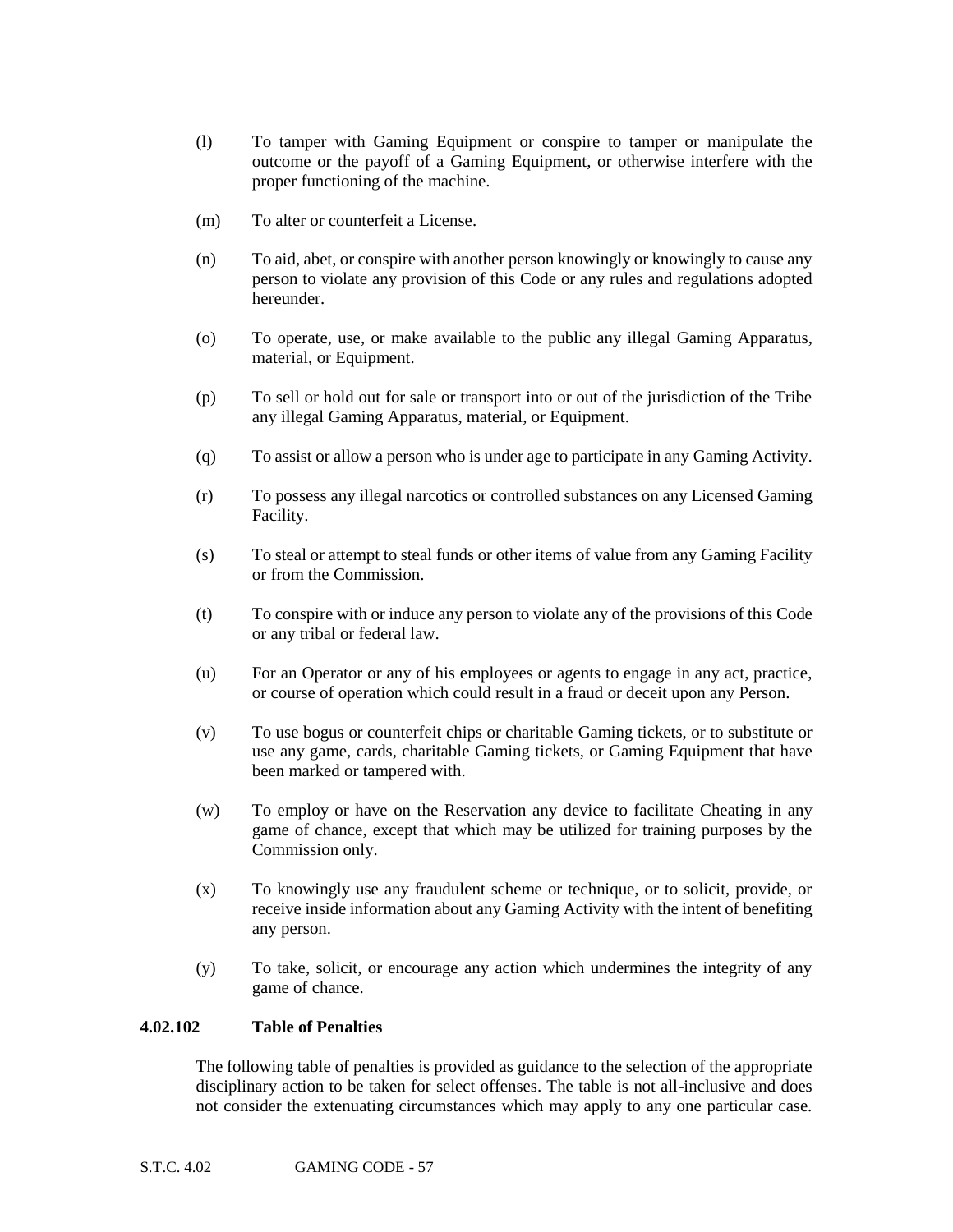(l) To tamper with Gaming Equipment or conspire to tamper or manipulate the outcome or the payoff of a Gaming Equipment, or otherwise interfere with the proper functioning of the machine.

(m) To alter or counterfeit a License.

(n) To aid, abet, or conspire with another person knowingly or knowingly to cause any person to violate any provision of this Code or any rules and regulations adopted hereunder.

(o) To operate, use, or make available to the public any illegal Gaming Apparatus, material, or Equipment.

(p) To sell or hold out for sale or transport into or out of the jurisdiction of the Tribe any illegal Gaming Apparatus, material, or Equipment.

(q) To assist or allow a person who is under age to participate in any Gaming Activity.

(r) To possess any illegal narcotics or controlled substances on any Licensed Gaming Facility.

(s) To steal or attempt to steal funds or other items of value from any Gaming Facility or from the Commission.

(t) To conspire with or induce any person to violate any of the provisions of this Code or any tribal or federal law.

(u) For an Operator or any of his employees or agents to engage in any act, practice, or course of operation which could result in a fraud or deceit upon any Person.

(v) To use bogus or counterfeit chips or charitable Gaming tickets, or to substitute or use any game, cards, charitable Gaming tickets, or Gaming Equipment that have been marked or tampered with.

(w) To employ or have on the Reservation any device to facilitate Cheating in any game of chance, except that which may be utilized for training purposes by the Commission only.

(x) To knowingly use any fraudulent scheme or technique, or to solicit, provide, or receive inside information about any Gaming Activity with the intent of benefiting any person.

(y) To take, solicit, or encourage any action which undermines the integrity of any game of chance.

### 4.02.102 Table of Penalties

The following table of penalties is provided as guidance to the selection of the appropriate disciplinary action to be taken for select offenses. The table is not all-inclusive and does not consider the extenuating circumstances which may apply to any one particular case.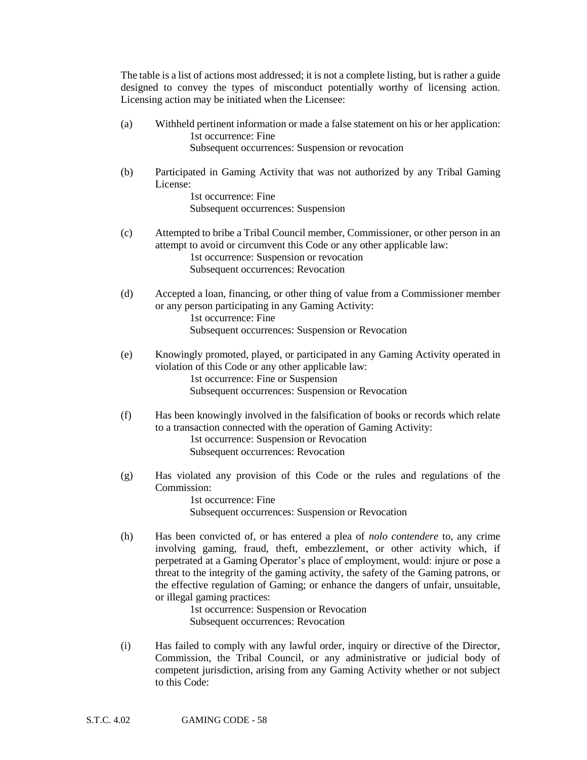The table is a list of actions most addressed; it is not a complete listing, but is rather a guide designed to convey the types of misconduct potentially worthy of licensing action. Licensing action may be initiated when the Licensee:

(a) Withheld pertinent information or made a false statement on his or her application:
  1st occurrence: Fine
  Subsequent occurrences: Suspension or revocation

(b) Participated in Gaming Activity that was not authorized by any Tribal Gaming License:
  1st occurrence: Fine
  Subsequent occurrences: Suspension

(c) Attempted to bribe a Tribal Council member, Commissioner, or other person in an attempt to avoid or circumvent this Code or any other applicable law:
  1st occurrence: Suspension or revocation
  Subsequent occurrences: Revocation

(d) Accepted a loan, financing, or other thing of value from a Commissioner member or any person participating in any Gaming Activity:
  1st occurrence: Fine
  Subsequent occurrences: Suspension or Revocation

(e) Knowingly promoted, played, or participated in any Gaming Activity operated in violation of this Code or any other applicable law:
  1st occurrence: Fine or Suspension
  Subsequent occurrences: Suspension or Revocation

(f) Has been knowingly involved in the falsification of books or records which relate to a transaction connected with the operation of Gaming Activity:
  1st occurrence: Suspension or Revocation
  Subsequent occurrences: Revocation

(g) Has violated any provision of this Code or the rules and regulations of the Commission:
  1st occurrence: Fine
  Subsequent occurrences: Suspension or Revocation

(h) Has been convicted of, or has entered a plea of *nolo contendere* to, any crime involving gaming, fraud, theft, embezzlement, or other activity which, if perpetrated at a Gaming Operator's place of employment, would: injure or pose a threat to the integrity of the gaming activity, the safety of the Gaming patrons, or the effective regulation of Gaming; or enhance the dangers of unfair, unsuitable, or illegal gaming practices:
  1st occurrence: Suspension or Revocation
  Subsequent occurrences: Revocation

(i) Has failed to comply with any lawful order, inquiry or directive of the Director, Commission, the Tribal Council, or any administrative or judicial body of competent jurisdiction, arising from any Gaming Activity whether or not subject to this Code: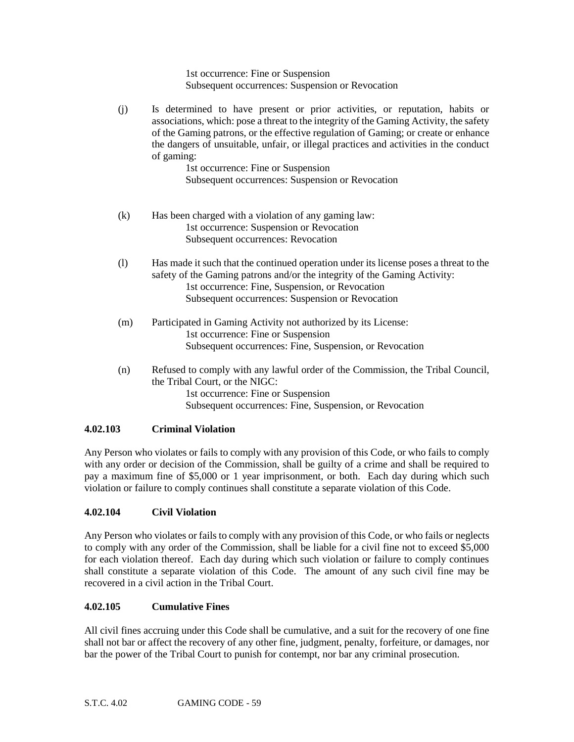1st occurrence: Fine or Suspension
Subsequent occurrences: Suspension or Revocation

(j) Is determined to have present or prior activities, or reputation, habits or associations, which: pose a threat to the integrity of the Gaming Activity, the safety of the Gaming patrons, or the effective regulation of Gaming; or create or enhance the dangers of unsuitable, unfair, or illegal practices and activities in the conduct of gaming:
1st occurrence: Fine or Suspension
Subsequent occurrences: Suspension or Revocation

(k) Has been charged with a violation of any gaming law:
1st occurrence: Suspension or Revocation
Subsequent occurrences: Revocation

(l) Has made it such that the continued operation under its license poses a threat to the safety of the Gaming patrons and/or the integrity of the Gaming Activity:
1st occurrence: Fine, Suspension, or Revocation
Subsequent occurrences: Suspension or Revocation

(m) Participated in Gaming Activity not authorized by its License:
1st occurrence: Fine or Suspension
Subsequent occurrences: Fine, Suspension, or Revocation

(n) Refused to comply with any lawful order of the Commission, the Tribal Council, the Tribal Court, or the NIGC:
1st occurrence: Fine or Suspension
Subsequent occurrences: Fine, Suspension, or Revocation

### 4.02.103 Criminal Violation

Any Person who violates or fails to comply with any provision of this Code, or who fails to comply with any order or decision of the Commission, shall be guilty of a crime and shall be required to pay a maximum fine of $5,000 or 1 year imprisonment, or both. Each day during which such violation or failure to comply continues shall constitute a separate violation of this Code.

### 4.02.104 Civil Violation

Any Person who violates or fails to comply with any provision of this Code, or who fails or neglects to comply with any order of the Commission, shall be liable for a civil fine not to exceed $5,000 for each violation thereof. Each day during which such violation or failure to comply continues shall constitute a separate violation of this Code. The amount of any such civil fine may be recovered in a civil action in the Tribal Court.

### 4.02.105 Cumulative Fines

All civil fines accruing under this Code shall be cumulative, and a suit for the recovery of one fine shall not bar or affect the recovery of any other fine, judgment, penalty, forfeiture, or damages, nor bar the power of the Tribal Court to punish for contempt, nor bar any criminal prosecution.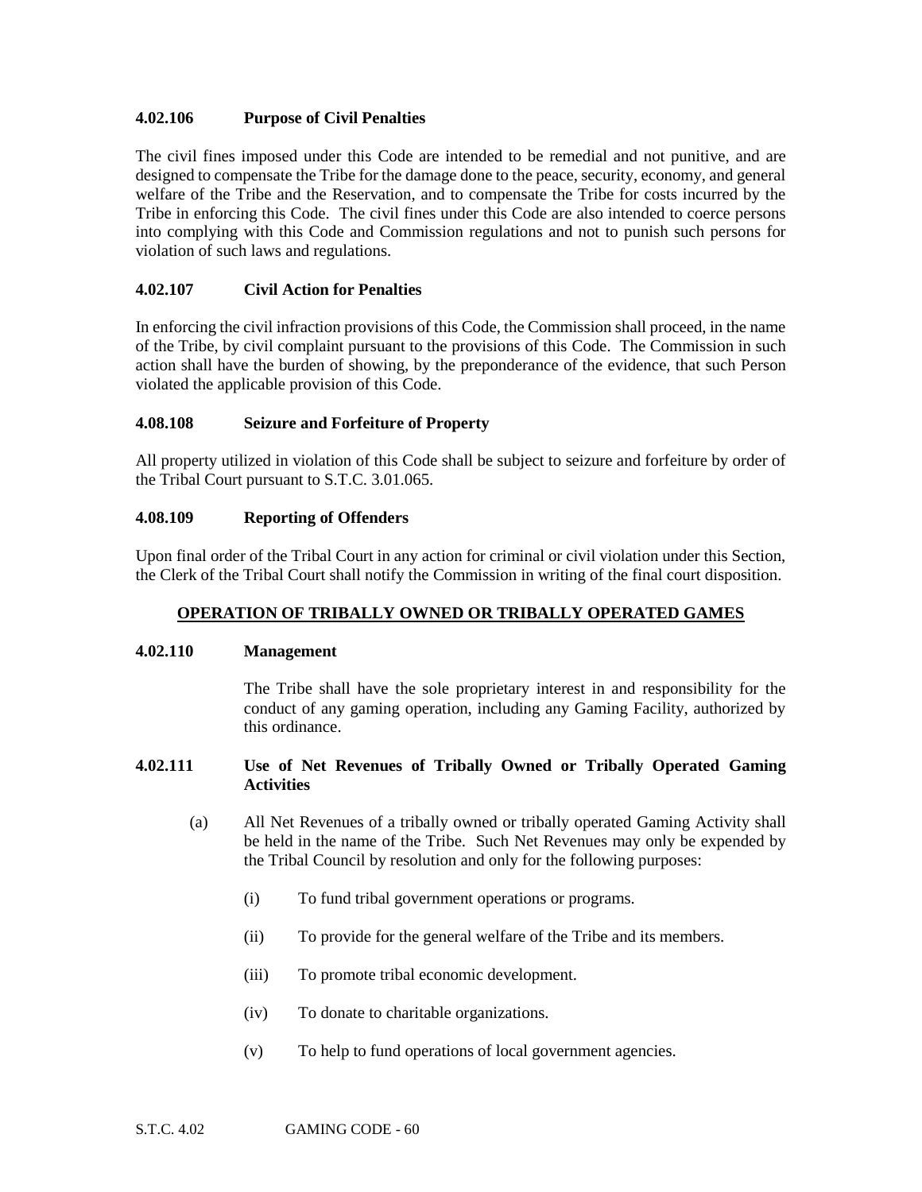### 4.02.106 Purpose of Civil Penalties

The civil fines imposed under this Code are intended to be remedial and not punitive, and are designed to compensate the Tribe for the damage done to the peace, security, economy, and general welfare of the Tribe and the Reservation, and to compensate the Tribe for costs incurred by the Tribe in enforcing this Code. The civil fines under this Code are also intended to coerce persons into complying with this Code and Commission regulations and not to punish such persons for violation of such laws and regulations.

### 4.02.107 Civil Action for Penalties

In enforcing the civil infraction provisions of this Code, the Commission shall proceed, in the name of the Tribe, by civil complaint pursuant to the provisions of this Code. The Commission in such action shall have the burden of showing, by the preponderance of the evidence, that such Person violated the applicable provision of this Code.

### 4.08.108 Seizure and Forfeiture of Property

All property utilized in violation of this Code shall be subject to seizure and forfeiture by order of the Tribal Court pursuant to S.T.C. 3.01.065.

### 4.08.109 Reporting of Offenders

Upon final order of the Tribal Court in any action for criminal or civil violation under this Section, the Clerk of the Tribal Court shall notify the Commission in writing of the final court disposition.

## OPERATION OF TRIBALLY OWNED OR TRIBALLY OPERATED GAMES

### 4.02.110 Management

The Tribe shall have the sole proprietary interest in and responsibility for the conduct of any gaming operation, including any Gaming Facility, authorized by this ordinance.

### 4.02.111 Use of Net Revenues of Tribally Owned or Tribally Operated Gaming Activities

(a) All Net Revenues of a tribally owned or tribally operated Gaming Activity shall be held in the name of the Tribe. Such Net Revenues may only be expended by the Tribal Council by resolution and only for the following purposes:

(i) To fund tribal government operations or programs.

(ii) To provide for the general welfare of the Tribe and its members.

(iii) To promote tribal economic development.

(iv) To donate to charitable organizations.

(v) To help to fund operations of local government agencies.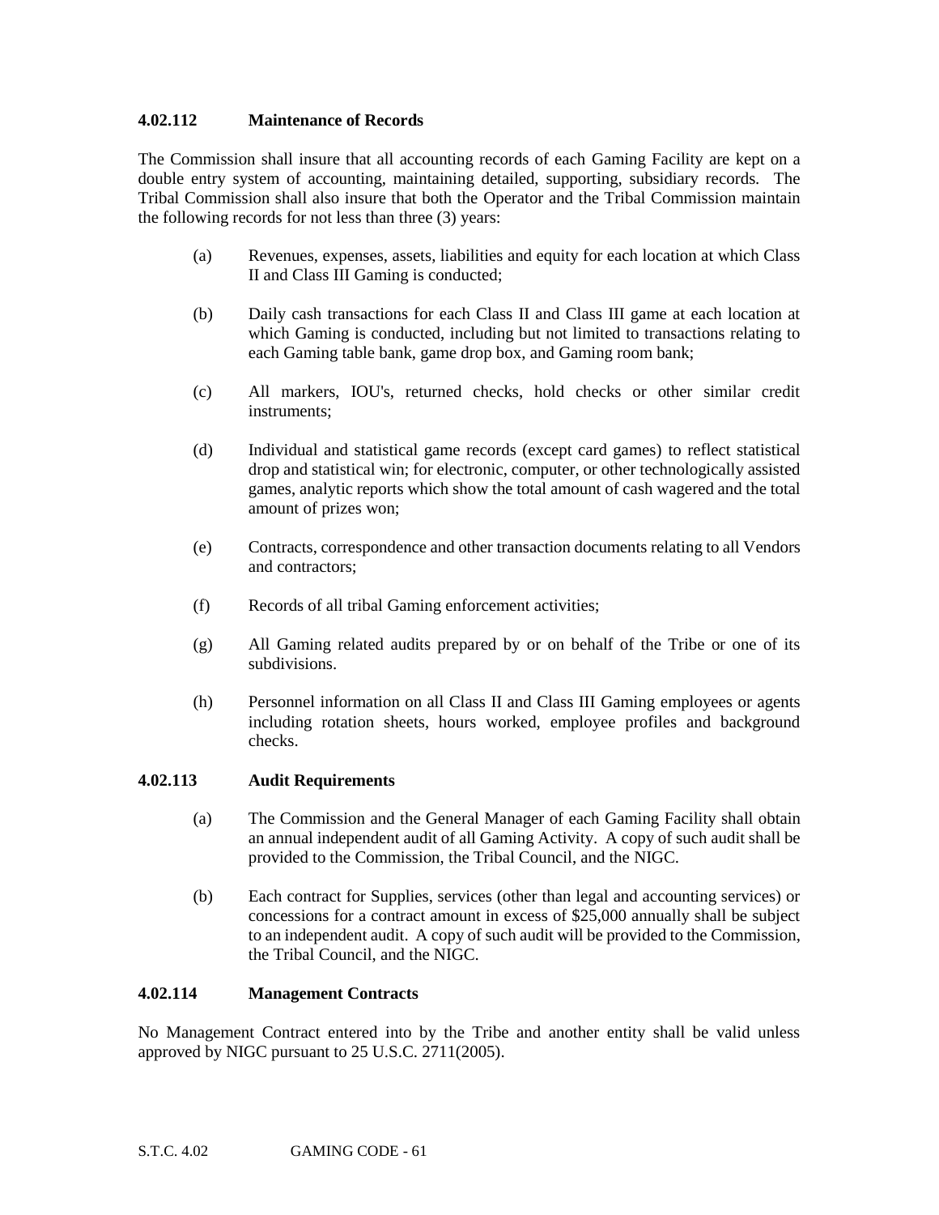### 4.02.112 Maintenance of Records

The Commission shall insure that all accounting records of each Gaming Facility are kept on a double entry system of accounting, maintaining detailed, supporting, subsidiary records. The Tribal Commission shall also insure that both the Operator and the Tribal Commission maintain the following records for not less than three (3) years:

(a) Revenues, expenses, assets, liabilities and equity for each location at which Class II and Class III Gaming is conducted;

(b) Daily cash transactions for each Class II and Class III game at each location at which Gaming is conducted, including but not limited to transactions relating to each Gaming table bank, game drop box, and Gaming room bank;

(c) All markers, IOU's, returned checks, hold checks or other similar credit instruments;

(d) Individual and statistical game records (except card games) to reflect statistical drop and statistical win; for electronic, computer, or other technologically assisted games, analytic reports which show the total amount of cash wagered and the total amount of prizes won;

(e) Contracts, correspondence and other transaction documents relating to all Vendors and contractors;

(f) Records of all tribal Gaming enforcement activities;

(g) All Gaming related audits prepared by or on behalf of the Tribe or one of its subdivisions.

(h) Personnel information on all Class II and Class III Gaming employees or agents including rotation sheets, hours worked, employee profiles and background checks.

### 4.02.113 Audit Requirements

(a) The Commission and the General Manager of each Gaming Facility shall obtain an annual independent audit of all Gaming Activity. A copy of such audit shall be provided to the Commission, the Tribal Council, and the NIGC.

(b) Each contract for Supplies, services (other than legal and accounting services) or concessions for a contract amount in excess of $25,000 annually shall be subject to an independent audit. A copy of such audit will be provided to the Commission, the Tribal Council, and the NIGC.

### 4.02.114 Management Contracts

No Management Contract entered into by the Tribe and another entity shall be valid unless approved by NIGC pursuant to 25 U.S.C. 2711(2005).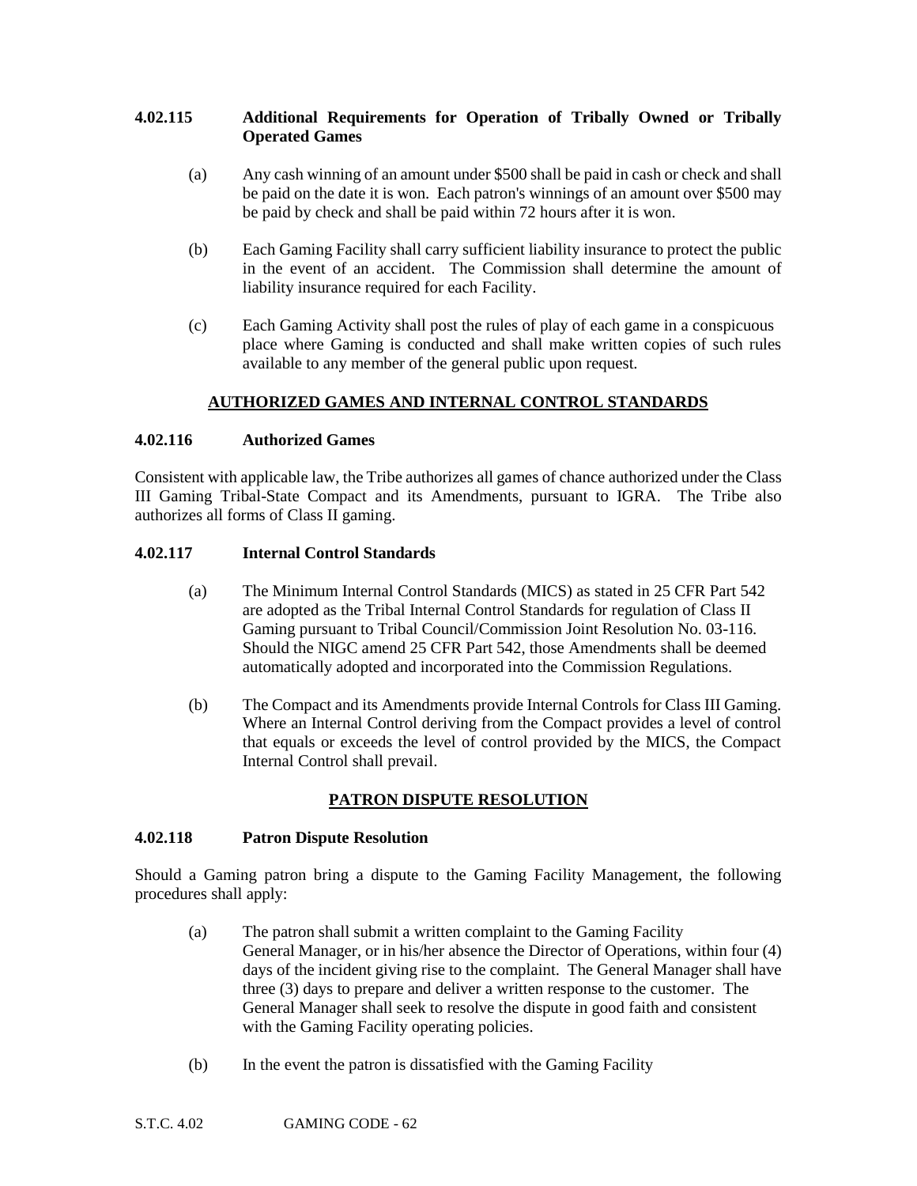### 4.02.115 Additional Requirements for Operation of Tribally Owned or Tribally Operated Games

(a) Any cash winning of an amount under $500 shall be paid in cash or check and shall be paid on the date it is won. Each patron's winnings of an amount over $500 may be paid by check and shall be paid within 72 hours after it is won.

(b) Each Gaming Facility shall carry sufficient liability insurance to protect the public in the event of an accident. The Commission shall determine the amount of liability insurance required for each Facility.

(c) Each Gaming Activity shall post the rules of play of each game in a conspicuous place where Gaming is conducted and shall make written copies of such rules available to any member of the general public upon request.

## AUTHORIZED GAMES AND INTERNAL CONTROL STANDARDS

### 4.02.116 Authorized Games

Consistent with applicable law, the Tribe authorizes all games of chance authorized under the Class III Gaming Tribal-State Compact and its Amendments, pursuant to IGRA. The Tribe also authorizes all forms of Class II gaming.

### 4.02.117 Internal Control Standards

(a) The Minimum Internal Control Standards (MICS) as stated in 25 CFR Part 542 are adopted as the Tribal Internal Control Standards for regulation of Class II Gaming pursuant to Tribal Council/Commission Joint Resolution No. 03-116. Should the NIGC amend 25 CFR Part 542, those Amendments shall be deemed automatically adopted and incorporated into the Commission Regulations.

(b) The Compact and its Amendments provide Internal Controls for Class III Gaming. Where an Internal Control deriving from the Compact provides a level of control that equals or exceeds the level of control provided by the MICS, the Compact Internal Control shall prevail.

## PATRON DISPUTE RESOLUTION

### 4.02.118 Patron Dispute Resolution

Should a Gaming patron bring a dispute to the Gaming Facility Management, the following procedures shall apply:

(a) The patron shall submit a written complaint to the Gaming Facility General Manager, or in his/her absence the Director of Operations, within four (4) days of the incident giving rise to the complaint. The General Manager shall have three (3) days to prepare and deliver a written response to the customer. The General Manager shall seek to resolve the dispute in good faith and consistent with the Gaming Facility operating policies.

(b) In the event the patron is dissatisfied with the Gaming Facility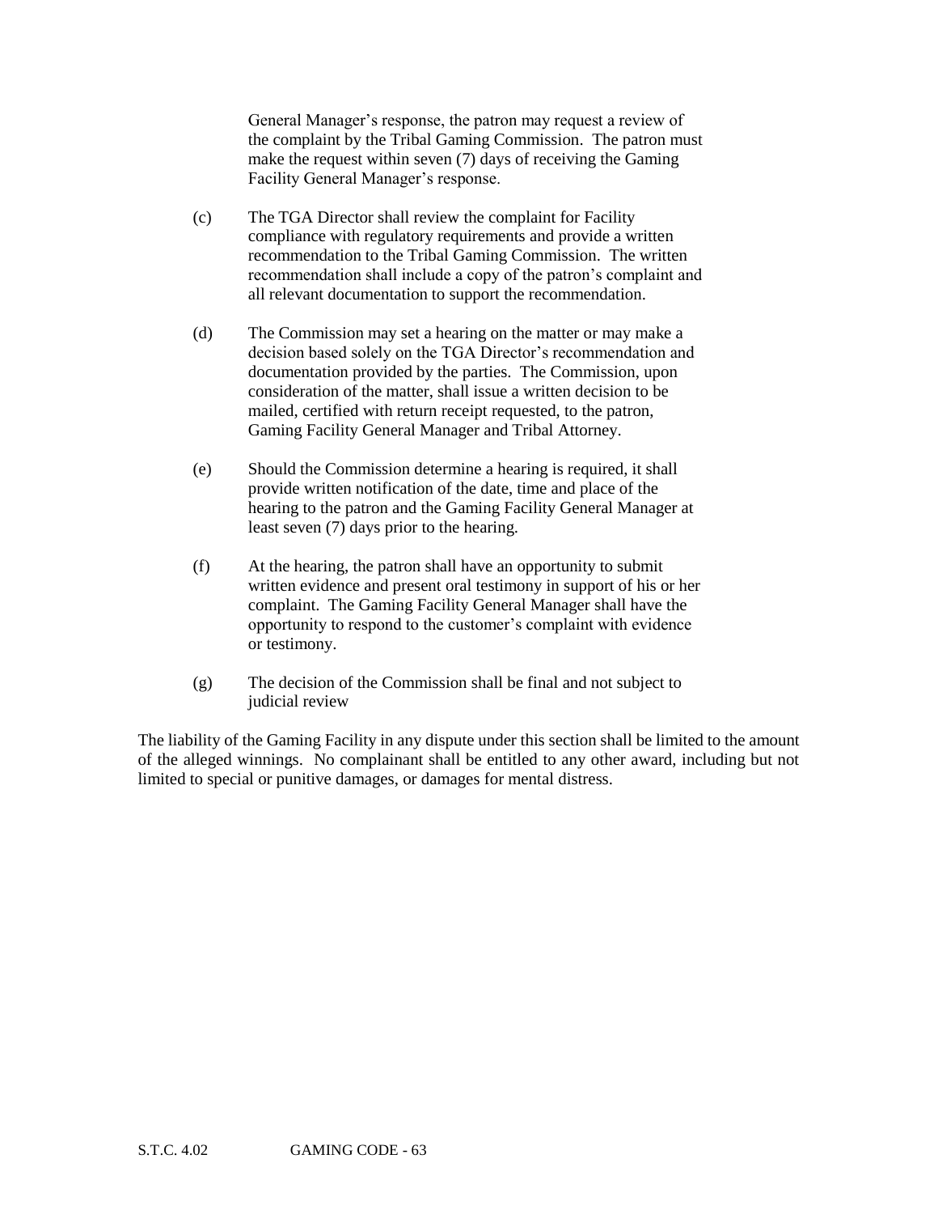General Manager's response, the patron may request a review of the complaint by the Tribal Gaming Commission. The patron must make the request within seven (7) days of receiving the Gaming Facility General Manager's response.

(c) The TGA Director shall review the complaint for Facility compliance with regulatory requirements and provide a written recommendation to the Tribal Gaming Commission. The written recommendation shall include a copy of the patron's complaint and all relevant documentation to support the recommendation.

(d) The Commission may set a hearing on the matter or may make a decision based solely on the TGA Director's recommendation and documentation provided by the parties. The Commission, upon consideration of the matter, shall issue a written decision to be mailed, certified with return receipt requested, to the patron, Gaming Facility General Manager and Tribal Attorney.

(e) Should the Commission determine a hearing is required, it shall provide written notification of the date, time and place of the hearing to the patron and the Gaming Facility General Manager at least seven (7) days prior to the hearing.

(f) At the hearing, the patron shall have an opportunity to submit written evidence and present oral testimony in support of his or her complaint. The Gaming Facility General Manager shall have the opportunity to respond to the customer's complaint with evidence or testimony.

(g) The decision of the Commission shall be final and not subject to judicial review

The liability of the Gaming Facility in any dispute under this section shall be limited to the amount of the alleged winnings. No complainant shall be entitled to any other award, including but not limited to special or punitive damages, or damages for mental distress.